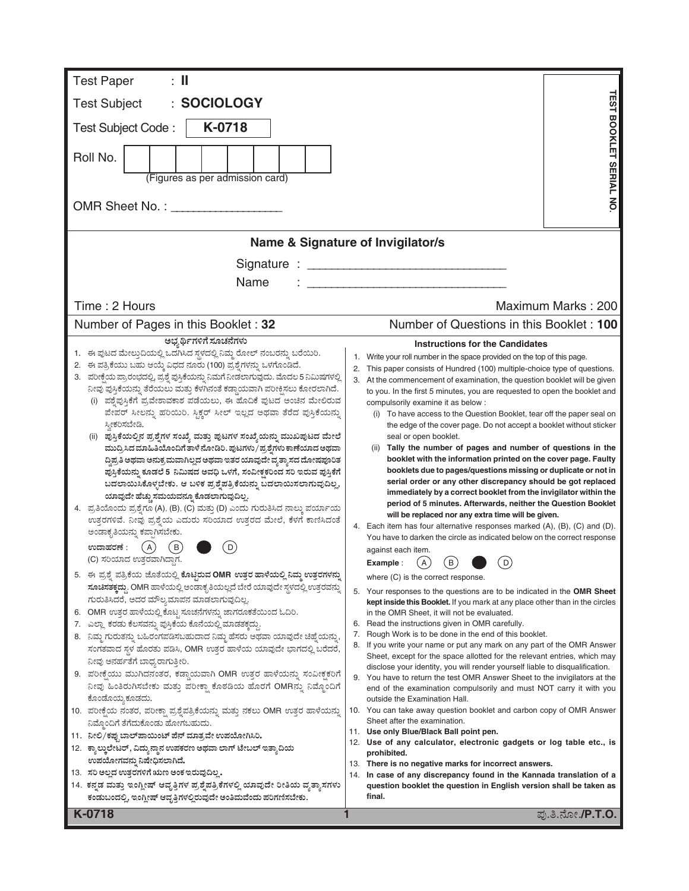Test Paper : **II**

Test Subject : **SOCIOLOGY**

Test Subject Code : **K-0718**

Roll No. | | | | | | | | |

(Figures as per admission card)

OMR Sheet No. : ________________

TEST BOOKLET SERIAL NO.

## Name & Signature of Invigilator/s

Signature : ______________________________

Name : ______________________________

Time : 2 Hours | Maximum Marks : 200

Number of Pages in this Booklet : 32 | Number of Questions in this Booklet : **100**

### ಅಭ್ಯರ್ಥಿಗಳಿಗೆ ಸೂಚನೆಗಳು

1. ಈ ಪುಟದ ಮೇಲ್ತುದಿಯಲ್ಲಿ ಒದಗಿಸಿದ ಸ್ಥಳದಲ್ಲಿ ನಿಮ್ಮ ರೋಲ್ ನಂಬರನ್ನು ಬರೆಯಿರಿ.
2. ಈ ಪತ್ರಿಕೆಯು ಬಹು ಆಯ್ಕೆ ವಿಧದ ನೂರು (100) ಪ್ರಶ್ನೆಗಳನ್ನು ಒಳಗೊಂಡಿದೆ.
3. ಪರೀಕ್ಷೆಯ ಪ್ರಾರಂಭದಲ್ಲಿ, ಪ್ರಶ್ನೆ ಪುಸ್ತಿಕೆಯನ್ನು ನಿಮಗೆ ನೀಡಲಾಗುವುದು. ಮೊದಲ 5 ನಿಮಿಷಗಳಲ್ಲಿ ನೀವು ಪುಸ್ತಿಕೆಯನ್ನು ತೆರೆಯಲು ಮತ್ತು ಕೆಳಗಿನಂತೆ ಕಡ್ಡಾಯವಾಗಿ ಪರೀಕ್ಷಿಸಲು ಕೋರಲಾಗಿದೆ.
   - (i) ಪ್ರಶ್ನೆಪುಸ್ತಿಕೆಗೆ ಪ್ರವೇಶಾವಕಾಶ ಪಡೆಯಲು, ಈ ಹೊದಿಕೆ ಪುಟದ ಅಂಚಿನ ಮೇಲಿರುವ ಪೇಪರ್ ಸೀಲನ್ನು ಹರಿಯಿರಿ. ಸ್ಟಿಕ್ಕರ್ ಸೀಲ್ ಇಲ್ಲದ ಅಥವಾ ತೆರೆದ ಪುಸ್ತಿಕೆಯನ್ನು ಸ್ವೀಕರಿಸಬೇಡಿ.
   - (ii) **ಪುಸ್ತಿಕೆಯಲ್ಲಿನ ಪ್ರಶ್ನೆಗಳ ಸಂಖ್ಯೆ ಮತ್ತು ಪುಟಗಳ ಸಂಖ್ಯೆಯನ್ನು ಮುಖಪುಟದ ಮೇಲೆ ಮುದ್ರಿಸಿದ ಮಾಹಿತಿಯೊಂದಿಗೆ ತಾಳೆ ನೋಡಿರಿ. ಪುಟಗಳು/ಪ್ರಶ್ನೆಗಳು ಕಾಣೆಯಾದ ಅಥವಾ ದ್ವಿಪ್ರತಿ ಅಥವಾ ಅನುಕ್ರಮವಾಗಿಲ್ಲದ ಅಥವಾ ಇತರ ಯಾವುದೇ ವ್ಯತ್ಯಾಸದ ದೋಷಪೂರಿತ ಪುಸ್ತಿಕೆಯನ್ನು ಕೂಡಲೆ 5 ನಿಮಿಷದ ಅವಧಿ ಒಳಗೆ, ಸಂವೀಕ್ಷಕರಿಂದ ಸರಿ ಇರುವ ಪುಸ್ತಿಕೆಗೆ ಬದಲಾಯಿಸಿಕೊಳ್ಳಬೇಕು. ಆ ಬಳಿಕ ಪ್ರಶ್ನೆಪತ್ರಿಕೆಯನ್ನು ಬದಲಾಯಿಸಲಾಗುವುದಿಲ್ಲ, ಯಾವುದೇ ಹೆಚ್ಚು ಸಮಯವನ್ನೂ ಕೊಡಲಾಗುವುದಿಲ್ಲ.**
4. ಪ್ರತಿಯೊಂದು ಪ್ರಶ್ನೆಗೂ (A), (B), (C) ಮತ್ತು (D) ಎಂದು ಗುರುತಿಸಿದ ನಾಲ್ಕು ಪರ್ಯಾಯ ಉತ್ತರಗಳಿವೆ. ನೀವು ಪ್ರಶ್ನೆಯ ಎದುರು ಸರಿಯಾದ ಉತ್ತರದ ಮೇಲೆ, ಕೆಳಗೆ ಕಾಣಿಸಿದಂತೆ ಅಂಡಾಕೃತಿಯನ್ನು ಕಪ್ಪಾಗಿಸಬೇಕು.

   **ಉದಾಹರಣೆ :** (A) (B) ● (D)

   (C) ಸರಿಯಾದ ಉತ್ತರವಾಗಿದ್ದಾಗ.
5. ಈ ಪ್ರಶ್ನೆ ಪತ್ರಿಕೆಯ ಜೊತೆಯಲ್ಲಿ **ಕೊಟ್ಟಿರುವ OMR ಉತ್ತರ ಹಾಳೆಯಲ್ಲಿ ನಿಮ್ಮ ಉತ್ತರಗಳನ್ನು ಸೂಚಿಸತಕ್ಕದ್ದು.** OMR ಹಾಳೆಯಲ್ಲಿ ಅಂಡಾಕೃತಿಯಲ್ಲದೆ ಬೇರೆ ಯಾವುದೇ ಸ್ಥಳದಲ್ಲಿ ಉತ್ತರವನ್ನು ಗುರುತಿಸಿದರೆ, ಅದರ ಮೌಲ್ಯಮಾಪನ ಮಾಡಲಾಗುವುದಿಲ್ಲ.
6. OMR ಉತ್ತರ ಹಾಳೆಯಲ್ಲಿ ಕೊಟ್ಟ ಸೂಚನೆಗಳನ್ನು ಜಾಗರೂಕತೆಯಿಂದ ಓದಿರಿ.
7. ಎಲ್ಲಾ ಕರಡು ಕೆಲಸವನ್ನು ಪುಸ್ತಿಕೆಯ ಕೊನೆಯಲ್ಲಿ ಮಾಡತಕ್ಕದ್ದು.
8. ನಿಮ್ಮ ಗುರುತನ್ನು ಬಹಿರಂಗಪಡಿಸಬಹುದಾದ ನಿಮ್ಮ ಹೆಸರು ಅಥವಾ ಯಾವುದೇ ಚಿಹ್ನೆಯನ್ನು, ಸಂಗತವಾದ ಸ್ಥಳ ಹೊರತು ಪಡಿಸಿ, OMR ಉತ್ತರ ಹಾಳೆಯ ಯಾವುದೇ ಭಾಗದಲ್ಲಿ ಬರೆದರೆ, ನೀವು ಅನರ್ಹತೆಗೆ ಬಾಧ್ಯರಾಗುತ್ತೀರಿ.
9. ಪರೀಕ್ಷೆಯು ಮುಗಿದನಂತರ, ಕಡ್ಡಾಯವಾಗಿ OMR ಉತ್ತರ ಹಾಳೆಯನ್ನು ಸಂವೀಕ್ಷಕರಿಗೆ ನೀವು ಹಿಂತಿರುಗಿಸಬೇಕು ಮತ್ತು ಪರೀಕ್ಷಾ ಕೊಠಡಿಯ ಹೊರಗೆ OMRನ್ನು ನಿಮ್ಮೊಂದಿಗೆ ಕೊಂಡೊಯ್ಯಕೂಡದು.
10. ಪರೀಕ್ಷೆಯ ನಂತರ, ಪರೀಕ್ಷಾ ಪ್ರಶ್ನೆಪತ್ರಿಕೆಯನ್ನು ಮತ್ತು ನಕಲು OMR ಉತ್ತರ ಹಾಳೆಯನ್ನು ನಿಮ್ಮೊಂದಿಗೆ ತೆಗೆದುಕೊಂಡು ಹೋಗಬಹುದು.
11. **ನೀಲಿ/ಕಪ್ಪು ಬಾಲ್‌ಪಾಯಿಂಟ್ ಪೆನ್ ಮಾತ್ರವೇ ಉಪಯೋಗಿಸಿರಿ.**
12. **ಕ್ಯಾಲ್ಕುಲೇಟರ್, ವಿದ್ಯುನ್ಮಾನ ಉಪಕರಣ ಅಥವಾ ಲಾಗ್ ಟೇಬಲ್ ಇತ್ಯಾದಿಯ ಉಪಯೋಗವನ್ನು ನಿಷೇಧಿಸಲಾಗಿದೆ.**
13. **ಸರಿ ಅಲ್ಲದ ಉತ್ತರಗಳಿಗೆ ಋಣ ಅಂಕ ಇರುವುದಿಲ್ಲ.**
14. **ಕನ್ನಡ ಮತ್ತು ಇಂಗ್ಲೀಷ್ ಆವೃತ್ತಿಗಳ ಪ್ರಶ್ನೆಪತ್ರಿಕೆಗಳಲ್ಲಿ ಯಾವುದೇ ರೀತಿಯ ವ್ಯತ್ಯಾಸಗಳು ಕಂಡುಬಂದಲ್ಲಿ, ಇಂಗ್ಲೀಷ್ ಆವೃತ್ತಿಗಳಲ್ಲಿರುವುದೇ ಅಂತಿಮವೆಂದು ಪರಿಗಣಿಸಬೇಕು.**

### Instructions for the Candidates

1. Write your roll number in the space provided on the top of this page.
2. This paper consists of Hundred (100) multiple-choice type of questions.
3. At the commencement of examination, the question booklet will be given to you. In the first 5 minutes, you are requested to open the booklet and compulsorily examine it as below :
   - (i) To have access to the Question Booklet, tear off the paper seal on the edge of the cover page. Do not accept a booklet without sticker seal or open booklet.
   - (ii) **Tally the number of pages and number of questions in the booklet with the information printed on the cover page. Faulty booklets due to pages/questions missing or duplicate or not in serial order or any other discrepancy should be got replaced immediately by a correct booklet from the invigilator within the period of 5 minutes. Afterwards, neither the Question Booklet will be replaced nor any extra time will be given.**
4. Each item has four alternative responses marked (A), (B), (C) and (D). You have to darken the circle as indicated below on the correct response against each item.

   **Example** : (A) (B) ● (D)

   where (C) is the correct response.
5. Your responses to the questions are to be indicated in the **OMR Sheet kept inside this Booklet.** If you mark at any place other than in the circles in the OMR Sheet, it will not be evaluated.
6. Read the instructions given in OMR carefully.
7. Rough Work is to be done in the end of this booklet.
8. If you write your name or put any mark on any part of the OMR Answer Sheet, except for the space allotted for the relevant entries, which may disclose your identity, you will render yourself liable to disqualification.
9. You have to return the test OMR Answer Sheet to the invigilators at the end of the examination compulsorily and must NOT carry it with you outside the Examination Hall.
10. You can take away question booklet and carbon copy of OMR Answer Sheet after the examination.
11. **Use only Blue/Black Ball point pen.**
12. **Use of any calculator, electronic gadgets or log table etc., is prohibited.**
13. **There is no negative marks for incorrect answers.**
14. **In case of any discrepancy found in the Kannada translation of a question booklet the question in English version shall be taken as final.**

K-0718 ಪು.ತಿ.ನೋ./P.T.O.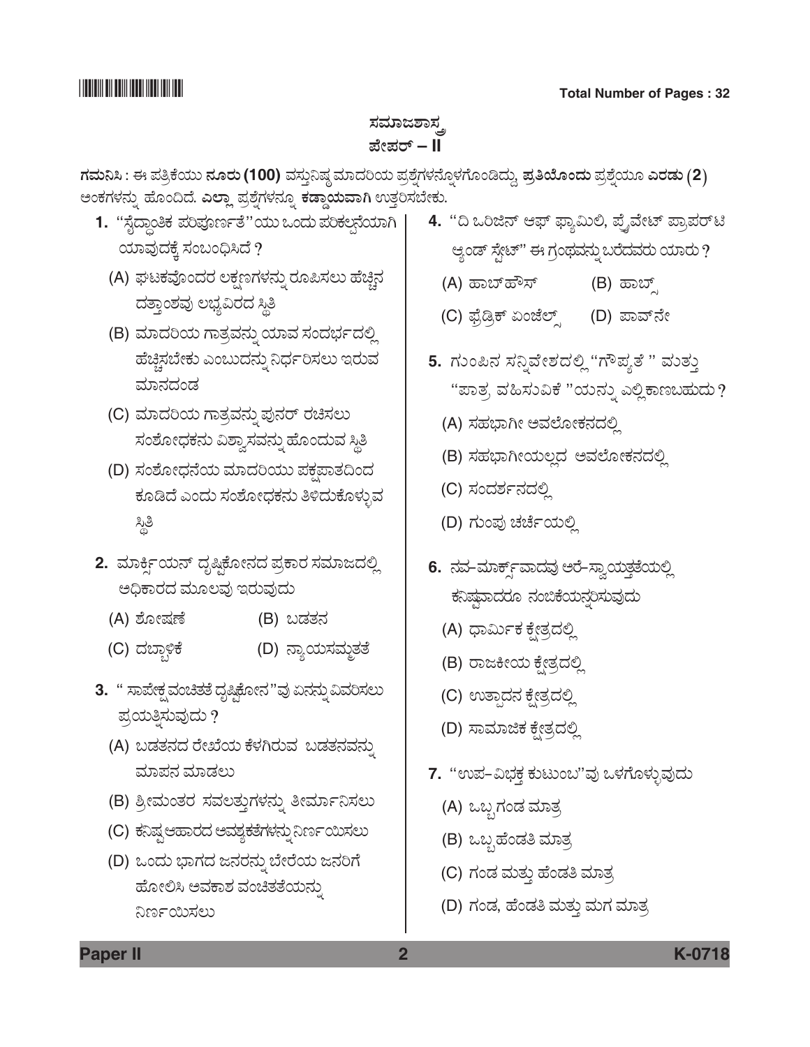# ಸಮಾಜಶಾಸ್ತ್ರ
## ಪೇಪರ್ – II

**ಗಮನಿಸಿ :** ಈ ಪತ್ರಿಕೆಯು **ನೂರು (100)** ವಸ್ತುನಿಷ್ಠ ಮಾದರಿಯ ಪ್ರಶ್ನೆಗಳನ್ನೊಳಗೊಂಡಿದ್ದು, **ಪ್ರತಿಯೊಂದು** ಪ್ರಶ್ನೆಯೂ **ಎರಡು (2)** ಅಂಕಗಳನ್ನು ಹೊಂದಿದೆ. **ಎಲ್ಲಾ** ಪ್ರಶ್ನೆಗಳನ್ನೂ **ಕಡ್ಡಾಯವಾಗಿ** ಉತ್ತರಿಸಬೇಕು.

1. "ಸೈದ್ಧಾಂತಿಕ ಪರಿಪೂರ್ಣತೆ"ಯು ಒಂದು ಪರಿಕಲ್ಪನೆಯಾಗಿ ಯಾವುದಕ್ಕೆ ಸಂಬಂಧಿಸಿದೆ ?
   (A) ಘಟಕವೊಂದರ ಲಕ್ಷಣಗಳನ್ನು ರೂಪಿಸಲು ಹೆಚ್ಚಿನ ದತ್ತಾಂಶವು ಲಭ್ಯವಿರದ ಸ್ಥಿತಿ
   (B) ಮಾದರಿಯ ಗಾತ್ರವನ್ನು ಯಾವ ಸಂದರ್ಭದಲ್ಲಿ ಹೆಚ್ಚಿಸಬೇಕು ಎಂಬುದನ್ನು ನಿರ್ಧರಿಸಲು ಇರುವ ಮಾನದಂಡ
   (C) ಮಾದರಿಯ ಗಾತ್ರವನ್ನು ಪುನರ್ ರಚಿಸಲು ಸಂಶೋಧಕನು ವಿಶ್ವಾಸವನ್ನು ಹೊಂದುವ ಸ್ಥಿತಿ
   (D) ಸಂಶೋಧನೆಯ ಮಾದರಿಯು ಪಕ್ಷಪಾತದಿಂದ ಕೂಡಿದೆ ಎಂದು ಸಂಶೋಧಕನು ತಿಳಿದುಕೊಳ್ಳುವ ಸ್ಥಿತಿ

2. ಮಾರ್ಕ್ಸಿಯನ್ ದೃಷ್ಟಿಕೋನದ ಪ್ರಕಾರ ಸಮಾಜದಲ್ಲಿ ಅಧಿಕಾರದ ಮೂಲವು ಇರುವುದು
   (A) ಶೋಷಣೆ
   (B) ಬಡತನ
   (C) ದಬ್ಬಾಳಿಕೆ
   (D) ನ್ಯಾಯಸಮ್ಮತತೆ

3. " ಸಾಪೇಕ್ಷ ವಂಚಿತತೆ ದೃಷ್ಟಿಕೋನ"ವು ಏನನ್ನು ವಿವರಿಸಲು ಪ್ರಯತ್ನಿಸುವುದು ?
   (A) ಬಡತನದ ರೇಖೆಯ ಕೆಳಗಿರುವ ಬಡತನವನ್ನು ಮಾಪನ ಮಾಡಲು
   (B) ಶ್ರೀಮಂತರ ಸವಲತ್ತುಗಳನ್ನು ತೀರ್ಮಾನಿಸಲು
   (C) ಕನಿಷ್ಠ ಆಹಾರದ ಅವಶ್ಯಕತೆಗಳನ್ನು ನಿರ್ಣಯಿಸಲು
   (D) ಒಂದು ಭಾಗದ ಜನರನ್ನು ಬೇರೆಯ ಜನರಿಗೆ ಹೋಲಿಸಿ ಅವಕಾಶ ವಂಚಿತತೆಯನ್ನು ನಿರ್ಣಯಿಸಲು

4. "ದಿ ಒರಿಜಿನ್ ಆಫ್ ಫ್ಯಾಮಿಲಿ, ಪ್ರೈವೇಟ್ ಪ್ರಾಪರ್‌ಟಿ ಆ್ಯಂಡ್ ಸ್ಟೇಟ್" ಈ ಗ್ರಂಥವನ್ನು ಬರೆದವರು ಯಾರು ?
   (A) ಹಾಬ್‌ಹೌಸ್
   (B) ಹಾಬ್ಸ್
   (C) ಫ್ರೆಡ್ರಿಕ್ ಏಂಜೆಲ್ಸ್
   (D) ಪಾವ್‌ನೇ

5. ಗುಂಪಿನ ಸನ್ನಿವೇಶದಲ್ಲಿ "ಗೌಪ್ಯತೆ " ಮತ್ತು "ಪಾತ್ರ ವಹಿಸುವಿಕೆ "ಯನ್ನು ಎಲ್ಲಿ ಕಾಣಬಹುದು ?
   (A) ಸಹಭಾಗೀ ಅವಲೋಕನದಲ್ಲಿ
   (B) ಸಹಭಾಗೀಯಲ್ಲದ ಅವಲೋಕನದಲ್ಲಿ
   (C) ಸಂದರ್ಶನದಲ್ಲಿ
   (D) ಗುಂಪು ಚರ್ಚೆಯಲ್ಲಿ

6. ನವ–ಮಾರ್ಕ್ಸ್‌ವಾದವು ಅರೆ–ಸ್ವಾಯತ್ತತೆಯಲ್ಲಿ ಕನಿಷ್ಠವಾದರೂ ನಂಬಿಕೆಯನ್ನಿರಿಸುವುದು
   (A) ಧಾರ್ಮಿಕ ಕ್ಷೇತ್ರದಲ್ಲಿ
   (B) ರಾಜಕೀಯ ಕ್ಷೇತ್ರದಲ್ಲಿ
   (C) ಉತ್ಪಾದನ ಕ್ಷೇತ್ರದಲ್ಲಿ
   (D) ಸಾಮಾಜಿಕ ಕ್ಷೇತ್ರದಲ್ಲಿ

7. "ಉಪ–ವಿಭಕ್ತ ಕುಟುಂಬ"ವು ಒಳಗೊಳ್ಳುವುದು
   (A) ಒಬ್ಬ ಗಂಡ ಮಾತ್ರ
   (B) ಒಬ್ಬ ಹೆಂಡತಿ ಮಾತ್ರ
   (C) ಗಂಡ ಮತ್ತು ಹೆಂಡತಿ ಮಾತ್ರ
   (D) ಗಂಡ, ಹೆಂಡತಿ ಮತ್ತು ಮಗ ಮಾತ್ರ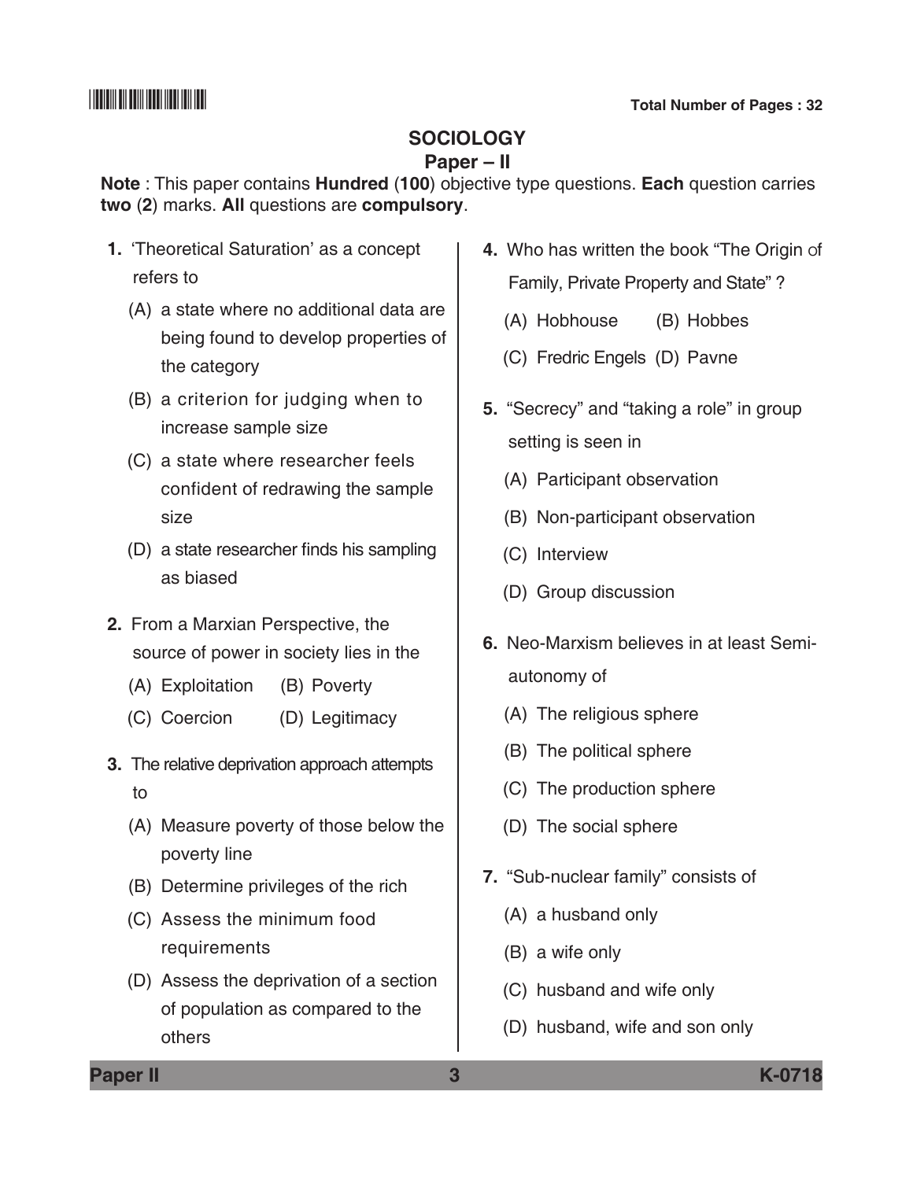# SOCIOLOGY

## Paper – II

**Note** : This paper contains **Hundred** (**100**) objective type questions. **Each** question carries **two** (**2**) marks. **All** questions are **compulsory**.

**1.** 'Theoretical Saturation' as a concept refers to

(A) a state where no additional data are being found to develop properties of the category

(B) a criterion for judging when to increase sample size

(C) a state where researcher feels confident of redrawing the sample size

(D) a state researcher finds his sampling as biased

**2.** From a Marxian Perspective, the source of power in society lies in the

(A) Exploitation (B) Poverty

(C) Coercion (D) Legitimacy

**3.** The relative deprivation approach attempts to

(A) Measure poverty of those below the poverty line

(B) Determine privileges of the rich

(C) Assess the minimum food requirements

(D) Assess the deprivation of a section of population as compared to the others

**4.** Who has written the book "The Origin of Family, Private Property and State" ?

(A) Hobhouse (B) Hobbes

(C) Fredric Engels (D) Pavne

**5.** "Secrecy" and "taking a role" in group setting is seen in

(A) Participant observation

(B) Non-participant observation

(C) Interview

(D) Group discussion

**6.** Neo-Marxism believes in at least Semi-autonomy of

(A) The religious sphere

(B) The political sphere

(C) The production sphere

(D) The social sphere

**7.** "Sub-nuclear family" consists of

(A) a husband only

(B) a wife only

(C) husband and wife only

(D) husband, wife and son only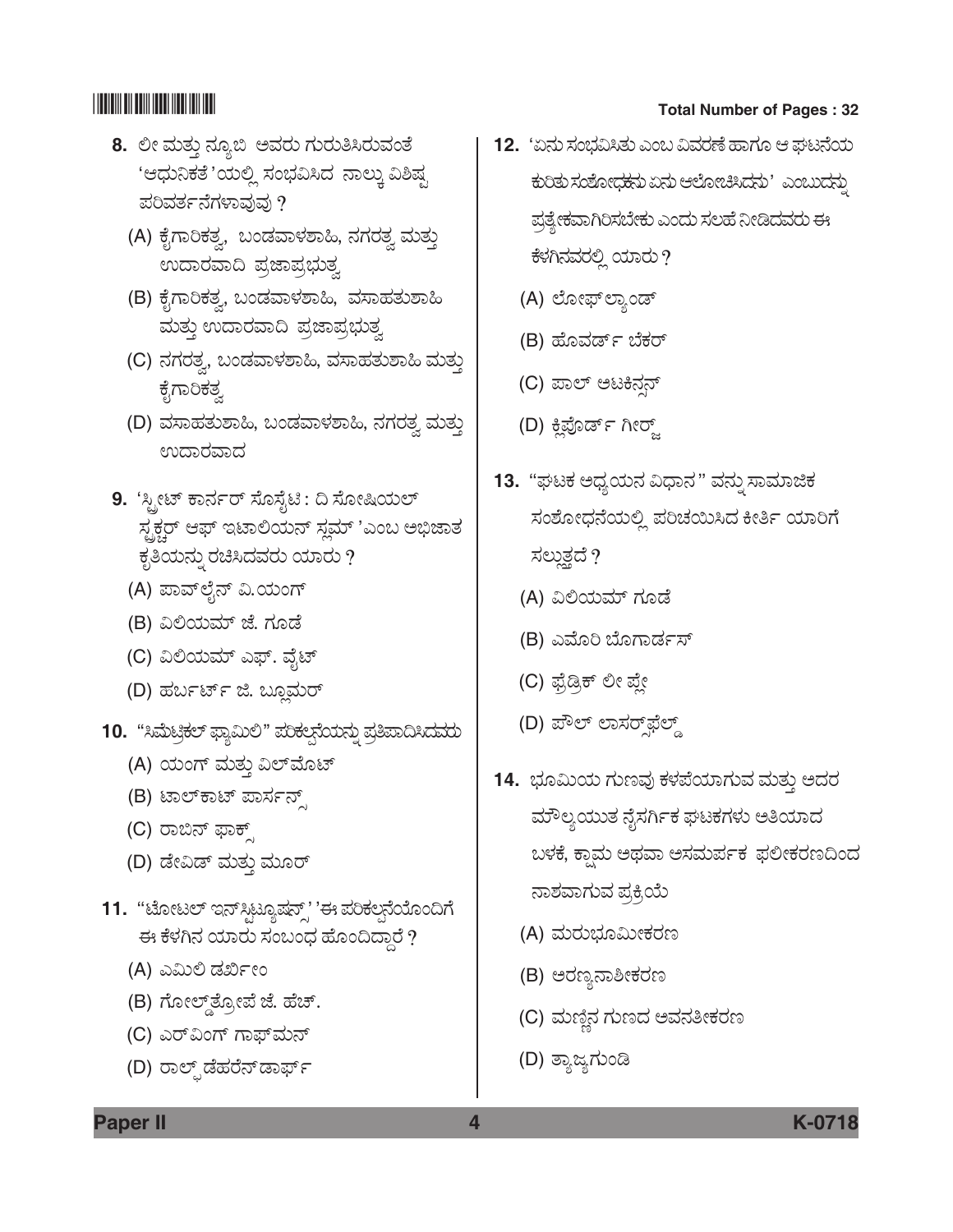8. ಲೀ ಮತ್ತು ನ್ಯೂಬಿ ಅವರು ಗುರುತಿಸಿರುವಂತೆ 'ಆಧುನಿಕತೆ'ಯಲ್ಲಿ ಸಂಭವಿಸಿದ ನಾಲ್ಕು ವಿಶಿಷ್ಟ ಪರಿವರ್ತನೆಗಳಾವುವು ?
   (A) ಕೈಗಾರಿಕತ್ವ, ಬಂಡವಾಳಶಾಹಿ, ನಗರತ್ವ ಮತ್ತು ಉದಾರವಾದಿ ಪ್ರಜಾಪ್ರಭುತ್ವ
   (B) ಕೈಗಾರಿಕತ್ವ, ಬಂಡವಾಳಶಾಹಿ, ವಸಾಹತುಶಾಹಿ ಮತ್ತು ಉದಾರವಾದಿ ಪ್ರಜಾಪ್ರಭುತ್ವ
   (C) ನಗರತ್ವ, ಬಂಡವಾಳಶಾಹಿ, ವಸಾಹತುಶಾಹಿ ಮತ್ತು ಕೈಗಾರಿಕತ್ವ
   (D) ವಸಾಹತುಶಾಹಿ, ಬಂಡವಾಳಶಾಹಿ, ನಗರತ್ವ ಮತ್ತು ಉದಾರವಾದ

9. 'ಸ್ಟ್ರೀಟ್ ಕಾರ್ನರ್ ಸೊಸೈಟಿ : ದಿ ಸೋಷಿಯಲ್ ಸ್ಟ್ರಕ್ಚರ್ ಆಫ್ ಇಟಾಲಿಯನ್ ಸ್ಲಮ್ 'ಎಂಬ ಅಭಿಜಾತ ಕೃತಿಯನ್ನು ರಚಿಸಿದವರು ಯಾರು ?
   (A) ಪಾವ್‌ಲೈನ್ ವಿ.ಯಂಗ್
   (B) ವಿಲಿಯಮ್ ಜೆ. ಗೂಡೆ
   (C) ವಿಲಿಯಮ್ ಎಫ್. ವೈಟ್
   (D) ಹರ್ಬರ್ಟ್ ಜಿ. ಬ್ಲೂಮರ್

10. "ಸಿಮೆಟ್ರಿಕಲ್ ಫ್ಯಾಮಿಲಿ" ಪರಿಕಲ್ಪನೆಯನ್ನು ಪ್ರತಿಪಾದಿಸಿದವರು
   (A) ಯಂಗ್ ಮತ್ತು ವಿಲ್‌ಮೊಟ್
   (B) ಟಾಲ್‌ಕಾಟ್ ಪಾರ್ಸನ್ಸ್
   (C) ರಾಬಿನ್ ಫಾಕ್ಸ್
   (D) ಡೇವಿಡ್ ಮತ್ತು ಮೂರ್

11. "ಟೋಟಲ್ ಇನ್‌ಸ್ಟಿಟ್ಯೂಷನ್ಸ್ "ಈ ಪರಿಕಲ್ಪನೆಯೊಂದಿಗೆ ಈ ಕೆಳಗಿನ ಯಾರು ಸಂಬಂಧ ಹೊಂದಿದ್ದಾರೆ ?
   (A) ಎಮಿಲಿ ಡರ್ಖೀಂ
   (B) ಗೋಲ್ಡ್‌ತ್ರೋಪೆ ಜೆ. ಹೆಚ್.
   (C) ಎರ್‌ವಿಂಗ್ ಗಾಫ್‌ಮನ್
   (D) ರಾಲ್ಫ್ ಡೆಹರೆನ್‌ಡಾರ್ಫ್

12. 'ಏನು ಸಂಭವಿಸಿತು ಎಂಬ ವಿವರಣೆ ಹಾಗೂ ಆ ಘಟನೆಯ ಕುರಿತು ಸಂಶೋಧಕನು ಏನು ಆಲೋಚಿಸಿದನು' ಎಂಬುದನ್ನು ಪ್ರತ್ಯೇಕವಾಗಿರಿಸಬೇಕು ಎಂದು ಸಲಹೆ ನೀಡಿದವರು ಈ ಕೆಳಗಿನವರಲ್ಲಿ ಯಾರು ?
   (A) ಲೋಫ್‌ಲ್ಯಾಂಡ್
   (B) ಹೊವರ್ಡ್ ಬೆಕರ್
   (C) ಪಾಲ್ ಅಟಕಿನ್ಸನ್
   (D) ಕ್ಲಿಫೊರ್ಡ್ ಗೀರ್ಜ್

13. "ಘಟಕ ಅಧ್ಯಯನ ವಿಧಾನ" ವನ್ನು ಸಾಮಾಜಿಕ ಸಂಶೋಧನೆಯಲ್ಲಿ ಪರಿಚಯಿಸಿದ ಕೀರ್ತಿ ಯಾರಿಗೆ ಸಲ್ಲುತ್ತದೆ ?
   (A) ವಿಲಿಯಮ್ ಗೂಡೆ
   (B) ಎಮೊರಿ ಬೊಗಾರ್ಡಸ್
   (C) ಫ್ರೆಡ್ರಿಕ್ ಲೀ ಪ್ಲೇ
   (D) ಪೌಲ್ ಲಾಸರ್‌ಸ್ಫೆಲ್ಡ್

14. ಭೂಮಿಯ ಗುಣವು ಕಳಪೆಯಾಗುವ ಮತ್ತು ಅದರ ಮೌಲ್ಯಯುತ ನೈಸರ್ಗಿಕ ಘಟಕಗಳು ಅತಿಯಾದ ಬಳಕೆ, ಕ್ಷಾಮ ಅಥವಾ ಅಸಮರ್ಪಕ ಫಲೀಕರಣದಿಂದ ನಾಶವಾಗುವ ಪ್ರಕ್ರಿಯೆ
   (A) ಮರುಭೂಮೀಕರಣ
   (B) ಅರಣ್ಯನಾಶೀಕರಣ
   (C) ಮಣ್ಣಿನ ಗುಣದ ಅವನತೀಕರಣ
   (D) ತ್ಯಾಜ್ಯಗುಂಡಿ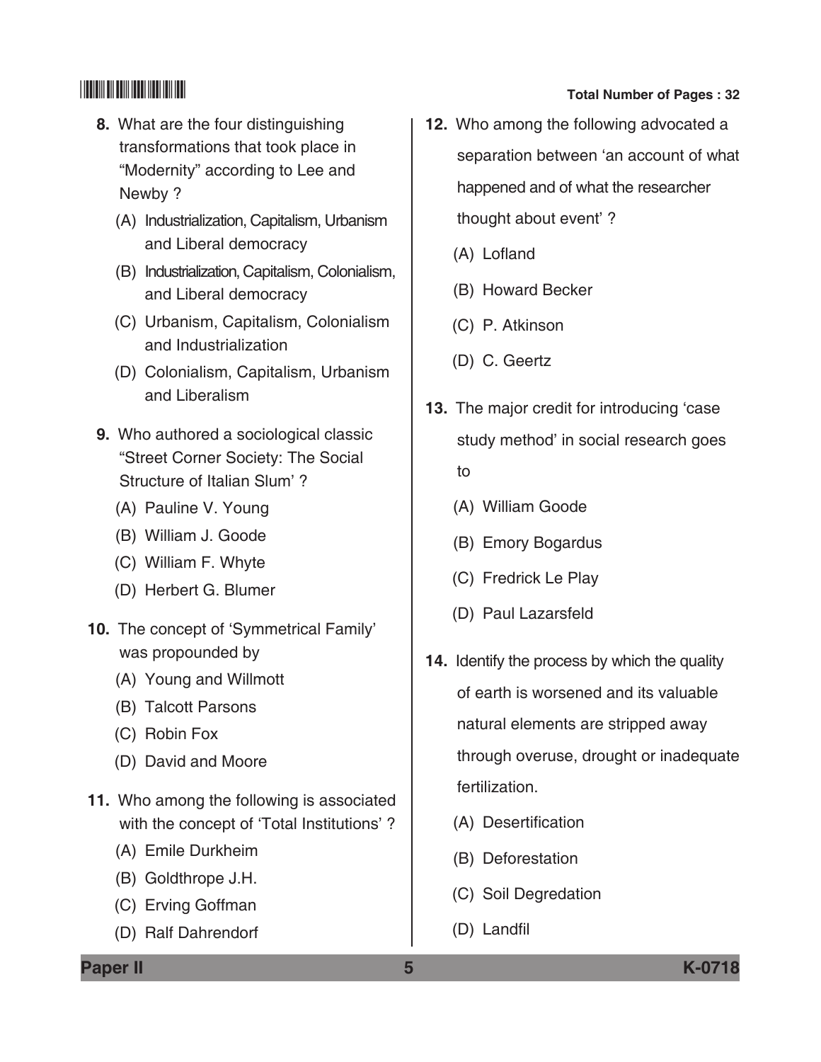8. What are the four distinguishing transformations that took place in "Modernity" according to Lee and Newby ?
   (A) Industrialization, Capitalism, Urbanism and Liberal democracy
   (B) Industrialization, Capitalism, Colonialism, and Liberal democracy
   (C) Urbanism, Capitalism, Colonialism and Industrialization
   (D) Colonialism, Capitalism, Urbanism and Liberalism

9. Who authored a sociological classic "Street Corner Society: The Social Structure of Italian Slum' ?
   (A) Pauline V. Young
   (B) William J. Goode
   (C) William F. Whyte
   (D) Herbert G. Blumer

10. The concept of 'Symmetrical Family' was propounded by
    (A) Young and Willmott
    (B) Talcott Parsons
    (C) Robin Fox
    (D) David and Moore

11. Who among the following is associated with the concept of 'Total Institutions' ?
    (A) Emile Durkheim
    (B) Goldthrope J.H.
    (C) Erving Goffman
    (D) Ralf Dahrendorf

12. Who among the following advocated a separation between 'an account of what happened and of what the researcher thought about event' ?
    (A) Lofland
    (B) Howard Becker
    (C) P. Atkinson
    (D) C. Geertz

13. The major credit for introducing 'case study method' in social research goes to
    (A) William Goode
    (B) Emory Bogardus
    (C) Fredrick Le Play
    (D) Paul Lazarsfeld

14. Identify the process by which the quality of earth is worsened and its valuable natural elements are stripped away through overuse, drought or inadequate fertilization.
    (A) Desertification
    (B) Deforestation
    (C) Soil Degradation
    (D) Landfil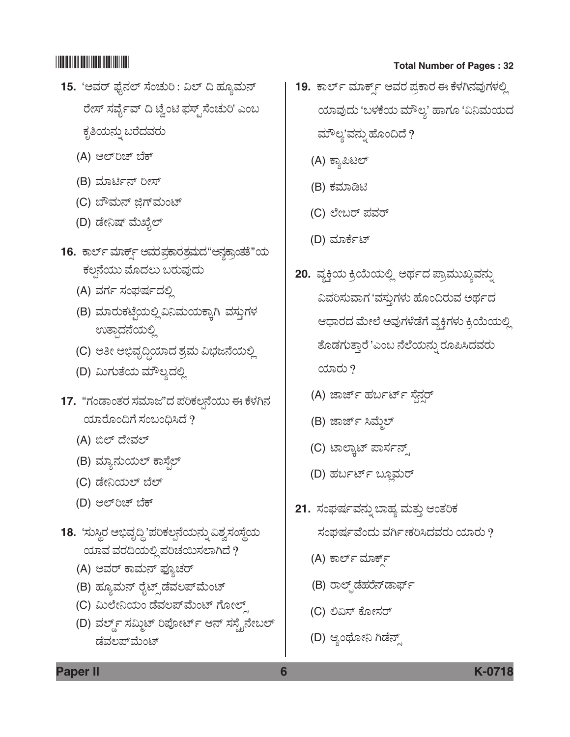15. 'ಅವರ್ ಫೈನಲ್ ಸೆಂಚುರಿ : ವಿಲ್ ದಿ ಹ್ಯೂಮನ್ ರೇಸ್ ಸರ್ವೈವ್ ದಿ ಟ್ವೆಂಟಿ ಫಸ್ಟ್ ಸೆಂಚುರಿ' ಎಂಬ ಕೃತಿಯನ್ನು ಬರೆದವರು

(A) ಅಲ್‌ರಿಚ್ ಬೆಕ್

(B) ಮಾರ್ಟಿನ್ ರೀಸ್

(C) ಬೌಮನ್ ಜಿಗ್‌ಮಂಟ್

(D) ಡೇನಿಷ್ ಮೆಖೈಲ್

16. ಕಾರ್ಲ್ ಮಾರ್ಕ್ಸ್ ಅವರ ಪ್ರಕಾರ ಶ್ರಮದ "ಅನ್ಯಕ್ರಾಂತತೆ"ಯ ಕಲ್ಪನೆಯು ಮೊದಲು ಬರುವುದು

(A) ವರ್ಗ ಸಂಘರ್ಷದಲ್ಲಿ

(B) ಮಾರುಕಟ್ಟೆಯಲ್ಲಿ ವಿನಿಮಯಕ್ಕಾಗಿ ವಸ್ತುಗಳ ಉತ್ಪಾದನೆಯಲ್ಲಿ

(C) ಅತೀ ಅಭಿವೃದ್ಧಿಯಾದ ಶ್ರಮ ವಿಭಜನೆಯಲ್ಲಿ

(D) ಮಿಗುತೆಯ ಮೌಲ್ಯದಲ್ಲಿ

17. "ಗಂಡಾಂತರ ಸಮಾಜ"ದ ಪರಿಕಲ್ಪನೆಯು ಈ ಕೆಳಗಿನ ಯಾರೊಂದಿಗೆ ಸಂಬಂಧಿಸಿದೆ ?

(A) ಬಿಲ್ ದೇವಲ್

(B) ಮ್ಯಾನುಯಲ್ ಕಾಸ್ಟೆಲ್

(C) ಡೇನಿಯಲ್ ಬೆಲ್

(D) ಅಲ್‌ರಿಚ್ ಬೆಕ್

18. 'ಸುಸ್ಥಿರ ಅಭಿವೃದ್ಧಿ 'ಪರಿಕಲ್ಪನೆಯನ್ನು ವಿಶ್ವಸಂಸ್ಥೆಯ ಯಾವ ವರದಿಯಲ್ಲಿ ಪರಿಚಯಿಸಲಾಗಿದೆ ?

(A) ಅವರ್ ಕಾಮನ್ ಫ್ಯೂಚರ್

(B) ಹ್ಯೂಮನ್ ರೈಟ್ಸ್ ಡೆವಲಪ್‌ಮೆಂಟ್

(C) ಮಿಲೇನಿಯಂ ಡೆವಲಪ್‌ಮೆಂಟ್ ಗೋಲ್ಸ್

(D) ವರ್ಲ್ಡ್ ಸಮ್ಮಿಟ್ ರಿಪೋರ್ಟ್ ಆನ್ ಸಸ್ಟೈನೇಬಲ್ ಡೆವಲಪ್‌ಮೆಂಟ್

19. ಕಾರ್ಲ್ ಮಾರ್ಕ್ಸ್ ಅವರ ಪ್ರಕಾರ ಈ ಕೆಳಗಿನವುಗಳಲ್ಲಿ ಯಾವುದು 'ಬಳಕೆಯ ಮೌಲ್ಯ' ಹಾಗೂ 'ವಿನಿಮಯದ ಮೌಲ್ಯ'ವನ್ನು ಹೊಂದಿದೆ ?

(A) ಕ್ಯಾಪಿಟಲ್

(B) ಕಮಾಡಿಟಿ

(C) ಲೇಬರ್ ಪವರ್

(D) ಮಾರ್ಕೆಟ್

20. ವ್ಯಕ್ತಿಯ ಕ್ರಿಯೆಯಲ್ಲಿ ಅರ್ಥದ ಪ್ರಾಮುಖ್ಯವನ್ನು ವಿವರಿಸುವಾಗ 'ವಸ್ತುಗಳು ಹೊಂದಿರುವ ಅರ್ಥದ ಆಧಾರದ ಮೇಲೆ ಅವುಗಳೆಡೆಗೆ ವ್ಯಕ್ತಿಗಳು ಕ್ರಿಯೆಯಲ್ಲಿ ತೊಡಗುತ್ತಾರೆ 'ಎಂಬ ನೆಲೆಯನ್ನು ರೂಪಿಸಿದವರು ಯಾರು ?

(A) ಜಾರ್ಜ್ ಹರ್ಬರ್ಟ್ ಸ್ಪೆನ್ಸರ್

(B) ಜಾರ್ಜ್ ಸಿಮ್ಮೆಲ್

(C) ಟಾಲ್ಕಾಟ್ ಪಾರ್ಸನ್ಸ್

(D) ಹರ್ಬರ್ಟ್ ಬ್ಲೂಮರ್

21. ಸಂಘರ್ಷವನ್ನು ಬಾಹ್ಯ ಮತ್ತು ಆಂತರಿಕ ಸಂಘರ್ಷವೆಂದು ವರ್ಗೀಕರಿಸಿದವರು ಯಾರು ?

(A) ಕಾರ್ಲ್ ಮಾರ್ಕ್ಸ್

(B) ರಾಲ್ಫ್ ಡೆಹರೆನ್‌ಡಾರ್ಫ್

(C) ಲಿವಿಸ್ ಕೋಸರ್

(D) ಆ್ಯಂಥೋನಿ ಗಿಡೆನ್ಸ್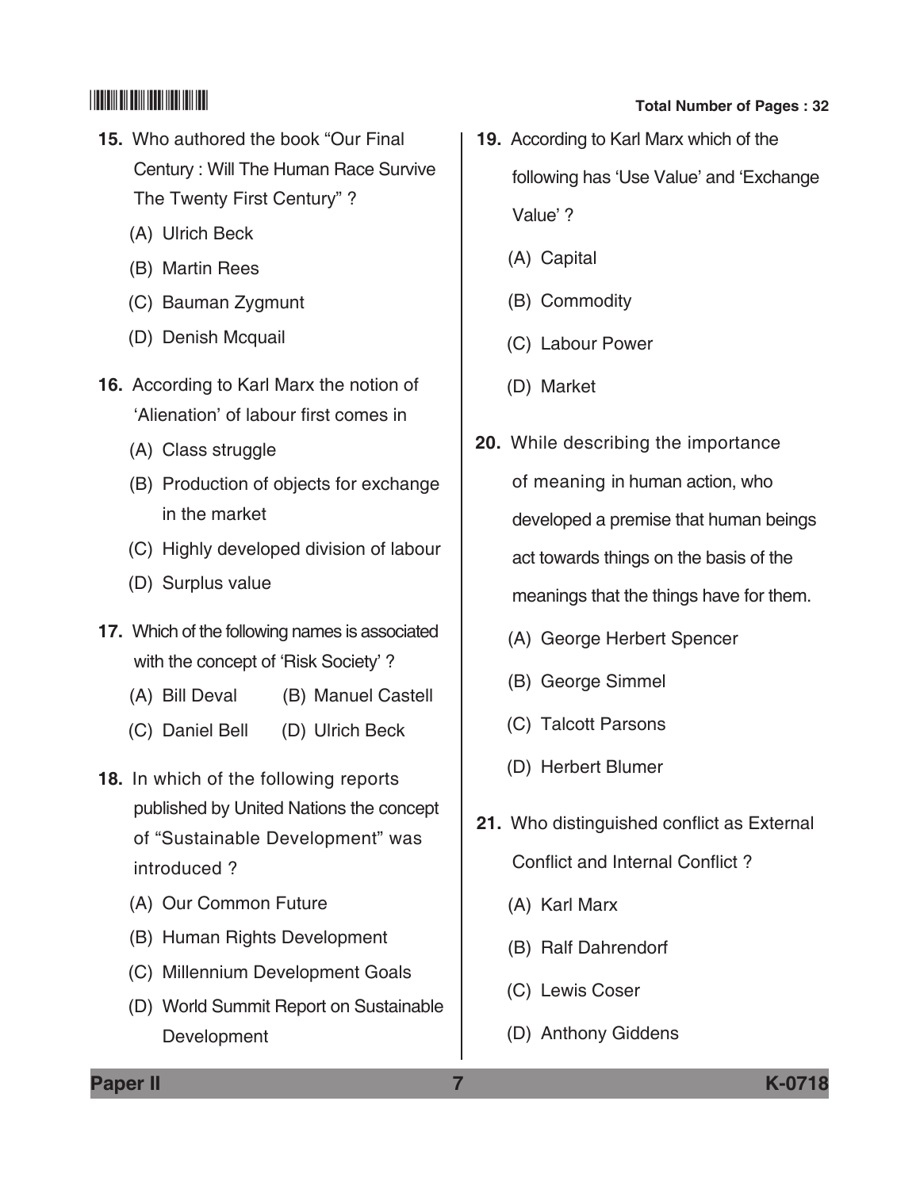15. Who authored the book "Our Final Century : Will The Human Race Survive The Twenty First Century" ?

    (A) Ulrich Beck

    (B) Martin Rees

    (C) Bauman Zygmunt

    (D) Denish Mcquail

16. According to Karl Marx the notion of 'Alienation' of labour first comes in

    (A) Class struggle

    (B) Production of objects for exchange in the market

    (C) Highly developed division of labour

    (D) Surplus value

17. Which of the following names is associated with the concept of 'Risk Society' ?

    (A) Bill Deval (B) Manuel Castell

    (C) Daniel Bell (D) Ulrich Beck

18. In which of the following reports published by United Nations the concept of "Sustainable Development" was introduced ?

    (A) Our Common Future

    (B) Human Rights Development

    (C) Millennium Development Goals

    (D) World Summit Report on Sustainable Development

19. According to Karl Marx which of the following has 'Use Value' and 'Exchange Value' ?

    (A) Capital

    (B) Commodity

    (C) Labour Power

    (D) Market

20. While describing the importance of meaning in human action, who developed a premise that human beings act towards things on the basis of the meanings that the things have for them.

    (A) George Herbert Spencer

    (B) George Simmel

    (C) Talcott Parsons

    (D) Herbert Blumer

21. Who distinguished conflict as External Conflict and Internal Conflict ?

    (A) Karl Marx

    (B) Ralf Dahrendorf

    (C) Lewis Coser

    (D) Anthony Giddens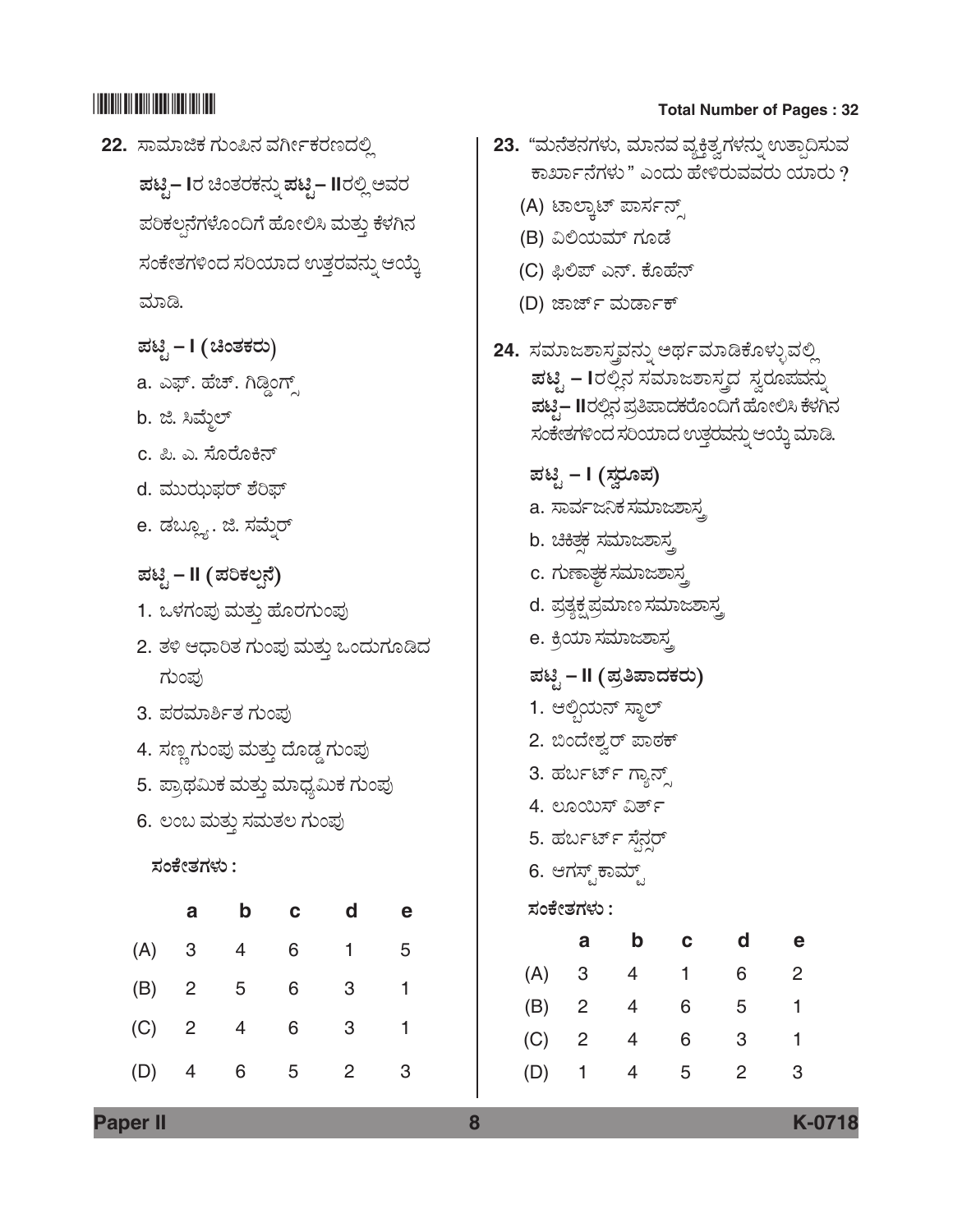**22.** ಸಾಮಾಜಿಕ ಗುಂಪಿನ ವರ್ಗೀಕರಣದಲ್ಲಿ **ಪಟ್ಟಿ – I**ರ ಚಿಂತಕರನ್ನು **ಪಟ್ಟಿ – II**ರಲ್ಲಿ ಅವರ ಪರಿಕಲ್ಪನೆಗಳೊಂದಿಗೆ ಹೋಲಿಸಿ ಮತ್ತು ಕೆಳಗಿನ ಸಂಕೇತಗಳಿಂದ ಸರಿಯಾದ ಉತ್ತರವನ್ನು ಆಯ್ಕೆ ಮಾಡಿ.

**ಪಟ್ಟಿ – I (ಚಿಂತಕರು)**

a. ಎಫ್. ಹೆಚ್. ಗಿಡ್ಡಿಂಗ್ಸ್

b. ಜಿ. ಸಿಮ್ಮೆಲ್

c. ಪಿ. ಎ. ಸೊರೊಕಿನ್

d. ಮುಝಫರ್ ಶೆರಿಫ್

e. ಡಬ್ಲ್ಯೂ. ಜಿ. ಸಮ್ನೆರ್

**ಪಟ್ಟಿ – II (ಪರಿಕಲ್ಪನೆ)**

1. ಒಳಗುಂಪು ಮತ್ತು ಹೊರಗುಂಪು
2. ತಳಿ ಆಧಾರಿತ ಗುಂಪು ಮತ್ತು ಒಂದುಗೂಡಿದ ಗುಂಪು
3. ಪರಮಾರ್ಶಿತ ಗುಂಪು
4. ಸಣ್ಣ ಗುಂಪು ಮತ್ತು ದೊಡ್ಡ ಗುಂಪು
5. ಪ್ರಾಥಮಿಕ ಮತ್ತು ಮಾಧ್ಯಮಿಕ ಗುಂಪು
6. ಲಂಬ ಮತ್ತು ಸಮತಲ ಗುಂಪು

**ಸಂಕೇತಗಳು :**

| | a | b | c | d | e |
|---|---|---|---|---|---|
| (A) | 3 | 4 | 6 | 1 | 5 |
| (B) | 2 | 5 | 6 | 3 | 1 |
| (C) | 2 | 4 | 6 | 3 | 1 |
| (D) | 4 | 6 | 5 | 2 | 3 |

**23.** "ಮನೆತನಗಳು, ಮಾನವ ವ್ಯಕ್ತಿತ್ವಗಳನ್ನು ಉತ್ಪಾದಿಸುವ ಕಾರ್ಖಾನೆಗಳು" ಎಂದು ಹೇಳಿರುವವರು ಯಾರು ?

(A) ಟಾಲ್ಕಾಟ್ ಪಾರ್ಸನ್ಸ್

(B) ವಿಲಿಯಮ್ ಗೂಡೆ

(C) ಫಿಲಿಪ್ ಎನ್. ಕೊಹೆನ್

(D) ಜಾರ್ಜ್ ಮರ್ಡಾಕ್

**24.** ಸಮಾಜಶಾಸ್ತ್ರವನ್ನು ಅರ್ಥಮಾಡಿಕೊಳ್ಳುವಲ್ಲಿ **ಪಟ್ಟಿ – I**ರಲ್ಲಿನ ಸಮಾಜಶಾಸ್ತ್ರದ ಸ್ವರೂಪವನ್ನು **ಪಟ್ಟಿ – II**ರಲ್ಲಿನ ಪ್ರತಿಪಾದಕರೊಂದಿಗೆ ಹೋಲಿಸಿ ಕೆಳಗಿನ ಸಂಕೇತಗಳಿಂದ ಸರಿಯಾದ ಉತ್ತರವನ್ನು ಆಯ್ಕೆ ಮಾಡಿ.

**ಪಟ್ಟಿ – I (ಸ್ವರೂಪ)**

a. ಸಾರ್ವಜನಿಕ ಸಮಾಜಶಾಸ್ತ್ರ

b. ಚಿಕಿತ್ಸಕ ಸಮಾಜಶಾಸ್ತ್ರ

c. ಗುಣಾತ್ಮಕ ಸಮಾಜಶಾಸ್ತ್ರ

d. ಪ್ರತ್ಯಕ್ಷಪ್ರಮಾಣ ಸಮಾಜಶಾಸ್ತ್ರ

e. ಕ್ರಿಯಾ ಸಮಾಜಶಾಸ್ತ್ರ

**ಪಟ್ಟಿ – II (ಪ್ರತಿಪಾದಕರು)**

1. ಆಲ್ಬಿಯನ್ ಸ್ಮಾಲ್
2. ಬಿಂದೇಶ್ವರ್ ಪಾಠಕ್
3. ಹರ್ಬರ್ಟ್ ಗ್ಯಾನ್ಸ್
4. ಲೂಯಿಸ್ ವಿರ್ತ್
5. ಹರ್ಬರ್ಟ್ ಸ್ಪೆನ್ಸರ್
6. ಆಗಸ್ಟ್ ಕಾಮ್ಟ್

**ಸಂಕೇತಗಳು :**

| | a | b | c | d | e |
|---|---|---|---|---|---|
| (A) | 3 | 4 | 1 | 6 | 2 |
| (B) | 2 | 4 | 6 | 5 | 1 |
| (C) | 2 | 4 | 6 | 3 | 1 |
| (D) | 1 | 4 | 5 | 2 | 3 |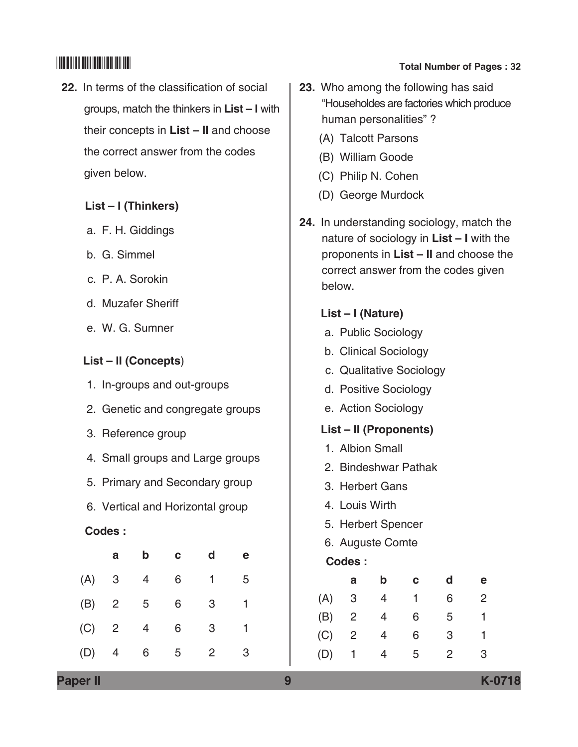**22.** In terms of the classification of social groups, match the thinkers in **List – I** with their concepts in **List – II** and choose the correct answer from the codes given below.

**List – I (Thinkers)**

a. F. H. Giddings

b. G. Simmel

c. P. A. Sorokin

d. Muzafer Sheriff

e. W. G. Sumner

**List – II (Concepts)**

1. In-groups and out-groups
2. Genetic and congregate groups
3. Reference group
4. Small groups and Large groups
5. Primary and Secondary group
6. Vertical and Horizontal group

**Codes :**

| | a | b | c | d | e |
|---|---|---|---|---|---|
| (A) | 3 | 4 | 6 | 1 | 5 |
| (B) | 2 | 5 | 6 | 3 | 1 |
| (C) | 2 | 4 | 6 | 3 | 1 |
| (D) | 4 | 6 | 5 | 2 | 3 |

**23.** Who among the following has said "Householdes are factories which produce human personalities" ?

(A) Talcott Parsons

(B) William Goode

(C) Philip N. Cohen

(D) George Murdock

**24.** In understanding sociology, match the nature of sociology in **List – I** with the proponents in **List – II** and choose the correct answer from the codes given below.

**List – I (Nature)**

a. Public Sociology

b. Clinical Sociology

c. Qualitative Sociology

d. Positive Sociology

e. Action Sociology

**List – II (Proponents)**

1. Albion Small
2. Bindeshwar Pathak
3. Herbert Gans
4. Louis Wirth
5. Herbert Spencer
6. Auguste Comte

**Codes :**

| | a | b | c | d | e |
|---|---|---|---|---|---|
| (A) | 3 | 4 | 1 | 6 | 2 |
| (B) | 2 | 4 | 6 | 5 | 1 |
| (C) | 2 | 4 | 6 | 3 | 1 |
| (D) | 1 | 4 | 5 | 2 | 3 |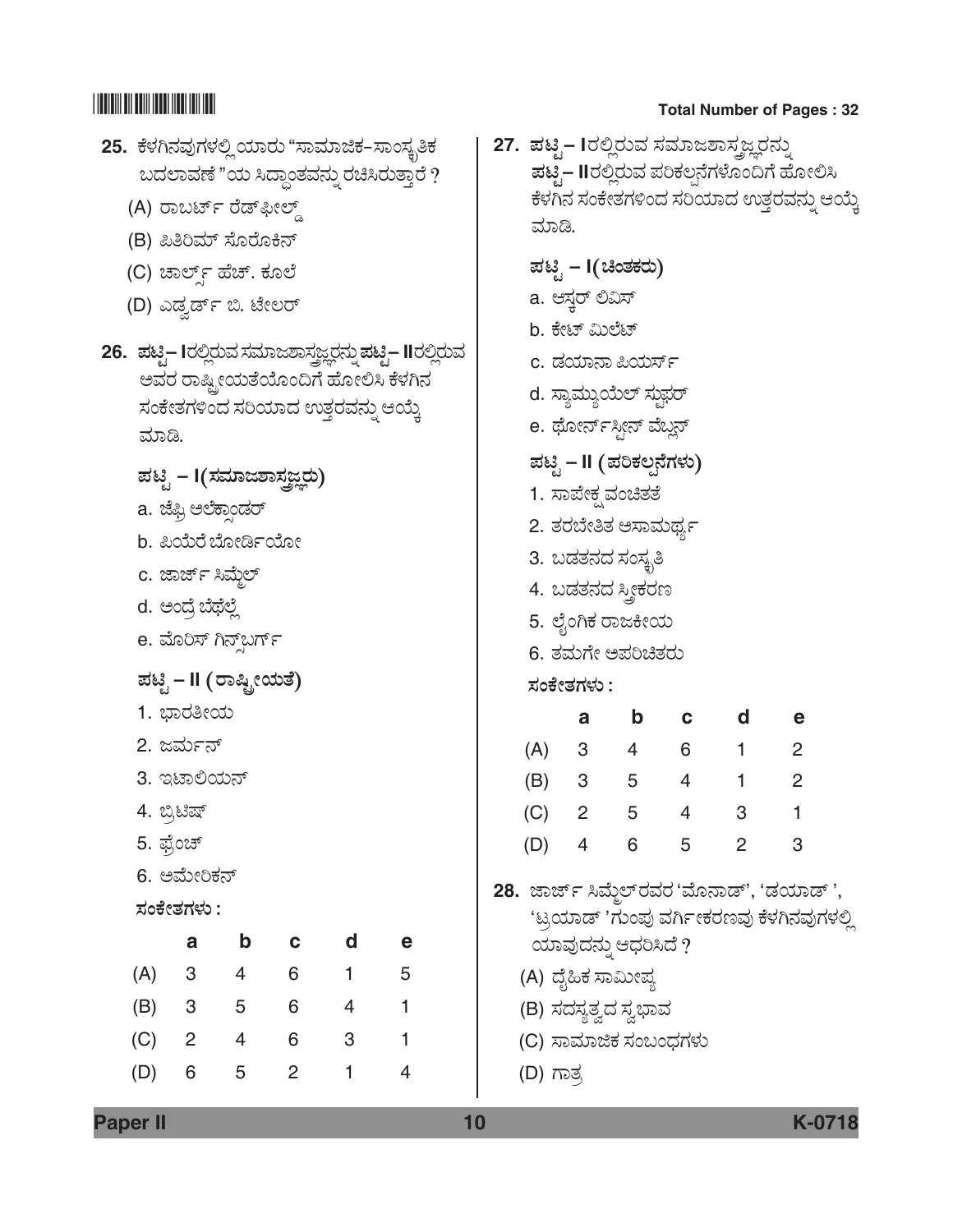25. ಕೆಳಗಿನವುಗಳಲ್ಲಿ ಯಾರು "ಸಾಮಾಜಿಕ–ಸಾಂಸ್ಕೃತಿಕ ಬದಲಾವಣೆ"ಯ ಸಿದ್ಧಾಂತವನ್ನು ರಚಿಸಿರುತ್ತಾರೆ ?

(A) ರಾಬರ್ಟ್ ರೆಡ್‌ಫೀಲ್ಡ್

(B) ಪಿತಿರಿಮ್ ಸೊರೊಕಿನ್

(C) ಚಾರ್ಲ್ಸ್ ಹೆಚ್. ಕೂಲೆ

(D) ಎಡ್ವರ್ಡ್ ಬಿ. ಟೇಲರ್

26. **ಪಟ್ಟಿ – I**ರಲ್ಲಿರುವ ಸಮಾಜಶಾಸ್ತ್ರಜ್ಞರನ್ನು **ಪಟ್ಟಿ – II**ರಲ್ಲಿರುವ ಅವರ ರಾಷ್ಟ್ರೀಯತೆಯೊಂದಿಗೆ ಹೋಲಿಸಿ ಕೆಳಗಿನ ಸಂಕೇತಗಳಿಂದ ಸರಿಯಾದ ಉತ್ತರವನ್ನು ಆಯ್ಕೆ ಮಾಡಿ.

**ಪಟ್ಟಿ – I (ಸಮಾಜಶಾಸ್ತ್ರಜ್ಞರು)**

a. ಜೆಫ್ರಿ ಅಲೆಕ್ಸಾಂಡರ್

b. ಪಿಯೆರೆ ಬೋರ್ಡಿಯೋ

c. ಜಾರ್ಜ್ ಸಿಮ್ಮೆಲ್

d. ಆಂದ್ರೆ ಬೆಥೆಲ್ಲೆ

e. ಮೋರಿಸ್ ಗಿನ್ಸ್‌ಬರ್ಗ್

**ಪಟ್ಟಿ – II (ರಾಷ್ಟ್ರೀಯತೆ)**

1. ಭಾರತೀಯ
2. ಜರ್ಮನ್
3. ಇಟಾಲಿಯನ್
4. ಬ್ರಿಟಿಷ್
5. ಫ್ರೆಂಚ್
6. ಅಮೇರಿಕನ್

**ಸಂಕೇತಗಳು :**

| | a | b | c | d | e |
|---|---|---|---|---|---|
| (A) | 3 | 4 | 6 | 1 | 5 |
| (B) | 3 | 5 | 6 | 4 | 1 |
| (C) | 2 | 4 | 6 | 3 | 1 |
| (D) | 6 | 5 | 2 | 1 | 4 |

27. **ಪಟ್ಟಿ – I**ರಲ್ಲಿರುವ ಸಮಾಜಶಾಸ್ತ್ರಜ್ಞರನ್ನು **ಪಟ್ಟಿ – II**ರಲ್ಲಿರುವ ಪರಿಕಲ್ಪನೆಗಳೊಂದಿಗೆ ಹೋಲಿಸಿ ಕೆಳಗಿನ ಸಂಕೇತಗಳಿಂದ ಸರಿಯಾದ ಉತ್ತರವನ್ನು ಆಯ್ಕೆ ಮಾಡಿ.

**ಪಟ್ಟಿ – I (ಚಿಂತಕರು)**

a. ಆಸ್ಕರ್ ಲಿವಿಸ್

b. ಕೇಟ್ ಮಿಲೆಟ್

c. ಡಯಾನಾ ಪಿಯರ್ಸ್

d. ಸ್ಯಾಮ್ಯುಯೆಲ್ ಸ್ಟುಫರ್

e. ಥೋರ್ನ್‌ಸ್ಟೀನ್ ವೆಬ್ಲನ್

**ಪಟ್ಟಿ – II (ಪರಿಕಲ್ಪನೆಗಳು)**

1. ಸಾಪೇಕ್ಷ ವಂಚಿತತೆ
2. ತರಬೇತಿತ ಅಸಾಮರ್ಥ್ಯ
3. ಬಡತನದ ಸಂಸ್ಕೃತಿ
4. ಬಡತನದ ಸ್ತ್ರೀಕರಣ
5. ಲೈಂಗಿಕ ರಾಜಕೀಯ
6. ತಮಗೇ ಅಪರಿಚಿತರು

**ಸಂಕೇತಗಳು :**

| | a | b | c | d | e |
|---|---|---|---|---|---|
| (A) | 3 | 4 | 6 | 1 | 2 |
| (B) | 3 | 5 | 4 | 1 | 2 |
| (C) | 2 | 5 | 4 | 3 | 1 |
| (D) | 4 | 6 | 5 | 2 | 3 |

28. ಜಾರ್ಜ್ ಸಿಮ್ಮೆಲ್‌ರವರ 'ಮೊನಾಡ್', 'ಡಯಾಡ್', 'ಟ್ರಯಾಡ್'ಗುಂಪು ವರ್ಗೀಕರಣವು ಕೆಳಗಿನವುಗಳಲ್ಲಿ ಯಾವುದನ್ನು ಆಧರಿಸಿದೆ ?

(A) ದೈಹಿಕ ಸಾಮೀಪ್ಯ

(B) ಸದಸ್ಯತ್ವದ ಸ್ವಭಾವ

(C) ಸಾಮಾಜಿಕ ಸಂಬಂಧಗಳು

(D) ಗಾತ್ರ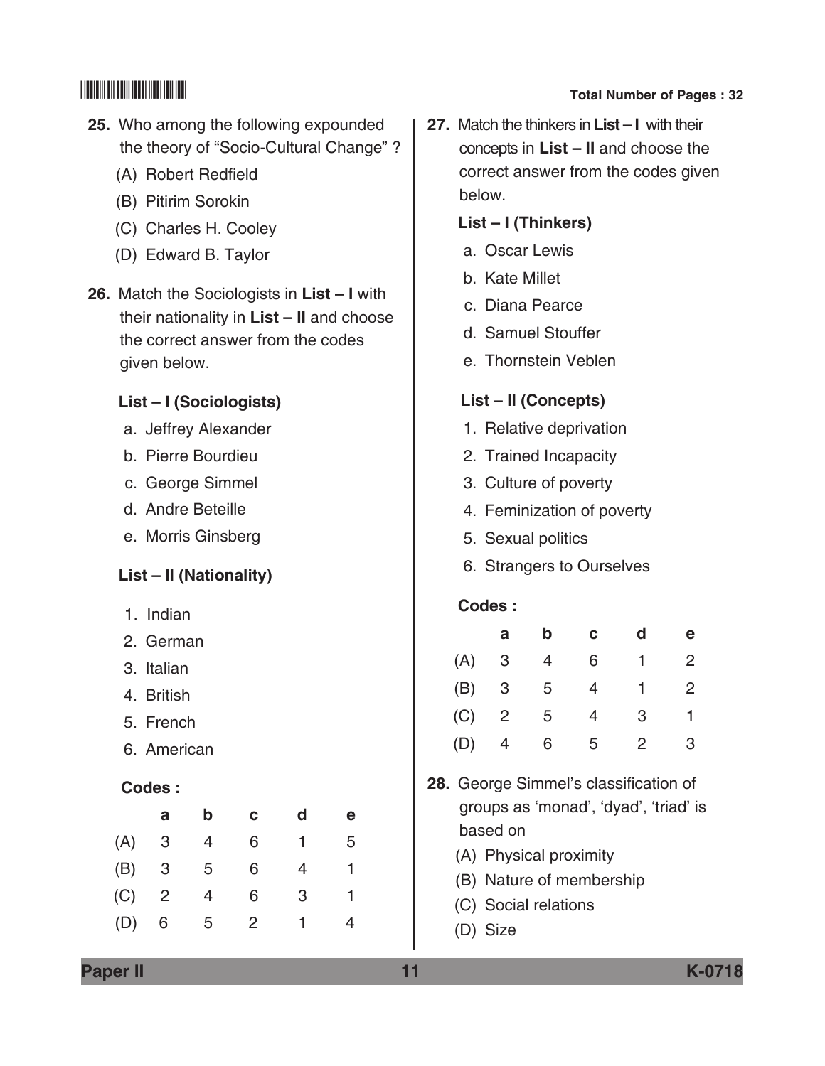25. Who among the following expounded the theory of "Socio-Cultural Change" ?
    (A) Robert Redfield
    (B) Pitirim Sorokin
    (C) Charles H. Cooley
    (D) Edward B. Taylor

26. Match the Sociologists in **List – I** with their nationality in **List – II** and choose the correct answer from the codes given below.

    **List – I (Sociologists)**
    a. Jeffrey Alexander
    b. Pierre Bourdieu
    c. George Simmel
    d. Andre Beteille
    e. Morris Ginsberg

    **List – II (Nationality)**
    1. Indian
    2. German
    3. Italian
    4. British
    5. French
    6. American

    **Codes :**

|   | a | b | c | d | e |
|---|---|---|---|---|---|
| (A) | 3 | 4 | 6 | 1 | 5 |
| (B) | 3 | 5 | 6 | 4 | 1 |
| (C) | 2 | 4 | 6 | 3 | 1 |
| (D) | 6 | 5 | 2 | 1 | 4 |

27. Match the thinkers in **List – I** with their concepts in **List – II** and choose the correct answer from the codes given below.

    **List – I (Thinkers)**
    a. Oscar Lewis
    b. Kate Millet
    c. Diana Pearce
    d. Samuel Stouffer
    e. Thornstein Veblen

    **List – II (Concepts)**
    1. Relative deprivation
    2. Trained Incapacity
    3. Culture of poverty
    4. Feminization of poverty
    5. Sexual politics
    6. Strangers to Ourselves

    **Codes :**

|   | a | b | c | d | e |
|---|---|---|---|---|---|
| (A) | 3 | 4 | 6 | 1 | 2 |
| (B) | 3 | 5 | 4 | 1 | 2 |
| (C) | 2 | 5 | 4 | 3 | 1 |
| (D) | 4 | 6 | 5 | 2 | 3 |

28. George Simmel's classification of groups as 'monad', 'dyad', 'triad' is based on
    (A) Physical proximity
    (B) Nature of membership
    (C) Social relations
    (D) Size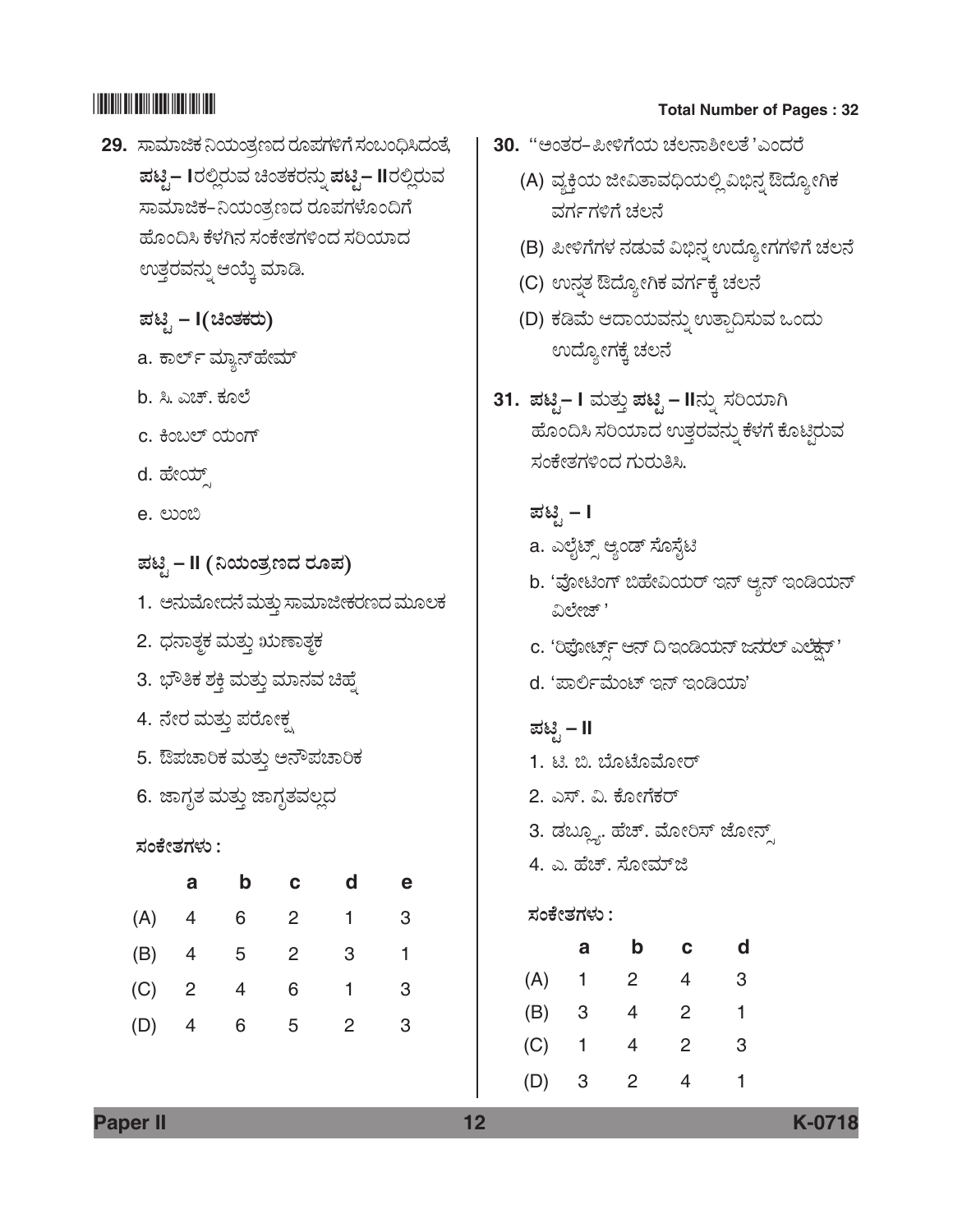29. ಸಾಮಾಜಿಕ ನಿಯಂತ್ರಣದ ರೂಪಗಳಿಗೆ ಸಂಬಂಧಿಸಿದಂತೆ, **ಪಟ್ಟಿ– I**ರಲ್ಲಿರುವ ಚಿಂತಕರನ್ನು **ಪಟ್ಟಿ– II**ರಲ್ಲಿರುವ ಸಾಮಾಜಿಕ–ನಿಯಂತ್ರಣದ ರೂಪಗಳೊಂದಿಗೆ ಹೊಂದಿಸಿ ಕೆಳಗಿನ ಸಂಕೇತಗಳಿಂದ ಸರಿಯಾದ ಉತ್ತರವನ್ನು ಆಯ್ಕೆ ಮಾಡಿ.

**ಪಟ್ಟಿ – I (ಚಿಂತಕರು)**

a. ಕಾರ್ಲ್ ಮ್ಯಾನ್‌ಹೇಮ್

b. ಸಿ. ಎಚ್. ಕೂಲೆ

c. ಕಿಂಬಲ್ ಯಂಗ್

d. ಹೇಯ್ಸ್

e. ಲುಂಬಿ

**ಪಟ್ಟಿ – II (ನಿಯಂತ್ರಣದ ರೂಪ)**

1. ಅನುಮೋದನೆ ಮತ್ತು ಸಾಮಾಜೀಕರಣದ ಮೂಲಕ
2. ಧನಾತ್ಮಕ ಮತ್ತು ಋಣಾತ್ಮಕ
3. ಭೌತಿಕ ಶಕ್ತಿ ಮತ್ತು ಮಾನವ ಚಿಹ್ನೆ
4. ನೇರ ಮತ್ತು ಪರೋಕ್ಷ
5. ಔಪಚಾರಿಕ ಮತ್ತು ಅನೌಪಚಾರಿಕ
6. ಜಾಗೃತ ಮತ್ತು ಜಾಗೃತವಲ್ಲದ

**ಸಂಕೇತಗಳು :**

| | a | b | c | d | e |
|---|---|---|---|---|---|
| (A) | 4 | 6 | 2 | 1 | 3 |
| (B) | 4 | 5 | 2 | 3 | 1 |
| (C) | 2 | 4 | 6 | 1 | 3 |
| (D) | 4 | 6 | 5 | 2 | 3 |

30. "ಅಂತರ– ಪೀಳಿಗೆಯ ಚಲನಾಶೀಲತೆ "ಎಂದರೆ

(A) ವ್ಯಕ್ತಿಯ ಜೀವಿತಾವಧಿಯಲ್ಲಿ ವಿಭಿನ್ನ ಔದ್ಯೋಗಿಕ ವರ್ಗಗಳಿಗೆ ಚಲನೆ

(B) ಪೀಳಿಗೆಗಳ ನಡುವೆ ವಿಭಿನ್ನ ಉದ್ಯೋಗಗಳಿಗೆ ಚಲನೆ

(C) ಉನ್ನತ ಔದ್ಯೋಗಿಕ ವರ್ಗಕ್ಕೆ ಚಲನೆ

(D) ಕಡಿಮೆ ಆದಾಯವನ್ನು ಉತ್ಪಾದಿಸುವ ಒಂದು ಉದ್ಯೋಗಕ್ಕೆ ಚಲನೆ

31. **ಪಟ್ಟಿ– I** ಮತ್ತು **ಪಟ್ಟಿ – II**ನ್ನು ಸರಿಯಾಗಿ ಹೊಂದಿಸಿ ಸರಿಯಾದ ಉತ್ತರವನ್ನು ಕೆಳಗೆ ಕೊಟ್ಟಿರುವ ಸಂಕೇತಗಳಿಂದ ಗುರುತಿಸಿ.

**ಪಟ್ಟಿ – I**

a. ಎಲೈಟ್ಸ್ ಆ್ಯಂಡ್ ಸೊಸೈಟಿ

b. 'ವೋಟಿಂಗ್ ಬಿಹೇವಿಯರ್ ಇನ್ ಆ್ಯನ್ ಇಂಡಿಯನ್ ವಿಲೇಜ್ '

c. 'ರಿಪೋರ್ಟ್ಸ್ ಆನ್ ದಿ ಇಂಡಿಯನ್ ಜನರಲ್ ಎಲೆಕ್ಷನ್'

d. 'ಪಾರ್ಲಿಮೆಂಟ್ ಇನ್ ಇಂಡಿಯಾ'

**ಪಟ್ಟಿ – II**

1. ಟಿ. ಬಿ. ಬೊಟೊಮೋರ್
2. ಎಸ್. ವಿ. ಕೋಗೇಕರ್
3. ಡಬ್ಲ್ಯೂ. ಹೆಚ್. ಮೋರಿಸ್ ಜೋನ್ಸ್
4. ಎ. ಹೆಚ್. ಸೋಮ್‌ಜಿ

**ಸಂಕೇತಗಳು :**

| | a | b | c | d |
|---|---|---|---|---|
| (A) | 1 | 2 | 4 | 3 |
| (B) | 3 | 4 | 2 | 1 |
| (C) | 1 | 4 | 2 | 3 |
| (D) | 3 | 2 | 4 | 1 |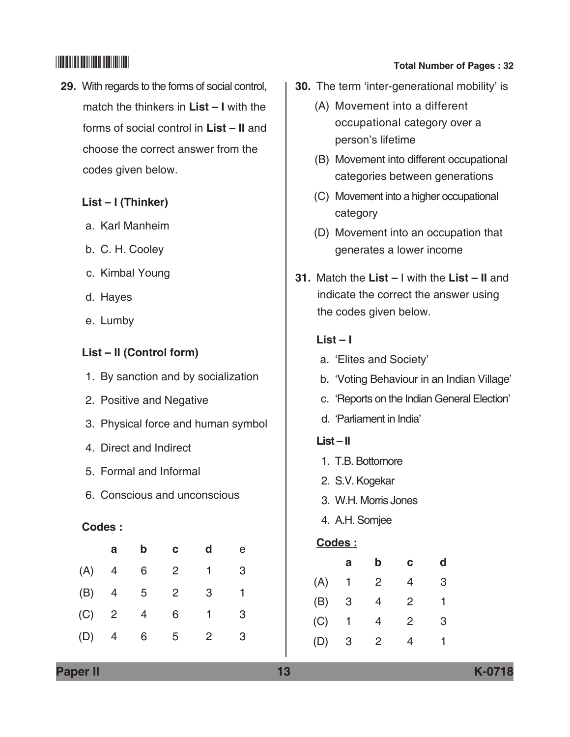29. With regards to the forms of social control, match the thinkers in **List – I** with the forms of social control in **List – II** and choose the correct answer from the codes given below.

**List – I (Thinker)**

a. Karl Manheim

b. C. H. Cooley

c. Kimbal Young

d. Hayes

e. Lumby

**List – II (Control form)**

1. By sanction and by socialization
2. Positive and Negative
3. Physical force and human symbol
4. Direct and Indirect
5. Formal and Informal
6. Conscious and unconscious

**Codes :**

| | a | b | c | d | e |
|---|---|---|---|---|---|
| (A) | 4 | 6 | 2 | 1 | 3 |
| (B) | 4 | 5 | 2 | 3 | 1 |
| (C) | 2 | 4 | 6 | 1 | 3 |
| (D) | 4 | 6 | 5 | 2 | 3 |

30. The term 'inter-generational mobility' is

(A) Movement into a different occupational category over a person's lifetime

(B) Movement into different occupational categories between generations

(C) Movement into a higher occupational category

(D) Movement into an occupation that generates a lower income

31. Match the **List –** I with the **List – II** and indicate the correct the answer using the codes given below.

**List – I**

a. 'Elites and Society'

b. 'Voting Behaviour in an Indian Village'

c. 'Reports on the Indian General Election'

d. 'Parliament in India'

**List – II**

1. T.B. Bottomore
2. S.V. Kogekar
3. W.H. Morris Jones
4. A.H. Somjee

**Codes :**

| | a | b | c | d |
|---|---|---|---|---|
| (A) | 1 | 2 | 4 | 3 |
| (B) | 3 | 4 | 2 | 1 |
| (C) | 1 | 4 | 2 | 3 |
| (D) | 3 | 2 | 4 | 1 |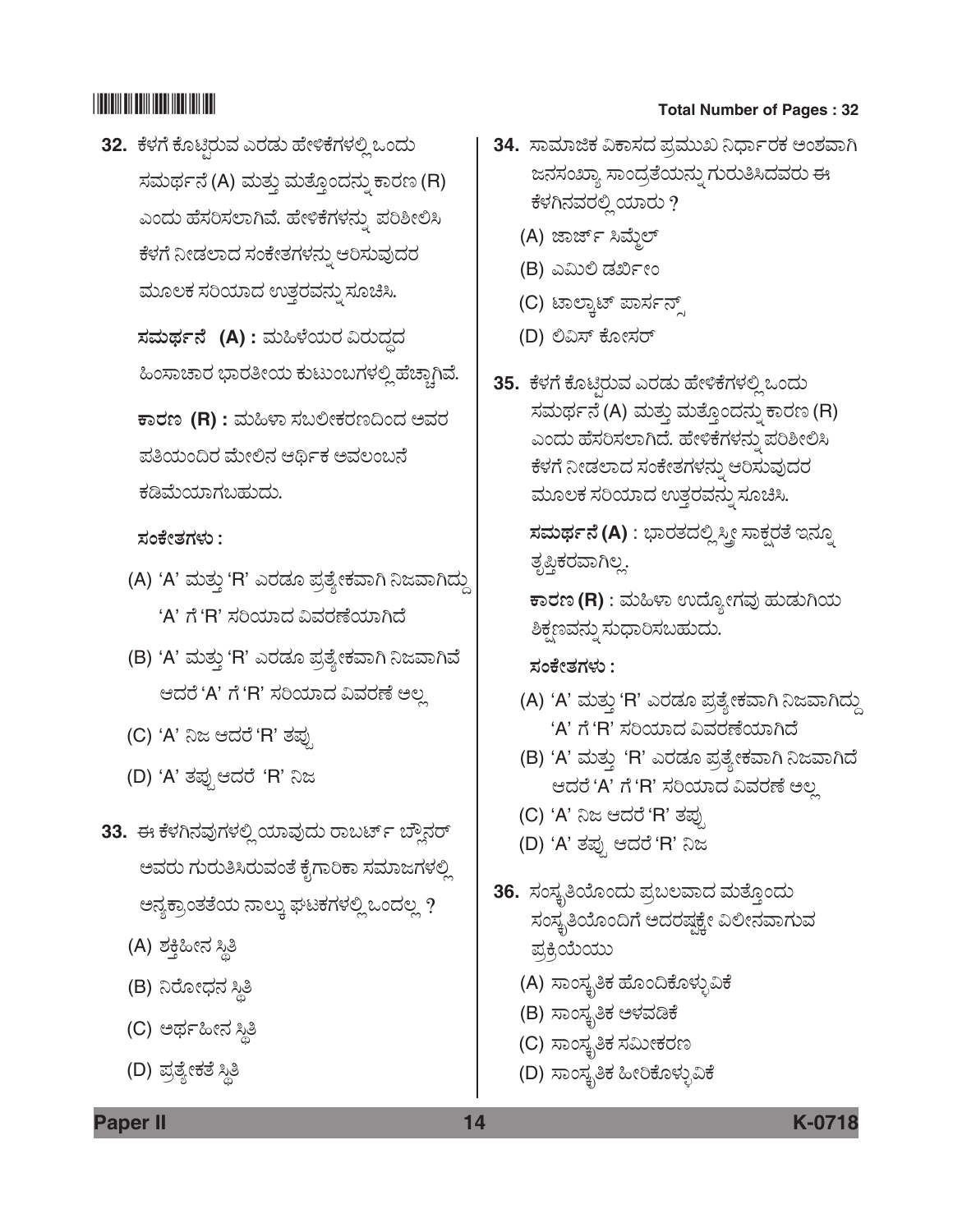32. ಕೆಳಗೆ ಕೊಟ್ಟಿರುವ ಎರಡು ಹೇಳಿಕೆಗಳಲ್ಲಿ ಒಂದು ಸಮರ್ಥನೆ (A) ಮತ್ತು ಮತ್ತೊಂದನ್ನು ಕಾರಣ (R) ಎಂದು ಹೆಸರಿಸಲಾಗಿವೆ. ಹೇಳಿಕೆಗಳನ್ನು ಪರಿಶೀಲಿಸಿ ಕೆಳಗೆ ನೀಡಲಾದ ಸಂಕೇತಗಳನ್ನು ಆರಿಸುವುದರ ಮೂಲಕ ಸರಿಯಾದ ಉತ್ತರವನ್ನು ಸೂಚಿಸಿ.

**ಸಮರ್ಥನೆ (A) :** ಮಹಿಳೆಯರ ವಿರುದ್ಧದ ಹಿಂಸಾಚಾರ ಭಾರತೀಯ ಕುಟುಂಬಗಳಲ್ಲಿ ಹೆಚ್ಚಾಗಿವೆ.

**ಕಾರಣ (R) :** ಮಹಿಳಾ ಸಬಲೀಕರಣದಿಂದ ಅವರ ಪತಿಯಂದಿರ ಮೇಲಿನ ಆರ್ಥಿಕ ಅವಲಂಬನೆ ಕಡಿಮೆಯಾಗಬಹುದು.

**ಸಂಕೇತಗಳು :**

(A) 'A' ಮತ್ತು 'R' ಎರಡೂ ಪ್ರತ್ಯೇಕವಾಗಿ ನಿಜವಾಗಿದ್ದು 'A' ಗೆ 'R' ಸರಿಯಾದ ವಿವರಣೆಯಾಗಿದೆ

(B) 'A' ಮತ್ತು 'R' ಎರಡೂ ಪ್ರತ್ಯೇಕವಾಗಿ ನಿಜವಾಗಿವೆ ಆದರೆ 'A' ಗೆ 'R' ಸರಿಯಾದ ವಿವರಣೆ ಅಲ್ಲ

(C) 'A' ನಿಜ ಆದರೆ 'R' ತಪ್ಪು

(D) 'A' ತಪ್ಪು ಆದರೆ 'R' ನಿಜ

33. ಈ ಕೆಳಗಿನವುಗಳಲ್ಲಿ ಯಾವುದು ರಾಬರ್ಟ್ ಬ್ಲೌನರ್ ಅವರು ಗುರುತಿಸಿರುವಂತೆ ಕೈಗಾರಿಕಾ ಸಮಾಜಗಳಲ್ಲಿ ಅನ್ಯಕ್ರಾಂತತೆಯ ನಾಲ್ಕು ಘಟಕಗಳಲ್ಲಿ ಒಂದಲ್ಲ ?

(A) ಶಕ್ತಿಹೀನ ಸ್ಥಿತಿ

(B) ನಿರೋಧನ ಸ್ಥಿತಿ

(C) ಅರ್ಥಹೀನ ಸ್ಥಿತಿ

(D) ಪ್ರತ್ಯೇಕತೆ ಸ್ಥಿತಿ

34. ಸಾಮಾಜಿಕ ವಿಕಾಸದ ಪ್ರಮುಖ ನಿರ್ಧಾರಕ ಅಂಶವಾಗಿ ಜನಸಂಖ್ಯಾ ಸಾಂದ್ರತೆಯನ್ನು ಗುರುತಿಸಿದವರು ಈ ಕೆಳಗಿನವರಲ್ಲಿ ಯಾರು ?

(A) ಜಾರ್ಜ್ ಸಿಮ್ಮೆಲ್

(B) ಎಮಿಲಿ ಡರ್ಖೀಂ

(C) ಟಾಲ್ಕಾಟ್ ಪಾರ್ಸನ್ಸ್

(D) ಲಿವಿಸ್ ಕೋಸರ್

35. ಕೆಳಗೆ ಕೊಟ್ಟಿರುವ ಎರಡು ಹೇಳಿಕೆಗಳಲ್ಲಿ ಒಂದು ಸಮರ್ಥನೆ (A) ಮತ್ತು ಮತ್ತೊಂದನ್ನು ಕಾರಣ (R) ಎಂದು ಹೆಸರಿಸಲಾಗಿದೆ. ಹೇಳಿಕೆಗಳನ್ನು ಪರಿಶೀಲಿಸಿ ಕೆಳಗೆ ನೀಡಲಾದ ಸಂಕೇತಗಳನ್ನು ಆರಿಸುವುದರ ಮೂಲಕ ಸರಿಯಾದ ಉತ್ತರವನ್ನು ಸೂಚಿಸಿ.

**ಸಮರ್ಥನೆ (A)** : ಭಾರತದಲ್ಲಿ ಸ್ತ್ರೀ ಸಾಕ್ಷರತೆ ಇನ್ನೂ ತೃಪ್ತಿಕರವಾಗಿಲ್ಲ.

**ಕಾರಣ (R)** : ಮಹಿಳಾ ಉದ್ಯೋಗವು ಹುಡುಗಿಯ ಶಿಕ್ಷಣವನ್ನು ಸುಧಾರಿಸಬಹುದು.

**ಸಂಕೇತಗಳು :**

(A) 'A' ಮತ್ತು 'R' ಎರಡೂ ಪ್ರತ್ಯೇಕವಾಗಿ ನಿಜವಾಗಿದ್ದು 'A' ಗೆ 'R' ಸರಿಯಾದ ವಿವರಣೆಯಾಗಿದೆ

(B) 'A' ಮತ್ತು 'R' ಎರಡೂ ಪ್ರತ್ಯೇಕವಾಗಿ ನಿಜವಾಗಿದೆ ಆದರೆ 'A' ಗೆ 'R' ಸರಿಯಾದ ವಿವರಣೆ ಅಲ್ಲ

(C) 'A' ನಿಜ ಆದರೆ 'R' ತಪ್ಪು

(D) 'A' ತಪ್ಪು ಆದರೆ 'R' ನಿಜ

36. ಸಂಸ್ಕೃತಿಯೊಂದು ಪ್ರಬಲವಾದ ಮತ್ತೊಂದು ಸಂಸ್ಕೃತಿಯೊಂದಿಗೆ ಅದರಷ್ಟಕ್ಕೇ ವಿಲೀನವಾಗುವ ಪ್ರಕ್ರಿಯೆಯು

(A) ಸಾಂಸ್ಕೃತಿಕ ಹೊಂದಿಕೊಳ್ಳುವಿಕೆ

(B) ಸಾಂಸ್ಕೃತಿಕ ಅಳವಡಿಕೆ

(C) ಸಾಂಸ್ಕೃತಿಕ ಸಮೀಕರಣ

(D) ಸಾಂಸ್ಕೃತಿಕ ಹೀರಿಕೊಳ್ಳುವಿಕೆ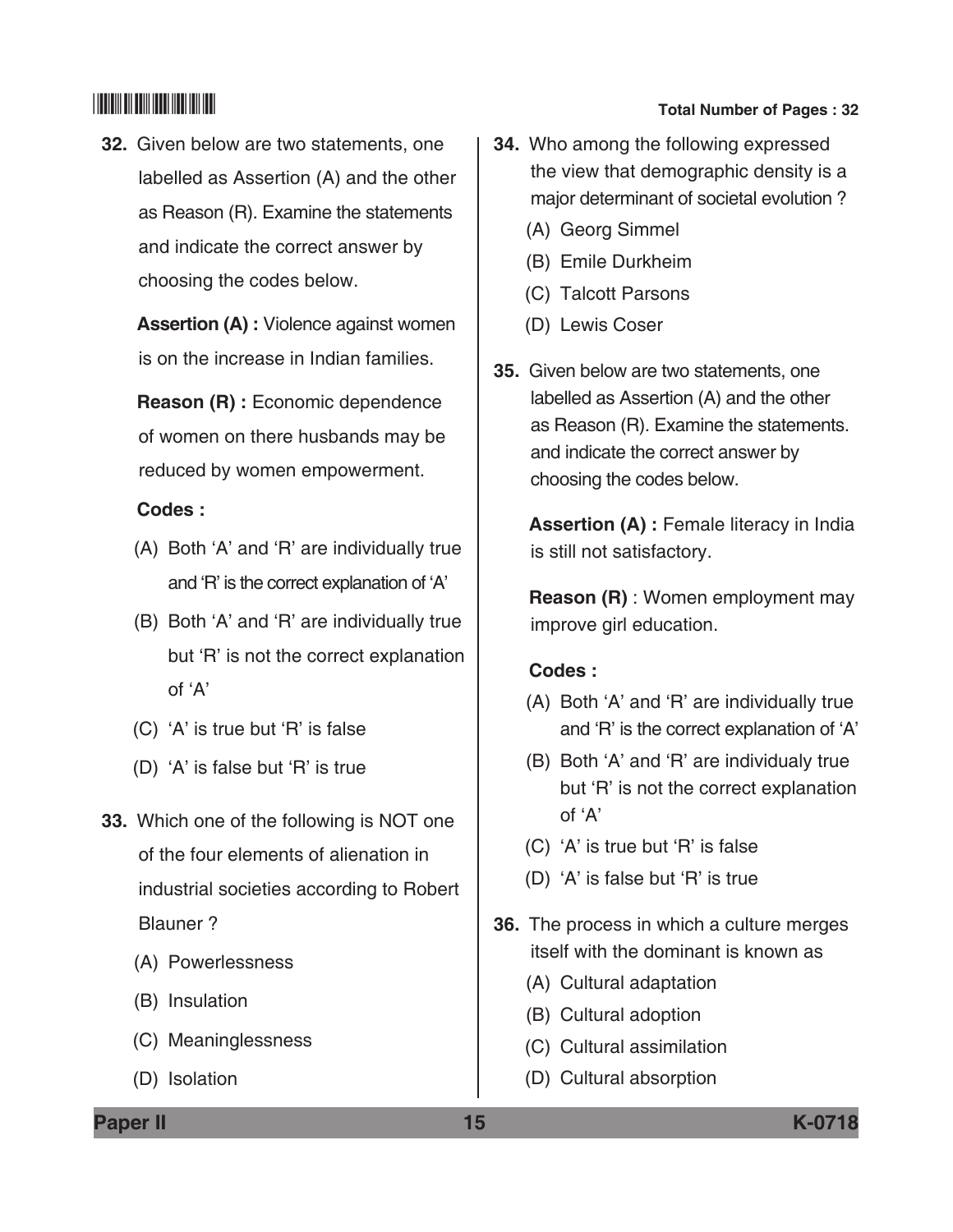**32.** Given below are two statements, one labelled as Assertion (A) and the other as Reason (R). Examine the statements and indicate the correct answer by choosing the codes below.

**Assertion (A) :** Violence against women is on the increase in Indian families.

**Reason (R) :** Economic dependence of women on there husbands may be reduced by women empowerment.

**Codes :**

(A) Both 'A' and 'R' are individually true and 'R' is the correct explanation of 'A'

(B) Both 'A' and 'R' are individually true but 'R' is not the correct explanation of 'A'

(C) 'A' is true but 'R' is false

(D) 'A' is false but 'R' is true

**33.** Which one of the following is NOT one of the four elements of alienation in industrial societies according to Robert Blauner ?

(A) Powerlessness

(B) Insulation

(C) Meaninglessness

(D) Isolation

**34.** Who among the following expressed the view that demographic density is a major determinant of societal evolution ?

(A) Georg Simmel

(B) Emile Durkheim

(C) Talcott Parsons

(D) Lewis Coser

**35.** Given below are two statements, one labelled as Assertion (A) and the other as Reason (R). Examine the statements. and indicate the correct answer by choosing the codes below.

**Assertion (A) :** Female literacy in India is still not satisfactory.

**Reason (R)** : Women employment may improve girl education.

**Codes :**

(A) Both 'A' and 'R' are individually true and 'R' is the correct explanation of 'A'

(B) Both 'A' and 'R' are individualy true but 'R' is not the correct explanation of 'A'

(C) 'A' is true but 'R' is false

(D) 'A' is false but 'R' is true

**36.** The process in which a culture merges itself with the dominant is known as

(A) Cultural adaptation

(B) Cultural adoption

(C) Cultural assimilation

(D) Cultural absorption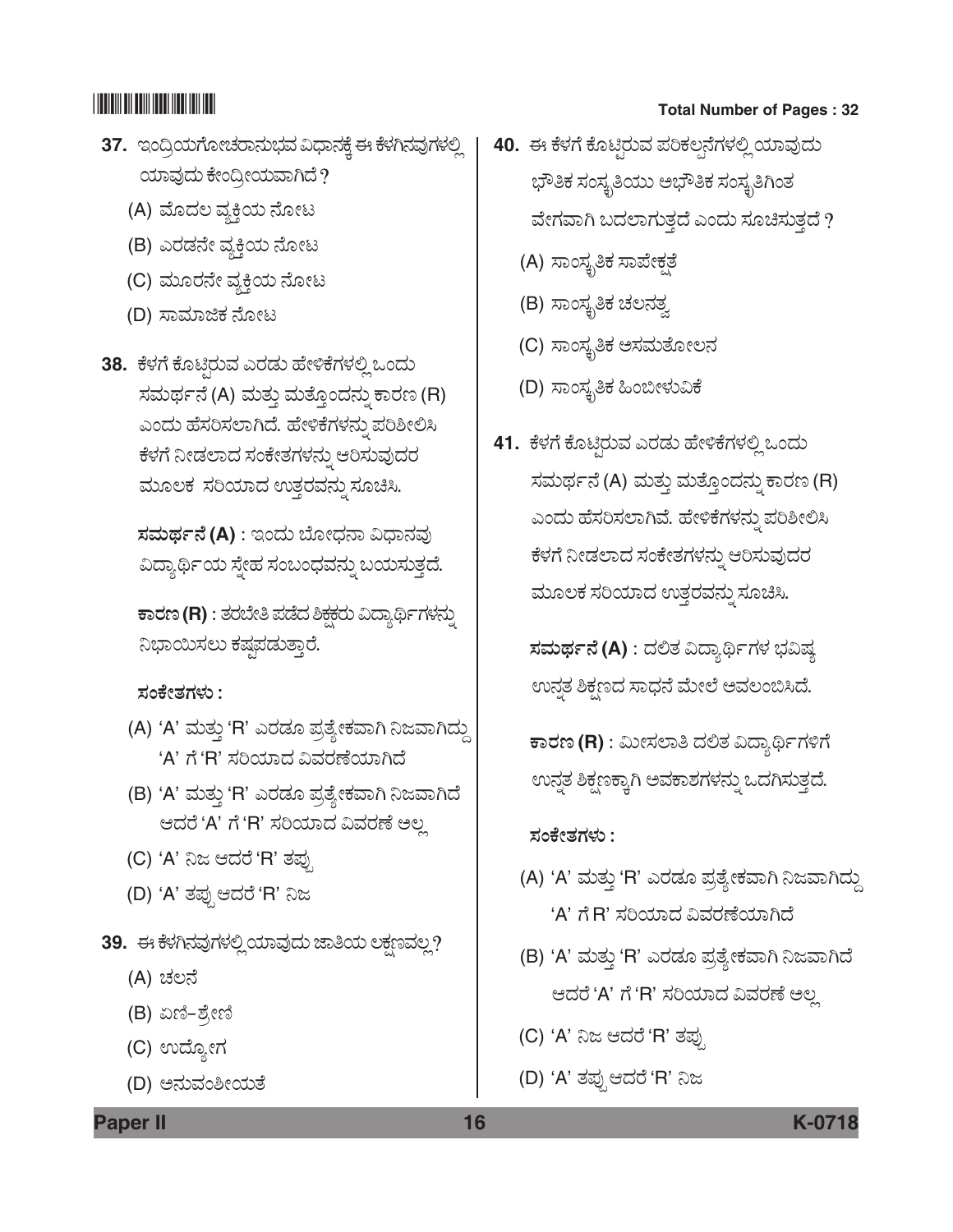37. ಇಂದ್ರಿಯಗೋಚರಾನುಭವ ವಿಧಾನಕ್ಕೆ ಈ ಕೆಳಗಿನವುಗಳಲ್ಲಿ ಯಾವುದು ಕೇಂದ್ರೀಯವಾಗಿದೆ ?

(A) ಮೊದಲ ವ್ಯಕ್ತಿಯ ನೋಟ

(B) ಎರಡನೇ ವ್ಯಕ್ತಿಯ ನೋಟ

(C) ಮೂರನೇ ವ್ಯಕ್ತಿಯ ನೋಟ

(D) ಸಾಮಾಜಿಕ ನೋಟ

38. ಕೆಳಗೆ ಕೊಟ್ಟಿರುವ ಎರಡು ಹೇಳಿಕೆಗಳಲ್ಲಿ ಒಂದು ಸಮರ್ಥನೆ (A) ಮತ್ತು ಮತ್ತೊಂದನ್ನು ಕಾರಣ (R) ಎಂದು ಹೆಸರಿಸಲಾಗಿದೆ. ಹೇಳಿಕೆಗಳನ್ನು ಪರಿಶೀಲಿಸಿ ಕೆಳಗೆ ನೀಡಲಾದ ಸಂಕೇತಗಳನ್ನು ಆರಿಸುವುದರ ಮೂಲಕ ಸರಿಯಾದ ಉತ್ತರವನ್ನು ಸೂಚಿಸಿ.

**ಸಮರ್ಥನೆ (A)** : ಇಂದು ಬೋಧನಾ ವಿಧಾನವು ವಿದ್ಯಾರ್ಥಿಯ ಸ್ನೇಹ ಸಂಬಂಧವನ್ನು ಬಯಸುತ್ತದೆ.

**ಕಾರಣ (R)** : ತರಬೇತಿ ಪಡೆದ ಶಿಕ್ಷಕರು ವಿದ್ಯಾರ್ಥಿಗಳನ್ನು ನಿಭಾಯಿಸಲು ಕಷ್ಟಪಡುತ್ತಾರೆ.

**ಸಂಕೇತಗಳು :**

(A) 'A' ಮತ್ತು 'R' ಎರಡೂ ಪ್ರತ್ಯೇಕವಾಗಿ ನಿಜವಾಗಿದ್ದು 'A' ಗೆ 'R' ಸರಿಯಾದ ವಿವರಣೆಯಾಗಿದೆ

(B) 'A' ಮತ್ತು 'R' ಎರಡೂ ಪ್ರತ್ಯೇಕವಾಗಿ ನಿಜವಾಗಿದೆ ಆದರೆ 'A' ಗೆ 'R' ಸರಿಯಾದ ವಿವರಣೆ ಅಲ್ಲ

(C) 'A' ನಿಜ ಆದರೆ 'R' ತಪ್ಪು

(D) 'A' ತಪ್ಪು ಆದರೆ 'R' ನಿಜ

39. ಈ ಕೆಳಗಿನವುಗಳಲ್ಲಿ ಯಾವುದು ಜಾತಿಯ ಲಕ್ಷಣವಲ್ಲ?

(A) ಚಲನೆ

(B) ಏಣಿ-ಶ್ರೇಣಿ

(C) ಉದ್ಯೋಗ

(D) ಅನುವಂಶೀಯತೆ

40. ಈ ಕೆಳಗೆ ಕೊಟ್ಟಿರುವ ಪರಿಕಲ್ಪನೆಗಳಲ್ಲಿ ಯಾವುದು ಭೌತಿಕ ಸಂಸ್ಕೃತಿಯು ಅಭೌತಿಕ ಸಂಸ್ಕೃತಿಗಿಂತ ವೇಗವಾಗಿ ಬದಲಾಗುತ್ತದೆ ಎಂದು ಸೂಚಿಸುತ್ತದೆ ?

(A) ಸಾಂಸ್ಕೃತಿಕ ಸಾಪೇಕ್ಷತೆ

(B) ಸಾಂಸ್ಕೃತಿಕ ಚಲನತ್ವ

(C) ಸಾಂಸ್ಕೃತಿಕ ಅಸಮತೋಲನ

(D) ಸಾಂಸ್ಕೃತಿಕ ಹಿಂಬೀಳುವಿಕೆ

41. ಕೆಳಗೆ ಕೊಟ್ಟಿರುವ ಎರಡು ಹೇಳಿಕೆಗಳಲ್ಲಿ ಒಂದು ಸಮರ್ಥನೆ (A) ಮತ್ತು ಮತ್ತೊಂದನ್ನು ಕಾರಣ (R) ಎಂದು ಹೆಸರಿಸಲಾಗಿವೆ. ಹೇಳಿಕೆಗಳನ್ನು ಪರಿಶೀಲಿಸಿ ಕೆಳಗೆ ನೀಡಲಾದ ಸಂಕೇತಗಳನ್ನು ಆರಿಸುವುದರ ಮೂಲಕ ಸರಿಯಾದ ಉತ್ತರವನ್ನು ಸೂಚಿಸಿ.

**ಸಮರ್ಥನೆ (A)** : ದಲಿತ ವಿದ್ಯಾರ್ಥಿಗಳ ಭವಿಷ್ಯ ಉನ್ನತ ಶಿಕ್ಷಣದ ಸಾಧನೆ ಮೇಲೆ ಅವಲಂಬಿಸಿದೆ.

**ಕಾರಣ (R)** : ಮೀಸಲಾತಿ ದಲಿತ ವಿದ್ಯಾರ್ಥಿಗಳಿಗೆ ಉನ್ನತ ಶಿಕ್ಷಣಕ್ಕಾಗಿ ಅವಕಾಶಗಳನ್ನು ಒದಗಿಸುತ್ತದೆ.

**ಸಂಕೇತಗಳು :**

(A) 'A' ಮತ್ತು 'R' ಎರಡೂ ಪ್ರತ್ಯೇಕವಾಗಿ ನಿಜವಾಗಿದ್ದು 'A' ಗೆ R' ಸರಿಯಾದ ವಿವರಣೆಯಾಗಿದೆ

(B) 'A' ಮತ್ತು 'R' ಎರಡೂ ಪ್ರತ್ಯೇಕವಾಗಿ ನಿಜವಾಗಿದೆ ಆದರೆ 'A' ಗೆ 'R' ಸರಿಯಾದ ವಿವರಣೆ ಅಲ್ಲ

(C) 'A' ನಿಜ ಆದರೆ 'R' ತಪ್ಪು

(D) 'A' ತಪ್ಪು ಆದರೆ 'R' ನಿಜ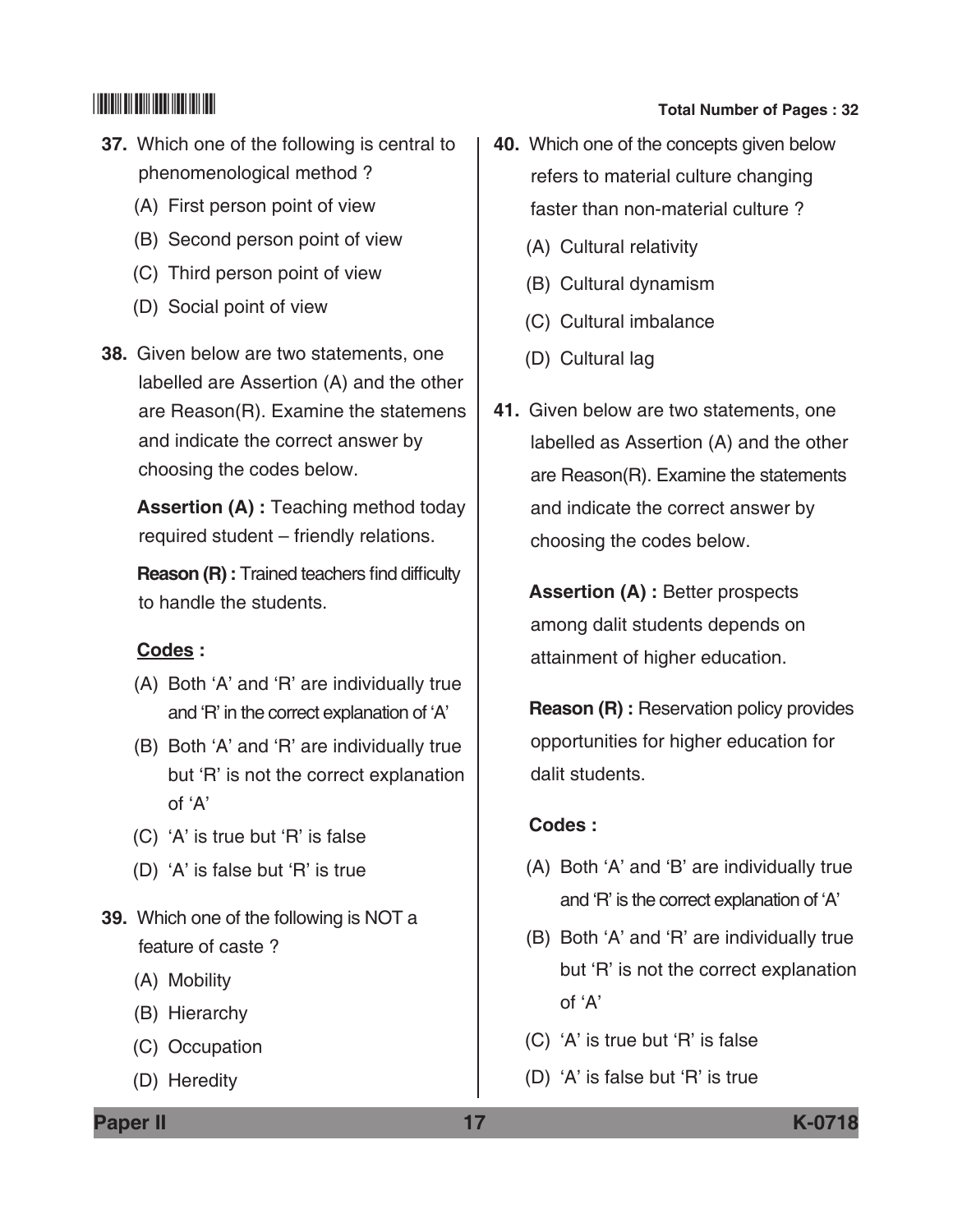**37.** Which one of the following is central to phenomenological method ?

(A) First person point of view

(B) Second person point of view

(C) Third person point of view

(D) Social point of view

**38.** Given below are two statements, one labelled are Assertion (A) and the other are Reason(R). Examine the statemens and indicate the correct answer by choosing the codes below.

**Assertion (A) :** Teaching method today required student – friendly relations.

**Reason (R) :** Trained teachers find difficulty to handle the students.

**Codes :**

(A) Both 'A' and 'R' are individually true and 'R' in the correct explanation of 'A'

(B) Both 'A' and 'R' are individually true but 'R' is not the correct explanation of 'A'

(C) 'A' is true but 'R' is false

(D) 'A' is false but 'R' is true

**39.** Which one of the following is NOT a feature of caste ?

(A) Mobility

(B) Hierarchy

(C) Occupation

(D) Heredity

**40.** Which one of the concepts given below refers to material culture changing faster than non-material culture ?

(A) Cultural relativity

(B) Cultural dynamism

(C) Cultural imbalance

(D) Cultural lag

**41.** Given below are two statements, one labelled as Assertion (A) and the other are Reason(R). Examine the statements and indicate the correct answer by choosing the codes below.

**Assertion (A) :** Better prospects among dalit students depends on attainment of higher education.

**Reason (R) :** Reservation policy provides opportunities for higher education for dalit students.

**Codes :**

(A) Both 'A' and 'B' are individually true and 'R' is the correct explanation of 'A'

(B) Both 'A' and 'R' are individually true but 'R' is not the correct explanation of 'A'

(C) 'A' is true but 'R' is false

(D) 'A' is false but 'R' is true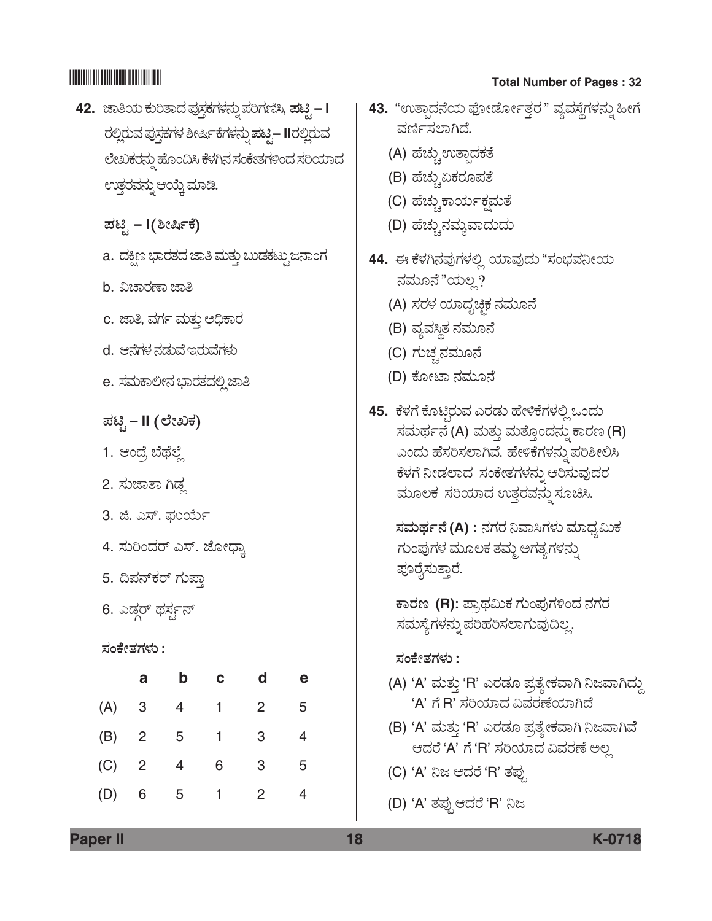42. ಜಾತಿಯ ಕುರಿತಾದ ಪುಸ್ತಕಗಳನ್ನು ಪರಿಗಣಿಸಿ, **ಪಟ್ಟಿ – I** ರಲ್ಲಿರುವ ಪುಸ್ತಕಗಳ ಶೀರ್ಷಿಕೆಗಳನ್ನು **ಪಟ್ಟಿ – II**ರಲ್ಲಿರುವ ಲೇಖಕರನ್ನು ಹೊಂದಿಸಿ ಕೆಳಗಿನ ಸಂಕೇತಗಳಿಂದ ಸರಿಯಾದ ಉತ್ತರವನ್ನು ಆಯ್ಕೆ ಮಾಡಿ.

**ಪಟ್ಟಿ – I (ಶೀರ್ಷಿಕೆ)**

a. ದಕ್ಷಿಣ ಭಾರತದ ಜಾತಿ ಮತ್ತು ಬುಡಕಟ್ಟು ಜನಾಂಗ

b. ವಿಚಾರಣಾ ಜಾತಿ

c. ಜಾತಿ, ವರ್ಗ ಮತ್ತು ಅಧಿಕಾರ

d. ಆನೆಗಳ ನಡುವೆ ಇರುವೆಗಳು

e. ಸಮಕಾಲೀನ ಭಾರತದಲ್ಲಿ ಜಾತಿ

**ಪಟ್ಟಿ – II (ಲೇಖಕ)**

1. ಆಂದ್ರೆ ಬೆಥೆಲ್ಲೆ

2. ಸುಜಾತಾ ಗಿಡ್ಲ

3. ಜಿ. ಎಸ್. ಘುರ್ಯೆ

4. ಸುರಿಂದರ್ ಎಸ್. ಜೋಧ್ಕಾ

5. ದಿಪನ್‌ಕರ್ ಗುಪ್ತಾ

6. ಎಡ್ಗರ್ ಥರ್ಸ್ಟನ್

**ಸಂಕೇತಗಳು :**

| | a | b | c | d | e |
|---|---|---|---|---|---|
| (A) | 3 | 4 | 1 | 2 | 5 |
| (B) | 2 | 5 | 1 | 3 | 4 |
| (C) | 2 | 4 | 6 | 3 | 5 |
| (D) | 6 | 5 | 1 | 2 | 4 |

43. "ಉತ್ಪಾದನೆಯ ಫೋರ್ಡೋತ್ತರ" ವ್ಯವಸ್ಥೆಗಳನ್ನು ಹೀಗೆ ವರ್ಣಿಸಲಾಗಿದೆ.

(A) ಹೆಚ್ಚು ಉತ್ಪಾದಕತೆ

(B) ಹೆಚ್ಚು ಏಕರೂಪತೆ

(C) ಹೆಚ್ಚು ಕಾರ್ಯಕ್ಷಮತೆ

(D) ಹೆಚ್ಚು ನಮ್ಯವಾದುದು

44. ಈ ಕೆಳಗಿನವುಗಳಲ್ಲಿ ಯಾವುದು "ಸಂಭವನೀಯ ನಮೂನೆ"ಯಲ್ಲ ?

(A) ಸರಳ ಯಾದೃಚ್ಛಿಕ ನಮೂನೆ

(B) ವ್ಯವಸ್ಥಿತ ನಮೂನೆ

(C) ಗುಚ್ಛ ನಮೂನೆ

(D) ಕೋಟಾ ನಮೂನೆ

45. ಕೆಳಗೆ ಕೊಟ್ಟಿರುವ ಎರಡು ಹೇಳಿಕೆಗಳಲ್ಲಿ ಒಂದು ಸಮರ್ಥನೆ (A) ಮತ್ತು ಮತ್ತೊಂದನ್ನು ಕಾರಣ (R) ಎಂದು ಹೆಸರಿಸಲಾಗಿವೆ. ಹೇಳಿಕೆಗಳನ್ನು ಪರಿಶೀಲಿಸಿ ಕೆಳಗೆ ನೀಡಲಾದ ಸಂಕೇತಗಳನ್ನು ಆರಿಸುವುದರ ಮೂಲಕ ಸರಿಯಾದ ಉತ್ತರವನ್ನು ಸೂಚಿಸಿ.

**ಸಮರ್ಥನೆ (A) :** ನಗರ ನಿವಾಸಿಗಳು ಮಾಧ್ಯಮಿಕ ಗುಂಪುಗಳ ಮೂಲಕ ತಮ್ಮ ಅಗತ್ಯಗಳನ್ನು ಪೂರೈಸುತ್ತಾರೆ.

**ಕಾರಣ (R):** ಪ್ರಾಥಮಿಕ ಗುಂಪುಗಳಿಂದ ನಗರ ಸಮಸ್ಯೆಗಳನ್ನು ಪರಿಹರಿಸಲಾಗುವುದಿಲ್ಲ.

**ಸಂಕೇತಗಳು :**

(A) 'A' ಮತ್ತು 'R' ಎರಡೂ ಪ್ರತ್ಯೇಕವಾಗಿ ನಿಜವಾಗಿದ್ದು 'A' ಗೆ R' ಸರಿಯಾದ ವಿವರಣೆಯಾಗಿದೆ

(B) 'A' ಮತ್ತು 'R' ಎರಡೂ ಪ್ರತ್ಯೇಕವಾಗಿ ನಿಜವಾಗಿವೆ ಆದರೆ 'A' ಗೆ 'R' ಸರಿಯಾದ ವಿವರಣೆ ಅಲ್ಲ

(C) 'A' ನಿಜ ಆದರೆ 'R' ತಪ್ಪು

(D) 'A' ತಪ್ಪು ಆದರೆ 'R' ನಿಜ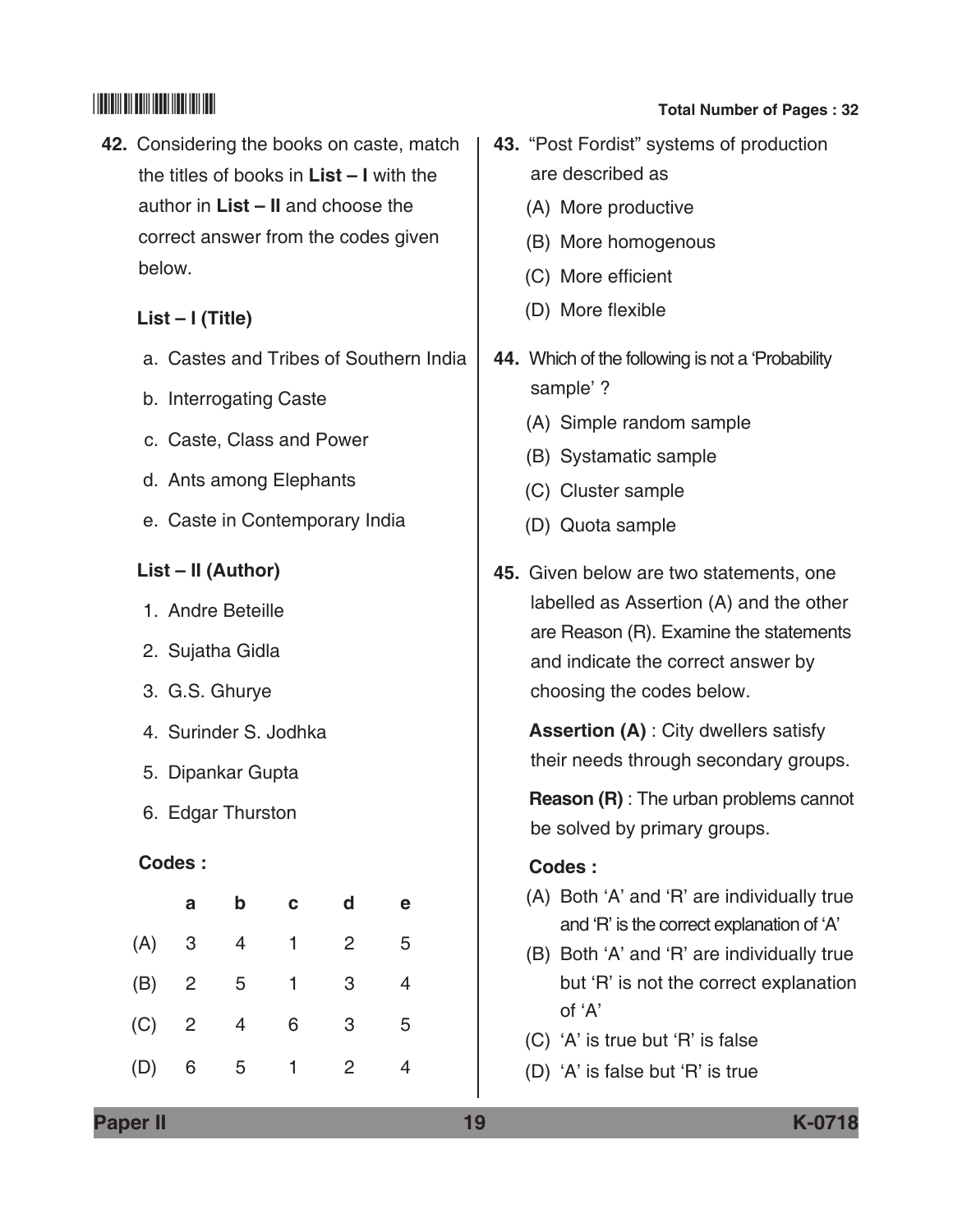**42.** Considering the books on caste, match the titles of books in **List – I** with the author in **List – II** and choose the correct answer from the codes given below.

**List – I (Title)**

a. Castes and Tribes of Southern India

b. Interrogating Caste

c. Caste, Class and Power

d. Ants among Elephants

e. Caste in Contemporary India

**List – II (Author)**

1. Andre Beteille
2. Sujatha Gidla
3. G.S. Ghurye
4. Surinder S. Jodhka
5. Dipankar Gupta
6. Edgar Thurston

**Codes :**

| | a | b | c | d | e |
|---|---|---|---|---|---|
| (A) | 3 | 4 | 1 | 2 | 5 |
| (B) | 2 | 5 | 1 | 3 | 4 |
| (C) | 2 | 4 | 6 | 3 | 5 |
| (D) | 6 | 5 | 1 | 2 | 4 |

**43.** "Post Fordist" systems of production are described as

(A) More productive

(B) More homogenous

(C) More efficient

(D) More flexible

**44.** Which of the following is not a 'Probability sample' ?

(A) Simple random sample

(B) Systematic sample

(C) Cluster sample

(D) Quota sample

**45.** Given below are two statements, one labelled as Assertion (A) and the other are Reason (R). Examine the statements and indicate the correct answer by choosing the codes below.

**Assertion (A)** : City dwellers satisfy their needs through secondary groups.

**Reason (R)** : The urban problems cannot be solved by primary groups.

**Codes :**

(A) Both 'A' and 'R' are individually true and 'R' is the correct explanation of 'A'

(B) Both 'A' and 'R' are individually true but 'R' is not the correct explanation of 'A'

(C) 'A' is true but 'R' is false

(D) 'A' is false but 'R' is true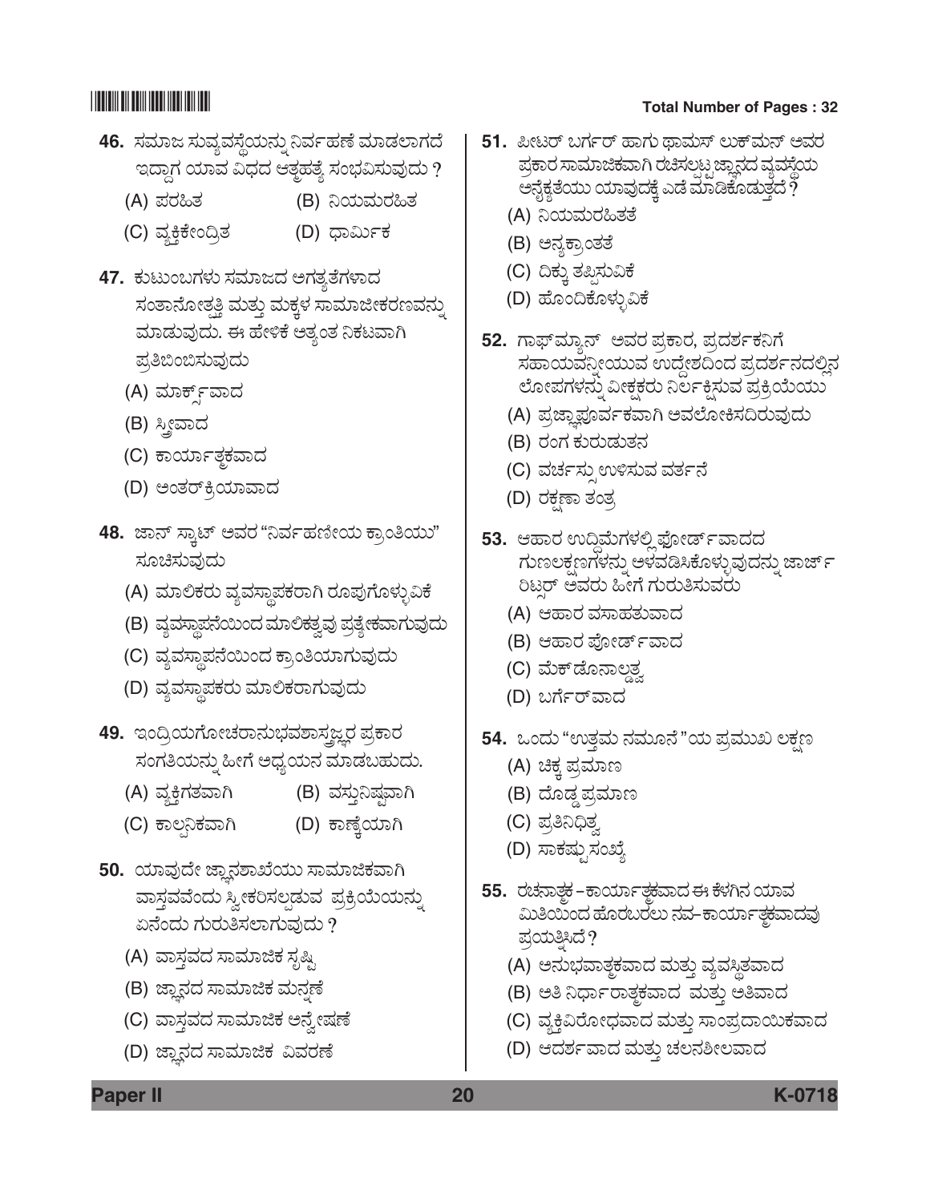46. ಸಮಾಜ ಸುವ್ಯವಸ್ಥೆಯನ್ನು ನಿರ್ವಹಣೆ ಮಾಡಲಾಗದೆ ಇದ್ದಾಗ ಯಾವ ವಿಧದ ಆತ್ಮಹತ್ಯೆ ಸಂಭವಿಸುವುದು ?

(A) ಪರಹಿತ

(B) ನಿಯಮರಹಿತ

(C) ವ್ಯಕ್ತಿಕೇಂದ್ರಿತ

(D) ಧಾರ್ಮಿಕ

47. ಕುಟುಂಬಗಳು ಸಮಾಜದ ಅಗತ್ಯತೆಗಳಾದ ಸಂತಾನೋತ್ಪತ್ತಿ ಮತ್ತು ಮಕ್ಕಳ ಸಾಮಾಜೀಕರಣವನ್ನು ಮಾಡುವುದು. ಈ ಹೇಳಿಕೆ ಅತ್ಯಂತ ನಿಕಟವಾಗಿ ಪ್ರತಿಬಿಂಬಿಸುವುದು

(A) ಮಾರ್ಕ್ಸ್‌ವಾದ

(B) ಸ್ತ್ರೀವಾದ

(C) ಕಾರ್ಯಾತ್ಮಕವಾದ

(D) ಅಂತರ್‌ಕ್ರಿಯಾವಾದ

48. ಜಾನ್ ಸ್ಕಾಟ್ ಅವರ "ನಿರ್ವಹಣೇಯ ಕ್ರಾಂತಿಯು" ಸೂಚಿಸುವುದು

(A) ಮಾಲಿಕರು ವ್ಯವಸ್ಥಾಪಕರಾಗಿ ರೂಪುಗೊಳ್ಳುವಿಕೆ

(B) ವ್ಯವಸ್ಥಾಪನೆಯಿಂದ ಮಾಲಿಕತ್ವವು ಪ್ರತ್ಯೇಕವಾಗುವುದು

(C) ವ್ಯವಸ್ಥಾಪನೆಯಿಂದ ಕ್ರಾಂತಿಯಾಗುವುದು

(D) ವ್ಯವಸ್ಥಾಪಕರು ಮಾಲಿಕರಾಗುವುದು

49. ಇಂದ್ರಿಯಗೋಚರಾನುಭವಶಾಸ್ತ್ರಜ್ಞರ ಪ್ರಕಾರ ಸಂಗತಿಯನ್ನು ಹೀಗೆ ಅಧ್ಯಯನ ಮಾಡಬಹುದು.

(A) ವ್ಯಕ್ತಿಗತವಾಗಿ

(B) ವಸ್ತುನಿಷ್ಠವಾಗಿ

(C) ಕಾಲ್ಪನಿಕವಾಗಿ

(D) ಕಾಣ್ಕೆಯಾಗಿ

50. ಯಾವುದೇ ಜ್ಞಾನಶಾಖೆಯು ಸಾಮಾಜಿಕವಾಗಿ ವಾಸ್ತವವೆಂದು ಸ್ವೀಕರಿಸಲ್ಪಡುವ ಪ್ರಕ್ರಿಯೆಯನ್ನು ಏನೆಂದು ಗುರುತಿಸಲಾಗುವುದು ?

(A) ವಾಸ್ತವದ ಸಾಮಾಜಿಕ ಸೃಷ್ಟಿ

(B) ಜ್ಞಾನದ ಸಾಮಾಜಿಕ ಮನ್ನಣೆ

(C) ವಾಸ್ತವದ ಸಾಮಾಜಿಕ ಅನ್ವೇಷಣೆ

(D) ಜ್ಞಾನದ ಸಾಮಾಜಿಕ ವಿವರಣೆ

51. ಪೀಟರ್ ಬರ್ಗರ್ ಹಾಗು ಥಾಮಸ್ ಲುಕ್‌ಮನ್ ಅವರ ಪ್ರಕಾರ ಸಾಮಾಜಿಕವಾಗಿ ರಚಿಸಲ್ಪಟ್ಟ ಜ್ಞಾನದ ವ್ಯವಸ್ಥೆಯ ಅನ್ಯಕೃತೆಯು ಯಾವುದಕ್ಕೆ ಎಡೆ ಮಾಡಿಕೊಡುತ್ತದೆ ?

(A) ನಿಯಮರಹಿತತೆ

(B) ಅನ್ಯಕ್ರಾಂತತೆ

(C) ದಿಕ್ಕು ತಪ್ಪಿಸುವಿಕೆ

(D) ಹೊಂದಿಕೊಳ್ಳುವಿಕೆ

52. ಗಾಫ್‌ಮ್ಯಾನ್ ಅವರ ಪ್ರಕಾರ, ಪ್ರದರ್ಶಕನಿಗೆ ಸಹಾಯವನ್ನೀಯುವ ಉದ್ದೇಶದಿಂದ ಪ್ರದರ್ಶನದಲ್ಲಿನ ಲೋಪಗಳನ್ನು ವೀಕ್ಷಕರು ನಿರ್ಲಕ್ಷಿಸುವ ಪ್ರಕ್ರಿಯೆಯು

(A) ಪ್ರಜ್ಞಾಪೂರ್ವಕವಾಗಿ ಅವಲೋಕಿಸದಿರುವುದು

(B) ರಂಗ ಕುರುಡುತನ

(C) ವರ್ಚಸ್ಸು ಉಳಿಸುವ ವರ್ತನೆ

(D) ರಕ್ಷಣಾ ತಂತ್ರ

53. ಆಹಾರ ಉದ್ದಿಮೆಗಳಲ್ಲಿ ಫೋರ್ಡ್‌ವಾದದ ಗುಣಲಕ್ಷಣಗಳನ್ನು ಅಳವಡಿಸಿಕೊಳ್ಳುವುದನ್ನು ಜಾರ್ಜ್ ರಿಟ್ಸರ್ ಅವರು ಹೀಗೆ ಗುರುತಿಸುವರು

(A) ಆಹಾರ ವಸಾಹತುವಾದ

(B) ಆಹಾರ ಫೋರ್ಡ್‌ವಾದ

(C) ಮೆಕ್‌ಡೊನಾಲ್ಡತ್ವ

(D) ಬರ್ಗರ್‌ವಾದ

54. ಒಂದು "ಉತ್ತಮ ನಮೂನೆ"ಯ ಪ್ರಮುಖ ಲಕ್ಷಣ

(A) ಚಿಕ್ಕ ಪ್ರಮಾಣ

(B) ದೊಡ್ಡ ಪ್ರಮಾಣ

(C) ಪ್ರತಿನಿಧಿತ್ವ

(D) ಸಾಕಷ್ಟು ಸಂಖ್ಯೆ

55. ರಚನಾತ್ಮಕ – ಕಾರ್ಯಾತ್ಮಕವಾದ ಈ ಕೆಳಗಿನ ಯಾವ ಮಿತಿಯಿಂದ ಹೊರಬರಲು ನವ-ಕಾರ್ಯಾತ್ಮಕವಾದವು ಪ್ರಯತ್ನಿಸಿದೆ ?

(A) ಅನುಭವಾತ್ಮಕವಾದ ಮತ್ತು ವ್ಯವಸ್ಥಿತವಾದ

(B) ಅತಿ ನಿರ್ಧಾರಾತ್ಮಕವಾದ ಮತ್ತು ಅತಿವಾದ

(C) ವ್ಯಕ್ತಿವಿರೋಧವಾದ ಮತ್ತು ಸಾಂಪ್ರದಾಯಿಕವಾದ

(D) ಆದರ್ಶವಾದ ಮತ್ತು ಚಲನಶೀಲವಾದ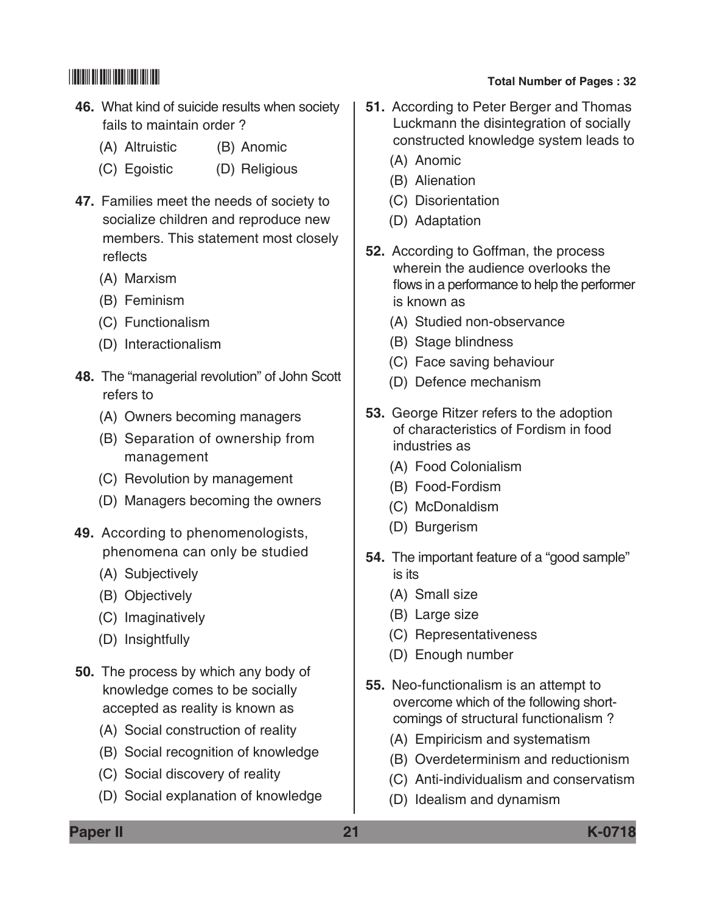46. What kind of suicide results when society fails to maintain order ?

(A) Altruistic (B) Anomic

(C) Egoistic (D) Religious

47. Families meet the needs of society to socialize children and reproduce new members. This statement most closely reflects

(A) Marxism

(B) Feminism

(C) Functionalism

(D) Interactionalism

48. The "managerial revolution" of John Scott refers to

(A) Owners becoming managers

(B) Separation of ownership from management

(C) Revolution by management

(D) Managers becoming the owners

49. According to phenomenologists, phenomena can only be studied

(A) Subjectively

(B) Objectively

(C) Imaginatively

(D) Insightfully

50. The process by which any body of knowledge comes to be socially accepted as reality is known as

(A) Social construction of reality

(B) Social recognition of knowledge

(C) Social discovery of reality

(D) Social explanation of knowledge

51. According to Peter Berger and Thomas Luckmann the disintegration of socially constructed knowledge system leads to

(A) Anomic

(B) Alienation

(C) Disorientation

(D) Adaptation

52. According to Goffman, the process wherein the audience overlooks the flows in a performance to help the performer is known as

(A) Studied non-observance

(B) Stage blindness

(C) Face saving behaviour

(D) Defence mechanism

53. George Ritzer refers to the adoption of characteristics of Fordism in food industries as

(A) Food Colonialism

(B) Food-Fordism

(C) McDonaldism

(D) Burgerism

54. The important feature of a "good sample" is its

(A) Small size

(B) Large size

(C) Representativeness

(D) Enough number

55. Neo-functionalism is an attempt to overcome which of the following short-comings of structural functionalism ?

(A) Empiricism and systematism

(B) Overdeterminism and reductionism

(C) Anti-individualism and conservatism

(D) Idealism and dynamism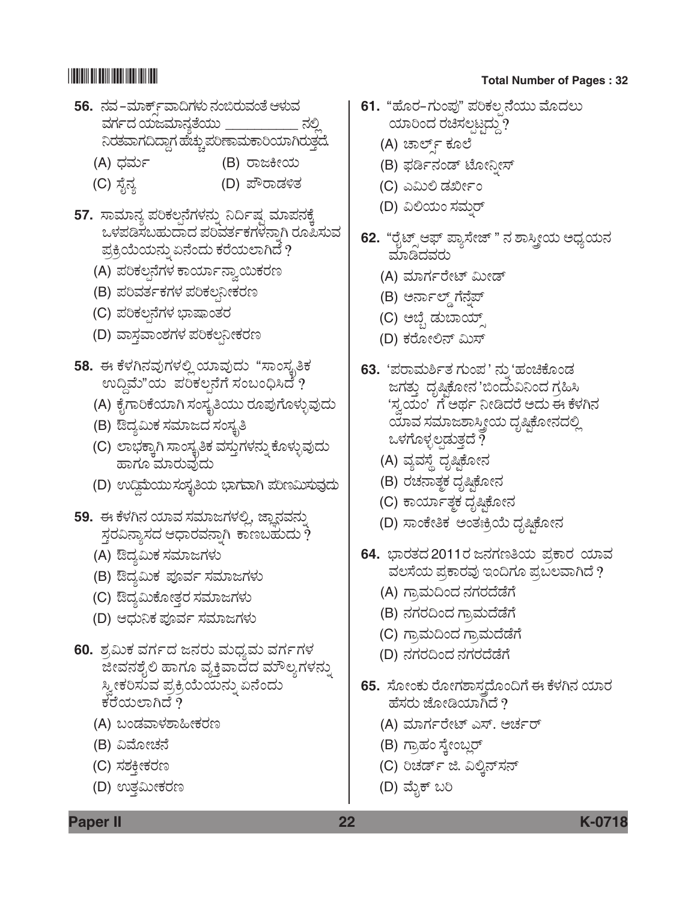56. ನವ-ಮಾರ್ಕ್ಸ್‌ವಾದಿಗಳು ನಂಬಿರುವಂತೆ ಆಳುವ ವರ್ಗದ ಯಜಮಾನ್ಯತೆಯು __________ ನಲ್ಲಿ ನಿರತವಾಗದಿದ್ದಾಗ ಹೆಚ್ಚು ಪರಿಣಾಮಕಾರಿಯಾಗಿರುತ್ತದೆ.

(A) ಧರ್ಮ
(B) ರಾಜಕೀಯ
(C) ಸೈನ್ಯ
(D) ಪೌರಾಡಳಿತ

57. ಸಾಮಾನ್ಯ ಪರಿಕಲ್ಪನೆಗಳನ್ನು ನಿರ್ದಿಷ್ಟ ಮಾಪನಕ್ಕೆ ಒಳಪಡಿಸಬಹುದಾದ ಪರಿವರ್ತಕಗಳನ್ನಾಗಿ ರೂಪಿಸುವ ಪ್ರಕ್ರಿಯೆಯನ್ನು ಏನೆಂದು ಕರೆಯಲಾಗಿದೆ ?

(A) ಪರಿಕಲ್ಪನೆಗಳ ಕಾರ್ಯಾನ್ವಾಯಿಕರಣ
(B) ಪರಿವರ್ತಕಗಳ ಪರಿಕಲ್ಪನೀಕರಣ
(C) ಪರಿಕಲ್ಪನೆಗಳ ಭಾಷಾಂತರ
(D) ವಾಸ್ತವಾಂಶಗಳ ಪರಿಕಲ್ಪನೀಕರಣ

58. ಈ ಕೆಳಗಿನವುಗಳಲ್ಲಿ ಯಾವುದು "ಸಾಂಸ್ಕೃತಿಕ ಉದ್ದಿಮೆ"ಯ ಪರಿಕಲ್ಪನೆಗೆ ಸಂಬಂಧಿಸಿದೆ ?

(A) ಕೈಗಾರಿಕೆಯಾಗಿ ಸಂಸ್ಕೃತಿಯು ರೂಪುಗೊಳ್ಳುವುದು
(B) ಔದ್ಯಮಿಕ ಸಮಾಜದ ಸಂಸ್ಕೃತಿ
(C) ಲಾಭಕ್ಕಾಗಿ ಸಾಂಸ್ಕೃತಿಕ ವಸ್ತುಗಳನ್ನು ಕೊಳ್ಳುವುದು ಹಾಗೂ ಮಾರುವುದು
(D) ಉದ್ದಿಮೆಯು ಸಂಸ್ಕೃತಿಯ ಭಾಗವಾಗಿ ಪರಿಣಮಿಸುವುದು

59. ಈ ಕೆಳಗಿನ ಯಾವ ಸಮಾಜಗಳಲ್ಲಿ, ಜ್ಞಾನವನ್ನು ಸ್ತರವಿನ್ಯಾಸದ ಆಧಾರವನ್ನಾಗಿ ಕಾಣಬಹುದು ?

(A) ಔದ್ಯಮಿಕ ಸಮಾಜಗಳು
(B) ಔದ್ಯಮಿಕ ಪೂರ್ವ ಸಮಾಜಗಳು
(C) ಔದ್ಯಮಿಕೋತ್ತರ ಸಮಾಜಗಳು
(D) ಆಧುನಿಕ ಪೂರ್ವ ಸಮಾಜಗಳು

60. ಶ್ರಮಿಕ ವರ್ಗದ ಜನರು ಮಧ್ಯಮ ವರ್ಗಗಳ ಜೀವನಶೈಲಿ ಹಾಗೂ ವ್ಯಕ್ತಿವಾದದ ಮೌಲ್ಯಗಳನ್ನು ಸ್ವೀಕರಿಸುವ ಪ್ರಕ್ರಿಯೆಯನ್ನು ಏನೆಂದು ಕರೆಯಲಾಗಿದೆ ?

(A) ಬಂಡವಾಳಶಾಹೀಕರಣ
(B) ವಿಮೋಚನೆ
(C) ಸಶಕ್ತೀಕರಣ
(D) ಉತ್ತಮೀಕರಣ

61. "ಹೊರ-ಗುಂಪು" ಪರಿಕಲ್ಪನೆಯು ಮೊದಲು ಯಾರಿಂದ ರಚಿಸಲ್ಪಟ್ಟಿದ್ದು ?

(A) ಚಾರ್ಲ್ಸ್ ಕೂಲೆ
(B) ಫರ್ಡಿನಂಡ್ ಟೋನ್ನೀಸ್
(C) ಎಮಿಲಿ ಡರ್ಖೀಂ
(D) ವಿಲಿಯಂ ಸಮ್ನರ್

62. "ರೈಟ್ಸ್ ಆಫ್ ಪ್ಯಾಸೇಜ್" ನ ಶಾಸ್ತ್ರೀಯ ಅಧ್ಯಯನ ಮಾಡಿದವರು

(A) ಮಾರ್ಗರೇಟ್ ಮೀಡ್
(B) ಅರ್ನಾಲ್ಡ್ ಗೆನ್ನೆಪ್
(C) ಅಬ್ಬೆ ಡುಬಾಯ್ಸ್
(D) ಕರೋಲಿನ್ ಮಿಸ್

63. 'ಪರಾಮರ್ಶಿತ ಗುಂಪ' ನ್ನು 'ಹಂಚಿಕೊಂಡ ಜಗತ್ತು ದೃಷ್ಟಿಕೋನ'ಬಿಂದುವಿನಿಂದ ಗ್ರಹಿಸಿ 'ಸ್ವಯಂ' ಗೆ ಅರ್ಥ ನೀಡಿದರೆ ಅದು ಈ ಕೆಳಗಿನ ಯಾವ ಸಮಾಜಶಾಸ್ತ್ರೀಯ ದೃಷ್ಟಿಕೋನದಲ್ಲಿ ಒಳಗೊಳ್ಳಲ್ಪಡುತ್ತದೆ ?

(A) ವ್ಯವಸ್ಥೆ ದೃಷ್ಟಿಕೋನ
(B) ರಚನಾತ್ಮಕ ದೃಷ್ಟಿಕೋನ
(C) ಕಾರ್ಯಾತ್ಮಕ ದೃಷ್ಟಿಕೋನ
(D) ಸಾಂಕೇತಿಕ ಅಂತಃಕ್ರಿಯೆ ದೃಷ್ಟಿಕೋನ

64. ಭಾರತದ 2011ರ ಜನಗಣತಿಯ ಪ್ರಕಾರ ಯಾವ ವಲಸೆಯ ಪ್ರಕಾರವು ಇಂದಿಗೂ ಪ್ರಬಲವಾಗಿದೆ ?

(A) ಗ್ರಾಮದಿಂದ ನಗರದೆಡೆಗೆ
(B) ನಗರದಿಂದ ಗ್ರಾಮದೆಡೆಗೆ
(C) ಗ್ರಾಮದಿಂದ ಗ್ರಾಮದೆಡೆಗೆ
(D) ನಗರದಿಂದ ನಗರದೆಡೆಗೆ

65. ಸೋಂಕು ರೋಗಶಾಸ್ತ್ರದೊಂದಿಗೆ ಈ ಕೆಳಗಿನ ಯಾರ ಹೆಸರು ಜೋಡಿಯಾಗಿದೆ ?

(A) ಮಾರ್ಗರೇಟ್ ಎಸ್. ಅರ್ಚರ್
(B) ಗ್ರಾಹಂ ಸ್ಕೇಂಬ್ಲರ್
(C) ರಿಚರ್ಡ್ ಜಿ. ವಿಲ್ಕಿನ್‌ಸನ್
(D) ಮೈಕ್ ಬರಿ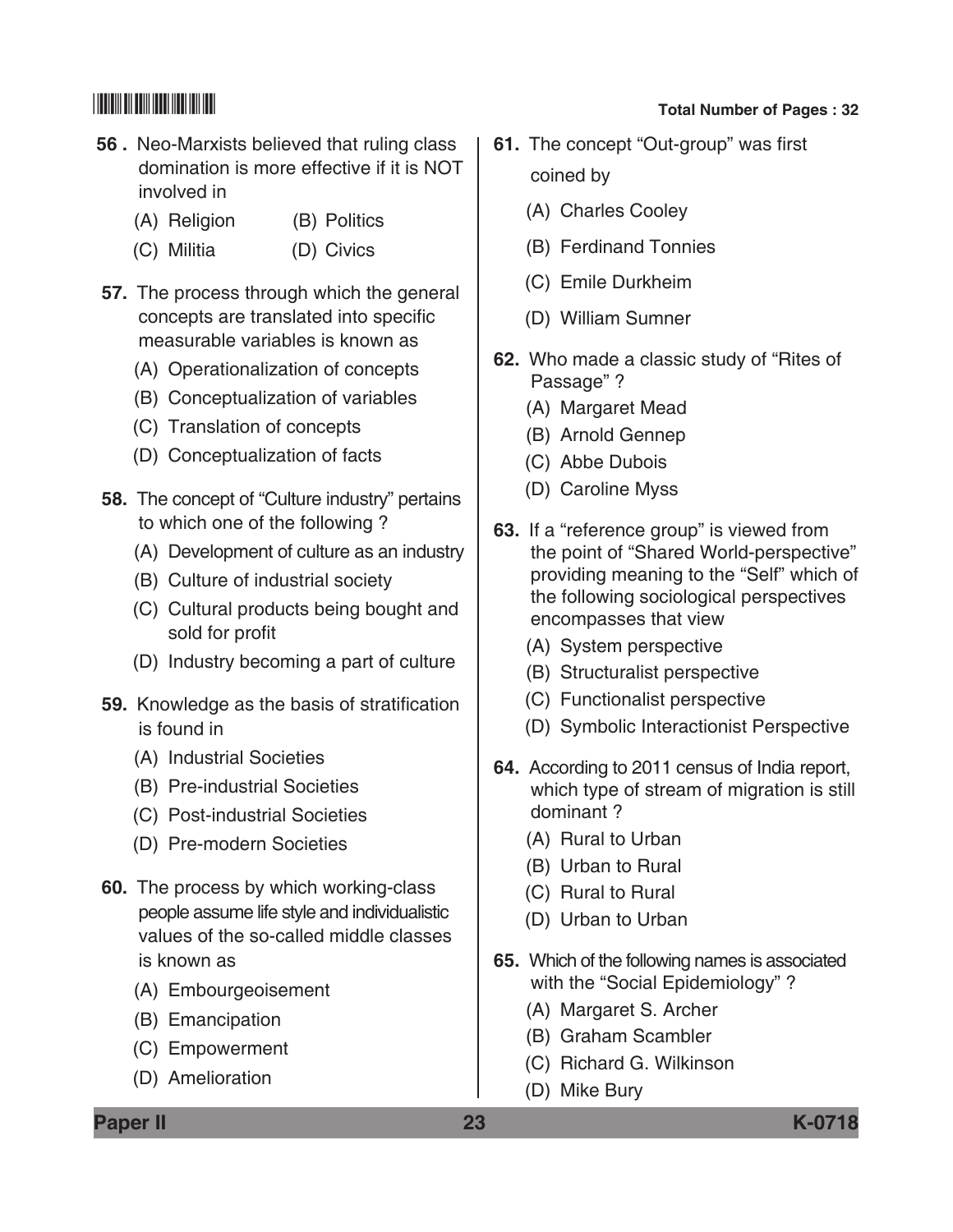56. Neo-Marxists believed that ruling class domination is more effective if it is NOT involved in

(A) Religion
(B) Politics
(C) Militia
(D) Civics

57. The process through which the general concepts are translated into specific measurable variables is known as

(A) Operationalization of concepts
(B) Conceptualization of variables
(C) Translation of concepts
(D) Conceptualization of facts

58. The concept of "Culture industry" pertains to which one of the following ?

(A) Development of culture as an industry
(B) Culture of industrial society
(C) Cultural products being bought and sold for profit
(D) Industry becoming a part of culture

59. Knowledge as the basis of stratification is found in

(A) Industrial Societies
(B) Pre-industrial Societies
(C) Post-industrial Societies
(D) Pre-modern Societies

60. The process by which working-class people assume life style and individualistic values of the so-called middle classes is known as

(A) Embourgeoisement
(B) Emancipation
(C) Empowerment
(D) Amelioration

61. The concept "Out-group" was first coined by

(A) Charles Cooley
(B) Ferdinand Tonnies
(C) Emile Durkheim
(D) William Sumner

62. Who made a classic study of "Rites of Passage" ?

(A) Margaret Mead
(B) Arnold Gennep
(C) Abbe Dubois
(D) Caroline Myss

63. If a "reference group" is viewed from the point of "Shared World-perspective" providing meaning to the "Self" which of the following sociological perspectives encompasses that view

(A) System perspective
(B) Structuralist perspective
(C) Functionalist perspective
(D) Symbolic Interactionist Perspective

64. According to 2011 census of India report, which type of stream of migration is still dominant ?

(A) Rural to Urban
(B) Urban to Rural
(C) Rural to Rural
(D) Urban to Urban

65. Which of the following names is associated with the "Social Epidemiology" ?

(A) Margaret S. Archer
(B) Graham Scambler
(C) Richard G. Wilkinson
(D) Mike Bury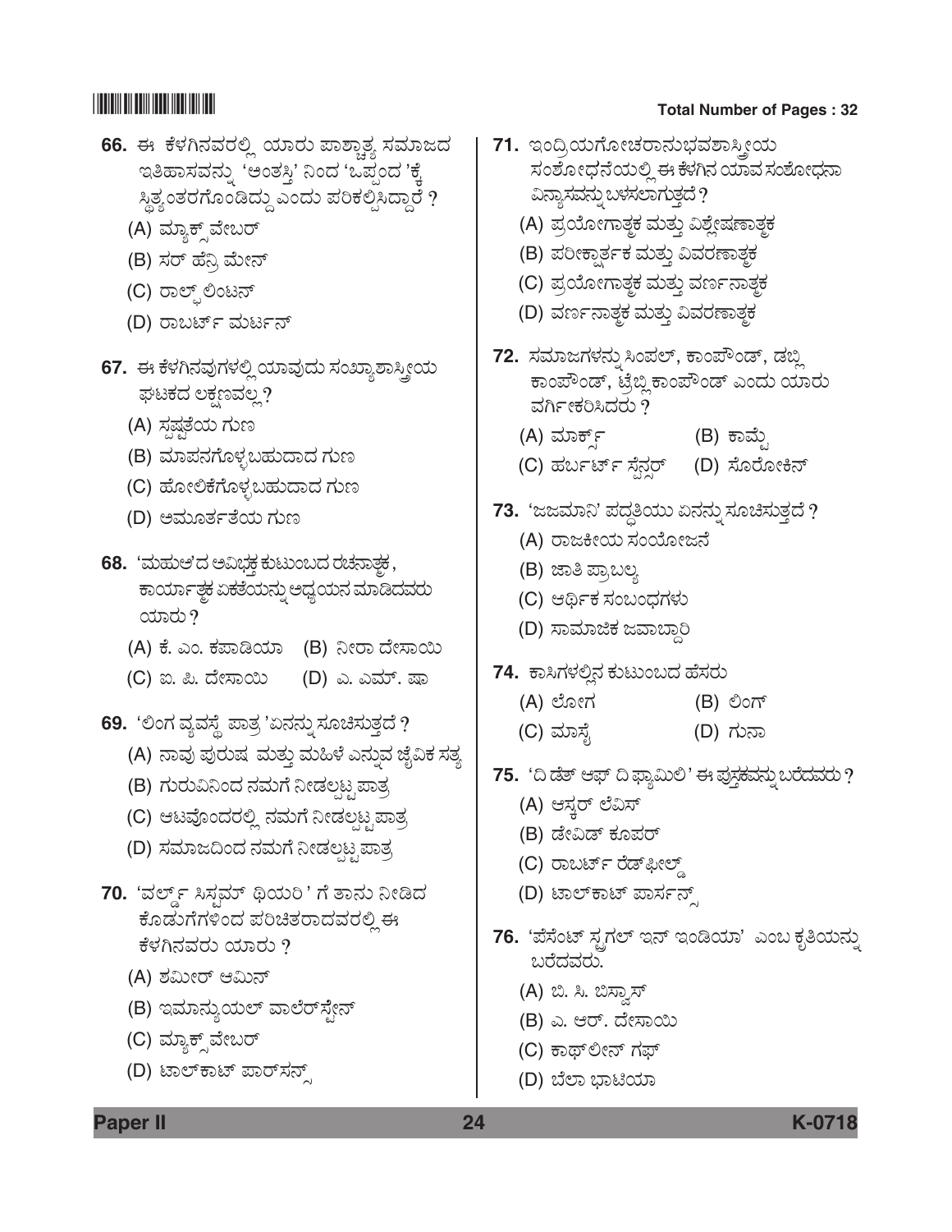66. ಈ ಕೆಳಗಿನವರಲ್ಲಿ ಯಾರು ಪಾಶ್ಚಾತ್ಯ ಸಮಾಜದ ಇತಿಹಾಸವನ್ನು 'ಅಂತಸ್ತಿ' ನಿಂದ 'ಒಪ್ಪಂದ 'ಕ್ಕೆ ಸ್ಥಿತ್ಯಂತರಗೊಂಡಿದ್ದು ಎಂದು ಪರಿಕಲ್ಪಿಸಿದ್ದಾರೆ ?
   (A) ಮ್ಯಾಕ್ಸ್ ವೇಬರ್
   (B) ಸರ್ ಹೆನ್ರಿ ಮೇನ್
   (C) ರಾಲ್ಫ್ ಲಿಂಟನ್
   (D) ರಾಬರ್ಟ್ ಮರ್ಟನ್

67. ಈ ಕೆಳಗಿನವುಗಳಲ್ಲಿ ಯಾವುದು ಸಂಖ್ಯಾಶಾಸ್ತ್ರೀಯ ಘಟಕದ ಲಕ್ಷಣವಲ್ಲ ?
   (A) ಸ್ಪಷ್ಟತೆಯ ಗುಣ
   (B) ಮಾಪನಗೊಳ್ಳಬಹುದಾದ ಗುಣ
   (C) ಹೋಲಿಕೆಗೊಳ್ಳಬಹುದಾದ ಗುಣ
   (D) ಅಮೂರ್ತತೆಯ ಗುಣ

68. 'ಮಹುಆ'ದ ಅವಿಭಕ್ತ ಕುಟುಂಬದ ರಚನಾತ್ಮಕ, ಕಾರ್ಯಾತ್ಮಕ ಏಕತೆಯನ್ನು ಅಧ್ಯಯನ ಮಾಡಿದವರು ಯಾರು ?
   (A) ಕೆ. ಎಂ. ಕಪಾಡಿಯಾ
   (B) ನೀರಾ ದೇಸಾಯಿ
   (C) ಐ. ಪಿ. ದೇಸಾಯಿ
   (D) ಎ. ಎಮ್. ಷಾ

69. 'ಲಿಂಗ ವ್ಯವಸ್ಥೆ ಪಾತ್ರ 'ಏನನ್ನು ಸೂಚಿಸುತ್ತದೆ ?
   (A) ನಾವು ಪುರುಷ ಮತ್ತು ಮಹಿಳೆ ಎನ್ನುವ ಜೈವಿಕ ಸತ್ಯ
   (B) ಗುರುವಿನಿಂದ ನಮಗೆ ನೀಡಲ್ಪಟ್ಟ ಪಾತ್ರ
   (C) ಆಟವೊಂದರಲ್ಲಿ ನಮಗೆ ನೀಡಲ್ಪಟ್ಟ ಪಾತ್ರ
   (D) ಸಮಾಜದಿಂದ ನಮಗೆ ನೀಡಲ್ಪಟ್ಟ ಪಾತ್ರ

70. 'ವರ್ಲ್ಡ್ ಸಿಸ್ಟಮ್ ಥಿಯರಿ ' ಗೆ ತಾನು ನೀಡಿದ ಕೊಡುಗೆಗಳಿಂದ ಪರಿಚಿತರಾದವರಲ್ಲಿ ಈ ಕೆಳಗಿನವರು ಯಾರು ?
   (A) ಶಮೀರ್ ಆಮಿನ್
   (B) ಇಮಾನ್ಯುಯಲ್ ವಾಲೆರ್‌ಸ್ಟೇನ್
   (C) ಮ್ಯಾಕ್ಸ್ ವೇಬರ್
   (D) ಟಾಲ್‌ಕಾಟ್ ಪಾರ್ಸನ್ಸ್

71. ಇಂದ್ರಿಯಗೋಚರಾನುಭವಶಾಸ್ತ್ರೀಯ ಸಂಶೋಧನೆಯಲ್ಲಿ ಈ ಕೆಳಗಿನ ಯಾವ ಸಂಶೋಧನಾ ವಿನ್ಯಾಸವನ್ನು ಬಳಸಲಾಗುತ್ತದೆ ?
   (A) ಪ್ರಯೋಗಾತ್ಮಕ ಮತ್ತು ವಿಶ್ಲೇಷಣಾತ್ಮಕ
   (B) ಪರೀಕ್ಷಾರ್ತಕ ಮತ್ತು ವಿವರಣಾತ್ಮಕ
   (C) ಪ್ರಯೋಗಾತ್ಮಕ ಮತ್ತು ವರ್ಣನಾತ್ಮಕ
   (D) ವರ್ಣನಾತ್ಮಕ ಮತ್ತು ವಿವರಣಾತ್ಮಕ

72. ಸಮಾಜಗಳನ್ನು ಸಿಂಪಲ್, ಕಾಂಪೌಂಡ್, ಡಬ್ಲಿ ಕಾಂಪೌಂಡ್, ಟ್ರೆಬ್ಲಿ ಕಾಂಪೌಂಡ್ ಎಂದು ಯಾರು ವರ್ಗೀಕರಿಸಿದರು ?
   (A) ಮಾರ್ಕ್ಸ್
   (B) ಕಾಮ್ಟೆ
   (C) ಹರ್ಬರ್ಟ್ ಸ್ಪೆನ್ಸರ್
   (D) ಸೊರೋಕಿನ್

73. 'ಜಜಮಾನಿ' ಪದ್ಧತಿಯು ಏನನ್ನು ಸೂಚಿಸುತ್ತದೆ ?
   (A) ರಾಜಕೀಯ ಸಂಯೋಜನೆ
   (B) ಜಾತಿ ಪ್ರಾಬಲ್ಯ
   (C) ಆರ್ಥಿಕ ಸಂಬಂಧಗಳು
   (D) ಸಾಮಾಜಿಕ ಜವಾಬ್ದಾರಿ

74. ಕಾಸಿಗಳಲ್ಲಿನ ಕುಟುಂಬದ ಹೆಸರು
   (A) ಲೋಗ
   (B) ಲಿಂಗ್
   (C) ಮಾಸ್ಸೆ
   (D) ಗುನಾ

75. 'ದಿ ಡೆತ್ ಆಫ್ ದಿ ಫ್ಯಾಮಿಲಿ' ಈ ಪುಸ್ತಕವನ್ನು ಬರೆದವರು ?
   (A) ಆಸ್ಕರ್ ಲೆವಿಸ್
   (B) ಡೇವಿಡ್ ಕೂಪರ್
   (C) ರಾಬರ್ಟ್ ರೆಡ್‌ಫೀಲ್ಡ್
   (D) ಟಾಲ್‌ಕಾಟ್ ಪಾರ್ಸನ್ಸ್

76. 'ಪೆಸೆಂಟ್ ಸ್ಟ್ರಗಲ್ ಇನ್ ಇಂಡಿಯಾ' ಎಂಬ ಕೃತಿಯನ್ನು ಬರೆದವರು.
   (A) ಬಿ. ಸಿ. ಬಿಸ್ವಾಸ್
   (B) ಎ. ಆರ್. ದೇಸಾಯಿ
   (C) ಕಾಥ್‌ಲೀನ್ ಗಫ್
   (D) ಬೆಲಾ ಭಾಟಿಯಾ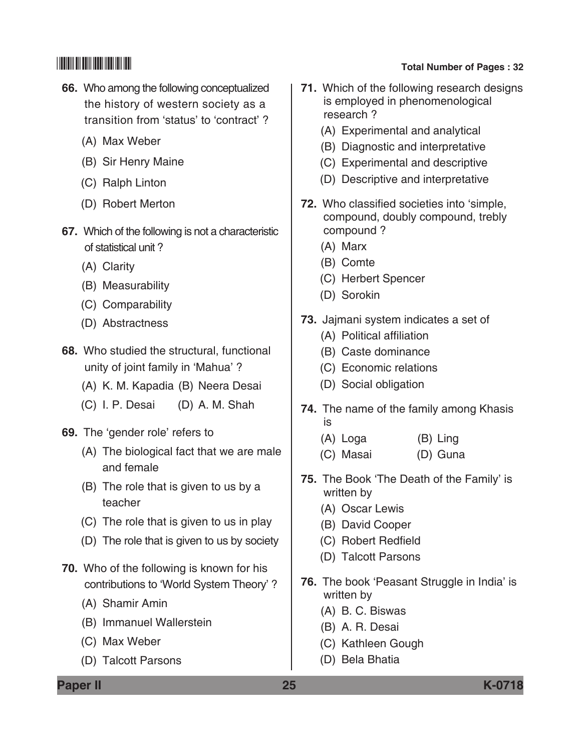66. Who among the following conceptualized the history of western society as a transition from 'status' to 'contract' ?

(A) Max Weber

(B) Sir Henry Maine

(C) Ralph Linton

(D) Robert Merton

67. Which of the following is not a characteristic of statistical unit ?

(A) Clarity

(B) Measurability

(C) Comparability

(D) Abstractness

68. Who studied the structural, functional unity of joint family in 'Mahua' ?

(A) K. M. Kapadia (B) Neera Desai

(C) I. P. Desai (D) A. M. Shah

69. The 'gender role' refers to

(A) The biological fact that we are male and female

(B) The role that is given to us by a teacher

(C) The role that is given to us in play

(D) The role that is given to us by society

70. Who of the following is known for his contributions to 'World System Theory' ?

(A) Shamir Amin

(B) Immanuel Wallerstein

(C) Max Weber

(D) Talcott Parsons

71. Which of the following research designs is employed in phenomenological research ?

(A) Experimental and analytical

(B) Diagnostic and interpretative

(C) Experimental and descriptive

(D) Descriptive and interpretative

72. Who classified societies into 'simple, compound, doubly compound, trebly compound ?

(A) Marx

(B) Comte

(C) Herbert Spencer

(D) Sorokin

73. Jajmani system indicates a set of

(A) Political affiliation

(B) Caste dominance

(C) Economic relations

(D) Social obligation

74. The name of the family among Khasis is

(A) Loga (B) Ling

(C) Masai (D) Guna

75. The Book 'The Death of the Family' is written by

(A) Oscar Lewis

(B) David Cooper

(C) Robert Redfield

(D) Talcott Parsons

76. The book 'Peasant Struggle in India' is written by

(A) B. C. Biswas

(B) A. R. Desai

(C) Kathleen Gough

(D) Bela Bhatia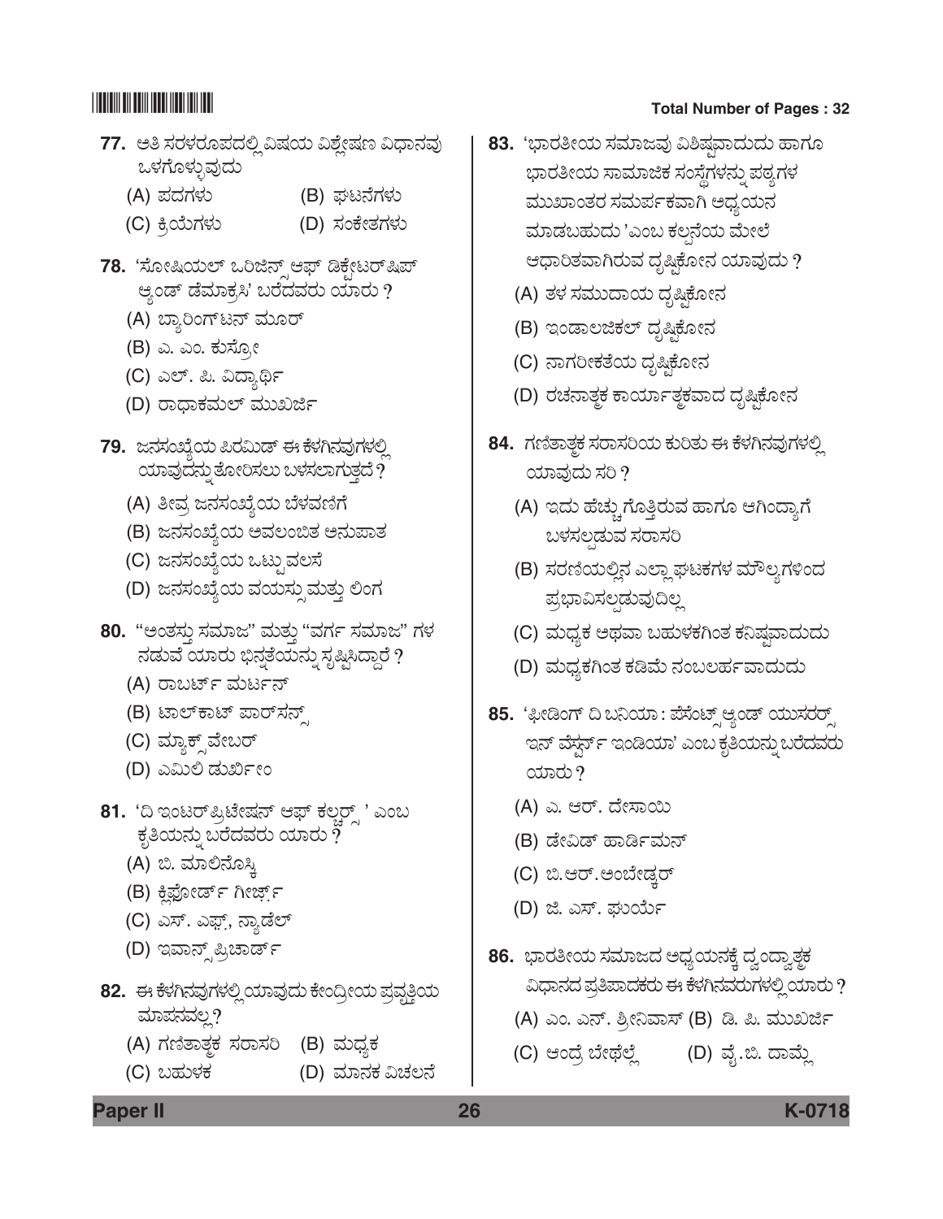77. ಅತಿ ಸರಳರೂಪದಲ್ಲಿ ವಿಷಯ ವಿಶ್ಲೇಷಣ ವಿಧಾನವು ಒಳಗೊಳ್ಳುವುದು

(A) ಪದಗಳು (B) ಘಟನೆಗಳು

(C) ಕ್ರಿಯೆಗಳು (D) ಸಂಕೇತಗಳು

78. 'ಸೋಷಿಯಲ್ ಒರಿಜಿನ್ಸ್ ಆಫ್ ಡಿಕ್ಟೇಟರ್‌ಷಿಪ್ ಆ್ಯಂಡ್ ಡೆಮಾಕ್ರಸಿ' ಬರೆದವರು ಯಾರು ?

(A) ಬ್ಯಾರಿಂಗ್‌ಟನ್ ಮೂರ್

(B) ಎ. ಎಂ. ಕುಸ್ರೋ

(C) ಎಲ್. ಪಿ. ವಿದ್ಯಾರ್ಥಿ

(D) ರಾಧಾಕಮಲ್ ಮುಖರ್ಜಿ

79. ಜನಸಂಖ್ಯೆಯ ಪಿರಮಿಡ್ ಈ ಕೆಳಗಿನವುಗಳಲ್ಲಿ ಯಾವುದನ್ನು ತೋರಿಸಲು ಬಳಸಲಾಗುತ್ತದೆ ?

(A) ತೀವ್ರ ಜನಸಂಖ್ಯೆಯ ಬೆಳವಣಿಗೆ

(B) ಜನಸಂಖ್ಯೆಯ ಅವಲಂಬಿತ ಅನುಪಾತ

(C) ಜನಸಂಖ್ಯೆಯ ಒಟ್ಟು ವಲಸೆ

(D) ಜನಸಂಖ್ಯೆಯ ವಯಸ್ಸು ಮತ್ತು ಲಿಂಗ

80. "ಅಂತಸ್ತು ಸಮಾಜ" ಮತ್ತು "ವರ್ಗ ಸಮಾಜ" ಗಳ ನಡುವೆ ಯಾರು ಭಿನ್ನತೆಯನ್ನು ಸೃಷ್ಟಿಸಿದ್ದಾರೆ ?

(A) ರಾಬರ್ಟ್ ಮರ್ಟನ್

(B) ಟಾಲ್‌ಕಾಟ್ ಪಾರ್‌ಸನ್ಸ್

(C) ಮ್ಯಾಕ್ಸ್ ವೇಬರ್

(D) ಎಮಿಲಿ ಡುರ್ಖೀಂ

81. 'ದಿ ಇಂಟರ್‌ಪ್ರಿಟೇಷನ್ ಆಫ್ ಕಲ್ಚರ್ಸ್ ' ಎಂಬ ಕೃತಿಯನ್ನು ಬರೆದವರು ಯಾರು ?

(A) ಬಿ. ಮಾಲಿನೊಸ್ಕಿ

(B) ಕ್ಲಿಫೋರ್ಡ್ ಗೀರ್ಜ್

(C) ಎಸ್. ಎಫ್., ನ್ಯಾಡೆಲ್

(D) ಇವಾನ್ಸ್ ಪ್ರಿಚಾರ್ಡ್

82. ಈ ಕೆಳಗಿನವುಗಳಲ್ಲಿ ಯಾವುದು ಕೇಂದ್ರೀಯ ಪ್ರವೃತ್ತಿಯ ಮಾಪನವಲ್ಲ ?

(A) ಗಣಿತಾತ್ಮಕ ಸರಾಸರಿ (B) ಮಧ್ಯಕ

(C) ಬಹುಳಕ (D) ಮಾನಕ ವಿಚಲನೆ

83. 'ಭಾರತೀಯ ಸಮಾಜವು ವಿಶಿಷ್ಟವಾದುದು ಹಾಗೂ ಭಾರತೀಯ ಸಾಮಾಜಿಕ ಸಂಸ್ಥೆಗಳನ್ನು ಪಠ್ಯಗಳ ಮುಖಾಂತರ ಸಮರ್ಪಕವಾಗಿ ಅಧ್ಯಯನ ಮಾಡಬಹುದು 'ಎಂಬ ಕಲ್ಪನೆಯ ಮೇಲೆ ಆಧಾರಿತವಾಗಿರುವ ದೃಷ್ಟಿಕೋನ ಯಾವುದು ?

(A) ತಳ ಸಮುದಾಯ ದೃಷ್ಟಿಕೋನ

(B) ಇಂಡಾಲಜಿಕಲ್ ದೃಷ್ಟಿಕೋನ

(C) ನಾಗರೀಕತೆಯ ದೃಷ್ಟಿಕೋನ

(D) ರಚನಾತ್ಮಕ ಕಾರ್ಯಾತ್ಮಕವಾದ ದೃಷ್ಟಿಕೋನ

84. ಗಣಿತಾತ್ಮಕ ಸರಾಸರಿಯ ಕುರಿತು ಈ ಕೆಳಗಿನವುಗಳಲ್ಲಿ ಯಾವುದು ಸರಿ ?

(A) ಇದು ಹೆಚ್ಚು ಗೊತ್ತಿರುವ ಹಾಗೂ ಆಗಿಂದ್ಯಾಗೆ ಬಳಸಲ್ಪಡುವ ಸರಾಸರಿ

(B) ಸರಣಿಯಲ್ಲಿನ ಎಲ್ಲಾ ಘಟಕಗಳ ಮೌಲ್ಯಗಳಿಂದ ಪ್ರಭಾವಿಸಲ್ಪಡುವುದಿಲ್ಲ

(C) ಮಧ್ಯಕ ಅಥವಾ ಬಹುಳಕಗಿಂತ ಕನಿಷ್ಠವಾದುದು

(D) ಮಧ್ಯಕಗಿಂತ ಕಡಿಮೆ ನಂಬಲರ್ಹವಾದುದು

85. 'ಫೀಡಿಂಗ್ ದಿ ಬನಿಯಾ : ಪೆಸೆಂಟ್ಸ್ ಆ್ಯಂಡ್ ಯುಸರರ್ಸ್ ಇನ್ ವೆಸ್ಟರ್ನ್ ಇಂಡಿಯಾ' ಎಂಬ ಕೃತಿಯನ್ನು ಬರೆದವರು ಯಾರು ?

(A) ಎ. ಆರ್. ದೇಸಾಯಿ

(B) ಡೇವಿಡ್ ಹಾರ್ಡಿಮನ್

(C) ಬಿ.ಆರ್.ಅಂಬೇಡ್ಕರ್

(D) ಜಿ. ಎಸ್. ಘುರ್ಯೆ

86. ಭಾರತೀಯ ಸಮಾಜದ ಅಧ್ಯಯನಕ್ಕೆ ದ್ವಂದ್ವಾತ್ಮಕ ವಿಧಾನದ ಪ್ರತಿಪಾದಕರು ಈ ಕೆಳಗಿನವರುಗಳಲ್ಲಿ ಯಾರು ?

(A) ಎಂ. ಎನ್. ಶ್ರೀನಿವಾಸ್ (B) ಡಿ. ಪಿ. ಮುಖರ್ಜಿ

(C) ಆಂದ್ರೆ ಬೇಥೆಲ್ಲೆ (D) ವೈ.ಬಿ. ದಾಮ್ಲೆ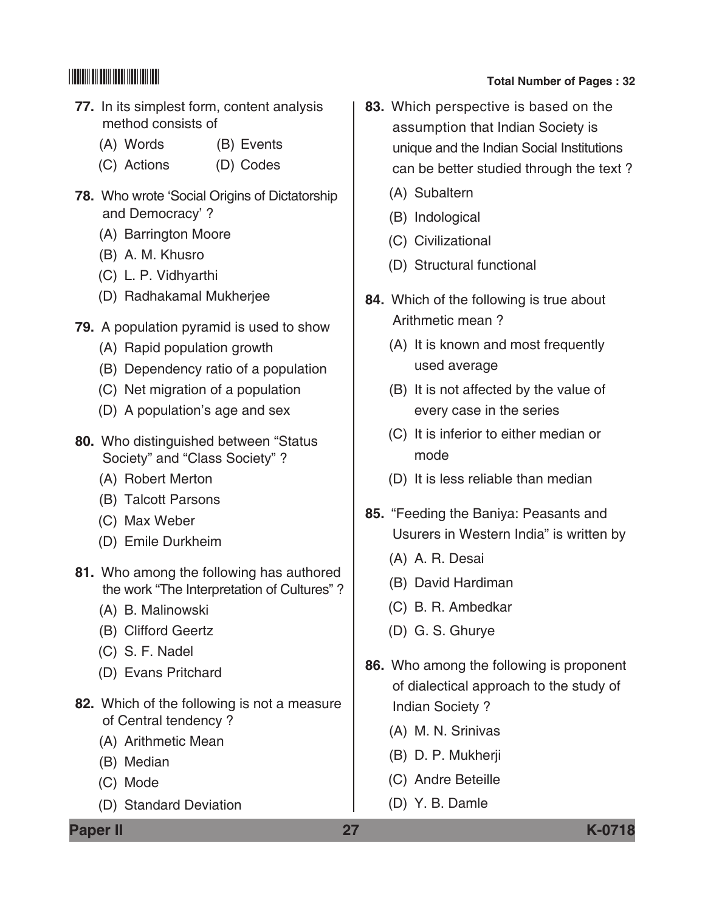77. In its simplest form, content analysis method consists of

(A) Words (B) Events

(C) Actions (D) Codes

78. Who wrote 'Social Origins of Dictatorship and Democracy' ?

(A) Barrington Moore

(B) A. M. Khusro

(C) L. P. Vidhyarthi

(D) Radhakamal Mukherjee

79. A population pyramid is used to show

(A) Rapid population growth

(B) Dependency ratio of a population

(C) Net migration of a population

(D) A population's age and sex

80. Who distinguished between "Status Society" and "Class Society" ?

(A) Robert Merton

(B) Talcott Parsons

(C) Max Weber

(D) Emile Durkheim

81. Who among the following has authored the work "The Interpretation of Cultures" ?

(A) B. Malinowski

(B) Clifford Geertz

(C) S. F. Nadel

(D) Evans Pritchard

82. Which of the following is not a measure of Central tendency ?

(A) Arithmetic Mean

(B) Median

(C) Mode

(D) Standard Deviation

83. Which perspective is based on the assumption that Indian Society is unique and the Indian Social Institutions can be better studied through the text ?

(A) Subaltern

(B) Indological

(C) Civilizational

(D) Structural functional

84. Which of the following is true about Arithmetic mean ?

(A) It is known and most frequently used average

(B) It is not affected by the value of every case in the series

(C) It is inferior to either median or mode

(D) It is less reliable than median

85. "Feeding the Baniya: Peasants and Usurers in Western India" is written by

(A) A. R. Desai

(B) David Hardiman

(C) B. R. Ambedkar

(D) G. S. Ghurye

86. Who among the following is proponent of dialectical approach to the study of Indian Society ?

(A) M. N. Srinivas

(B) D. P. Mukherji

(C) Andre Beteille

(D) Y. B. Damle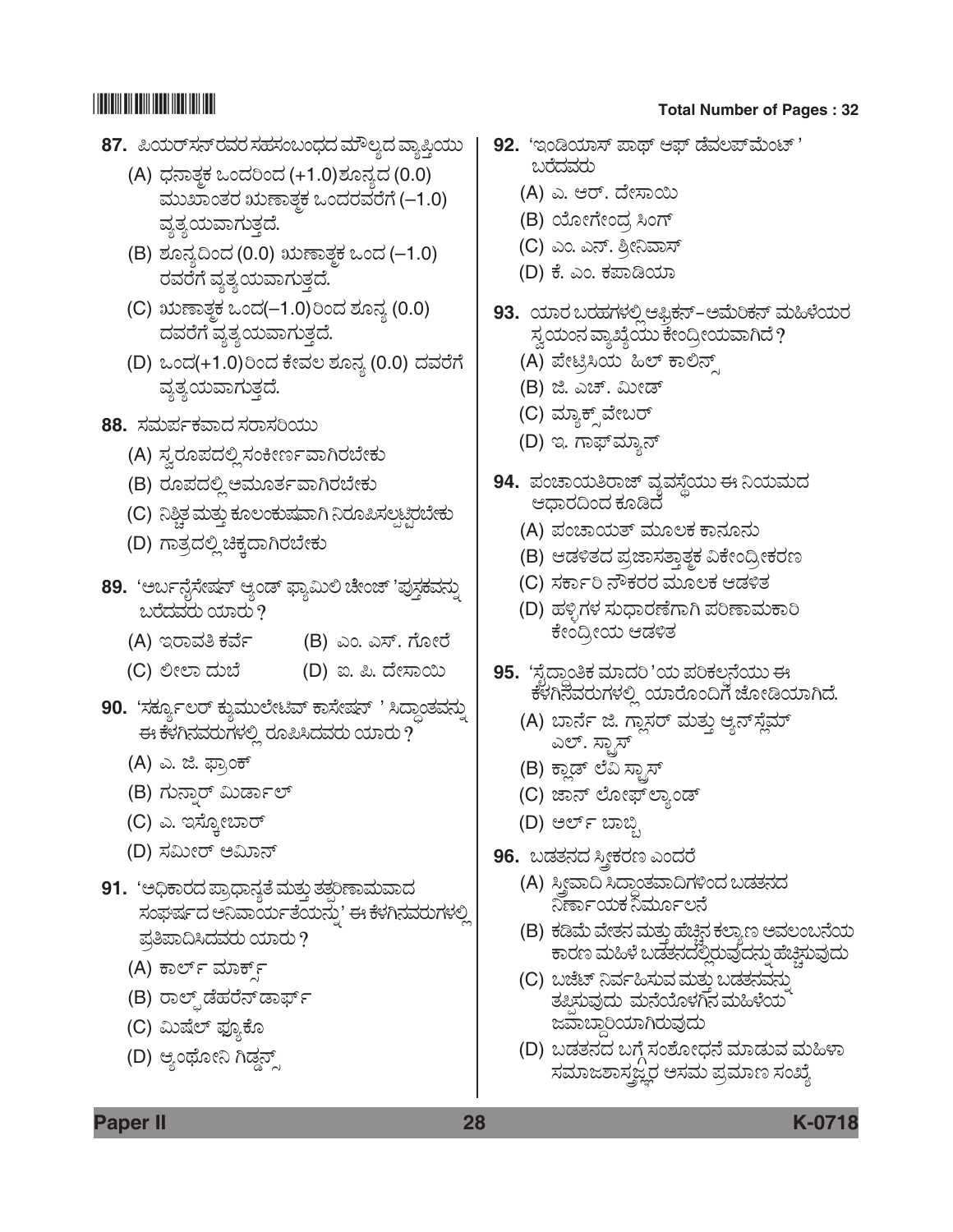87. ಪಿಯರ್‌ಸನ್‌ರವರ ಸಹಸಂಬಂಧದ ಮೌಲ್ಯದ ವ್ಯಾಪ್ತಿಯು

(A) ಧನಾತ್ಮಕ ಒಂದರಿಂದ (+1.0)ಶೂನ್ಯದ (0.0) ಮುಖಾಂತರ ಋಣಾತ್ಮಕ ಒಂದರವರೆಗೆ (–1.0) ವ್ಯತ್ಯಯವಾಗುತ್ತದೆ.

(B) ಶೂನ್ಯದಿಂದ (0.0) ಋಣಾತ್ಮಕ ಒಂದ (–1.0) ರವರೆಗೆ ವ್ಯತ್ಯಯವಾಗುತ್ತದೆ.

(C) ಋಣಾತ್ಮಕ ಒಂದ(–1.0)ರಿಂದ ಶೂನ್ಯ (0.0) ದವರೆಗೆ ವ್ಯತ್ಯಯವಾಗುತ್ತದೆ.

(D) ಒಂದ(+1.0)ರಿಂದ ಕೇವಲ ಶೂನ್ಯ (0.0) ದವರೆಗೆ ವ್ಯತ್ಯಯವಾಗುತ್ತದೆ.

88. ಸಮರ್ಪಕವಾದ ಸರಾಸರಿಯು

(A) ಸ್ವರೂಪದಲ್ಲಿ ಸಂಕೀರ್ಣವಾಗಿರಬೇಕು

(B) ರೂಪದಲ್ಲಿ ಅಮೂರ್ತವಾಗಿರಬೇಕು

(C) ನಿಶ್ಚಿತ ಮತ್ತು ಕೂಲಂಕುಷವಾಗಿ ನಿರೂಪಿಸಲ್ಪಟ್ಟಿರಬೇಕು

(D) ಗಾತ್ರದಲ್ಲಿ ಚಿಕ್ಕದಾಗಿರಬೇಕು

89. 'ಅರ್ಬನೈಸೇಷನ್ ಆ್ಯಂಡ್ ಫ್ಯಾಮಿಲಿ ಚೇಂಜ್ 'ಪುಸ್ತಕವನ್ನು ಬರೆದವರು ಯಾರು ?

(A) ಇರಾವತಿ ಕರ್ವೆ

(B) ಎಂ. ಎಸ್. ಗೋರೆ

(C) ಲೀಲಾ ದುಬೆ

(D) ಐ. ಪಿ. ದೇಸಾಯಿ

90. 'ಸರ್ಕ್ಯುಲರ್ ಕ್ಯುಮುಲೇಟಿವ್ ಕಾಸೇಷನ್ ' ಸಿದ್ಧಾಂತವನ್ನು ಈ ಕೆಳಗಿನವರುಗಳಲ್ಲಿ ರೂಪಿಸಿದವರು ಯಾರು ?

(A) ಎ. ಜಿ. ಫ್ರಾಂಕ್

(B) ಗುನ್ನಾರ್ ಮಿರ್ಡಾಲ್

(C) ಎ. ಇಸ್ಕೋಬಾರ್

(D) ಸಮೀರ್ ಅಮಿನ್

91. 'ಅಧಿಕಾರದ ಪ್ರಾಧಾನ್ಯತೆ ಮತ್ತು ತತ್ಪರಿಣಾಮವಾದ ಸಂಘರ್ಷದ ಅನಿವಾರ್ಯತೆಯನ್ನು' ಈ ಕೆಳಗಿನವರುಗಳಲ್ಲಿ ಪ್ರತಿಪಾದಿಸಿದವರು ಯಾರು ?

(A) ಕಾರ್ಲ್ ಮಾರ್ಕ್ಸ್

(B) ರಾಲ್ಫ್ ಡೆಹರೆನ್‌ಡಾರ್ಫ್

(C) ಮಿಷೆಲ್ ಫ್ಯೂಕೊ

(D) ಆ್ಯಂಥೋನಿ ಗಿಡ್ಡನ್ಸ್

92. 'ಇಂಡಿಯಾಸ್ ಪಾಥ್ ಆಫ್ ಡೆವಲಪ್‌ಮೆಂಟ್ ' ಬರೆದವರು

(A) ಎ. ಆರ್. ದೇಸಾಯಿ

(B) ಯೋಗೇಂದ್ರ ಸಿಂಗ್

(C) ಎಂ. ಎನ್. ಶ್ರೀನಿವಾಸ್

(D) ಕೆ. ಎಂ. ಕಪಾಡಿಯಾ

93. ಯಾರ ಬರಹಗಳಲ್ಲಿ ಆಫ್ರಿಕನ್–ಅಮೆರಿಕನ್ ಮಹಿಳೆಯರ ಸ್ವಯಂನ ವ್ಯಾಖ್ಯೆಯು ಕೇಂದ್ರೀಯವಾಗಿದೆ ?

(A) ಪೇಟ್ರಿಸಿಯ ಹಿಲ್ ಕಾಲಿನ್ಸ್

(B) ಜಿ. ಎಚ್. ಮೀಡ್

(C) ಮ್ಯಾಕ್ಸ್‌ವೇಬರ್

(D) ಇ. ಗಾಫ್‌ಮ್ಯಾನ್

94. ಪಂಚಾಯತಿರಾಜ್ ವ್ಯವಸ್ಥೆಯು ಈ ನಿಯಮದ ಆಧಾರದಿಂದ ಕೂಡಿದೆ

(A) ಪಂಚಾಯತ್ ಮೂಲಕ ಕಾನೂನು

(B) ಆಡಳಿತದ ಪ್ರಜಾಸತ್ತಾತ್ಮಕ ವಿಕೇಂದ್ರೀಕರಣ

(C) ಸರ್ಕಾರಿ ನೌಕರರ ಮೂಲಕ ಆಡಳಿತ

(D) ಹಳ್ಳಿಗಳ ಸುಧಾರಣೆಗಾಗಿ ಪರಿಣಾಮಕಾರಿ ಕೇಂದ್ರೀಯ ಆಡಳಿತ

95. 'ಸೈದ್ಧಾಂತಿಕ ಮಾದರಿ 'ಯ ಪರಿಕಲ್ಪನೆಯು ಈ ಕೆಳಗಿನವರುಗಳಲ್ಲಿ ಯಾರೊಂದಿಗೆ ಜೋಡಿಯಾಗಿದೆ.

(A) ಬಾರ್ನೆ ಜಿ. ಗ್ಲಾಸರ್ ಮತ್ತು ಆ್ಯನ್‌ಸ್ಲೆಮ್ ಎಲ್. ಸ್ಟ್ರಾಸ್

(B) ಕ್ಲಾಡ್ ಲೆವಿ ಸ್ಟ್ರಾಸ್

(C) ಜಾನ್ ಲೋಫ್‌ಲ್ಯಾಂಡ್

(D) ಅರ್ಲ್ ಬಾಬ್ಬಿ

96. ಬಡತನದ ಸ್ತ್ರೀಕರಣ ಎಂದರೆ

(A) ಸ್ತ್ರೀವಾದಿ ಸಿದ್ಧಾಂತವಾದಿಗಳಿಂದ ಬಡತನದ ನಿರ್ಣಾಯಕ ನಿರ್ಮೂಲನೆ

(B) ಕಡಿಮೆ ವೇತನ ಮತ್ತು ಹೆಚ್ಚಿನ ಕಲ್ಯಾಣ ಅವಲಂಬನೆಯ ಕಾರಣ ಮಹಿಳೆ ಬಡತನದಲ್ಲಿರುವುದನ್ನು ಹೆಚ್ಚಿಸುವುದು

(C) ಬಜೆಟ್ ನಿರ್ವಹಿಸುವ ಮತ್ತು ಬಡತನವನ್ನು ತಪ್ಪಿಸುವುದು ಮನೆಯೊಳಗಿನ ಮಹಿಳೆಯ ಜವಾಬ್ದಾರಿಯಾಗಿರುವುದು

(D) ಬಡತನದ ಬಗ್ಗೆ ಸಂಶೋಧನೆ ಮಾಡುವ ಮಹಿಳಾ ಸಮಾಜಶಾಸ್ತ್ರಜ್ಞರ ಅಸಮ ಪ್ರಮಾಣ ಸಂಖ್ಯೆ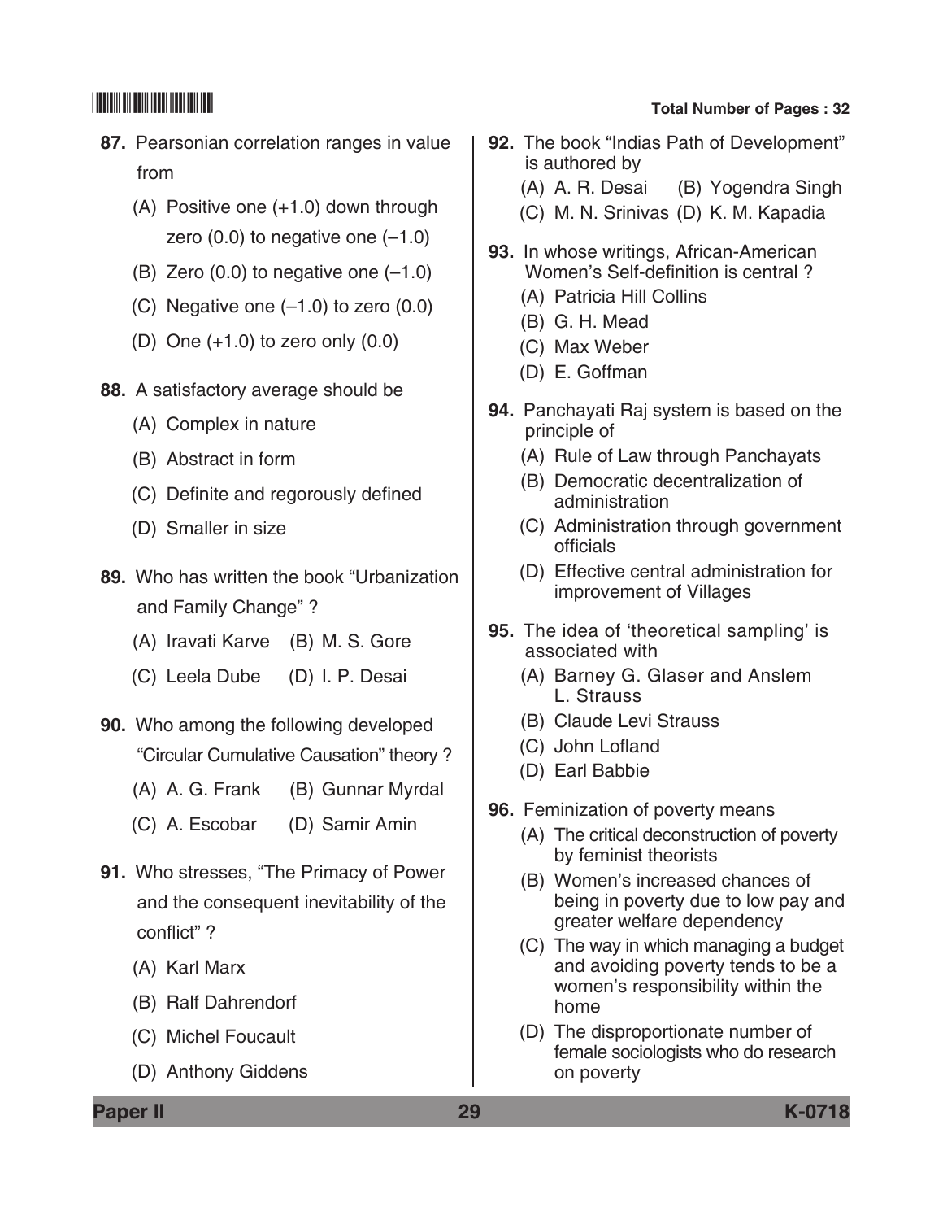87. Pearsonian correlation ranges in value from

(A) Positive one (+1.0) down through zero (0.0) to negative one (–1.0)

(B) Zero (0.0) to negative one (–1.0)

(C) Negative one (–1.0) to zero (0.0)

(D) One (+1.0) to zero only (0.0)

88. A satisfactory average should be

(A) Complex in nature

(B) Abstract in form

(C) Definite and regorously defined

(D) Smaller in size

89. Who has written the book "Urbanization and Family Change" ?

(A) Iravati Karve (B) M. S. Gore

(C) Leela Dube (D) I. P. Desai

90. Who among the following developed "Circular Cumulative Causation" theory ?

(A) A. G. Frank (B) Gunnar Myrdal

(C) A. Escobar (D) Samir Amin

91. Who stresses, "The Primacy of Power and the consequent inevitability of the conflict" ?

(A) Karl Marx

(B) Ralf Dahrendorf

(C) Michel Foucault

(D) Anthony Giddens

92. The book "Indias Path of Development" is authored by

(A) A. R. Desai (B) Yogendra Singh

(C) M. N. Srinivas (D) K. M. Kapadia

93. In whose writings, African-American Women's Self-definition is central ?

(A) Patricia Hill Collins

(B) G. H. Mead

(C) Max Weber

(D) E. Goffman

94. Panchayati Raj system is based on the principle of

(A) Rule of Law through Panchayats

(B) Democratic decentralization of administration

(C) Administration through government officials

(D) Effective central administration for improvement of Villages

95. The idea of 'theoretical sampling' is associated with

(A) Barney G. Glaser and Anslem L. Strauss

(B) Claude Levi Strauss

(C) John Lofland

(D) Earl Babbie

96. Feminization of poverty means

(A) The critical deconstruction of poverty by feminist theorists

(B) Women's increased chances of being in poverty due to low pay and greater welfare dependency

(C) The way in which managing a budget and avoiding poverty tends to be a women's responsibility within the home

(D) The disproportionate number of female sociologists who do research on poverty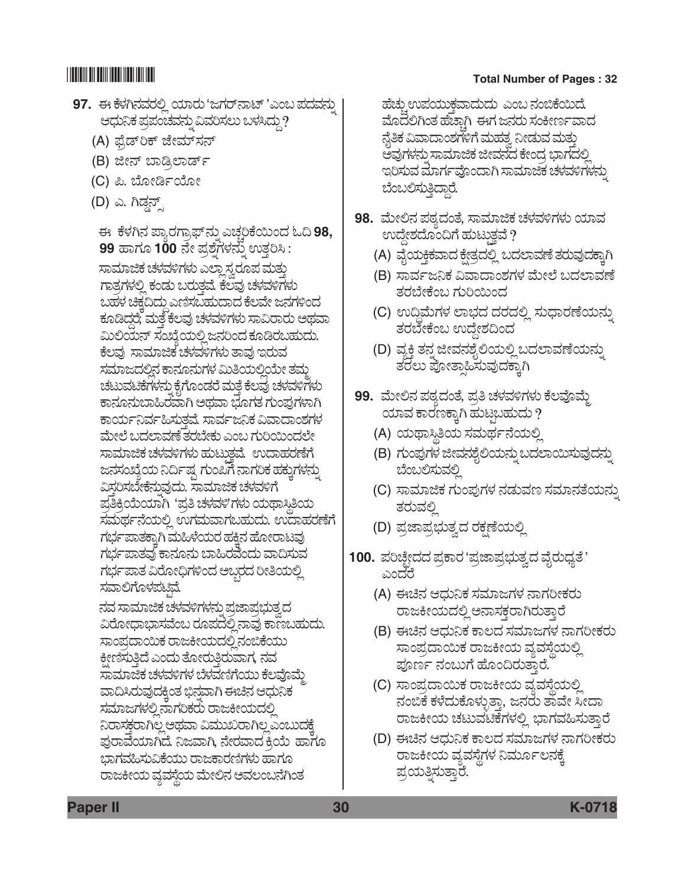**97.** ಈ ಕೆಳಗಿನವರಲ್ಲಿ ಯಾರು 'ಜಗರ್‌ನಾಟ್ 'ಎಂಬ ಪದವನ್ನು ಆಧುನಿಕ ಪ್ರಪಂಚವನ್ನು ವಿವರಿಸಲು ಬಳಸಿದ್ದು ?

(A) ಫ್ರೆಡ್‌ರಿಕ್ ಜೇಮ್ಸ್‌ಸನ್

(B) ಜೀನ್ ಬಾಡ್ರಿಲಾರ್ಡ್

(C) ಪಿ. ಬೋರ್ಡಿಯೋ

(D) ಎ. ಗಿಡ್ಡನ್ಸ್

ಈ ಕೆಳಗಿನ ಪ್ಯಾರಗ್ರಾಫ್‌ನ್ನು ಎಚ್ಚರಿಕೆಯಿಂದ ಓದಿ **98, 99** ಹಾಗೂ **100** ನೇ ಪ್ರಶ್ನೆಗಳನ್ನು ಉತ್ತರಿಸಿ :

ಸಾಮಾಜಿಕ ಚಳವಳಿಗಳು ಎಲ್ಲಾ ಸ್ವರೂಪ ಮತ್ತು ಗಾತ್ರಗಳಲ್ಲಿ ಕಂಡು ಬರುತ್ತವೆ. ಕೆಲವು ಚಳವಳಿಗಳು ಬಹಳ ಚಿಕ್ಕದಿದ್ದು ಎಣಿಸಬಹುದಾದ ಕೆಲವೇ ಜನಗಳಿಂದ ಕೂಡಿದ್ದರೆ, ಮತ್ತೆ ಕೆಲವು ಚಳವಳಿಗಳು ಸಾವಿರಾರು ಅಥವಾ ಮಿಲಿಯನ್ ಸಂಖ್ಯೆಯಲ್ಲಿ ಜನರಿಂದ ಕೂಡಿರಬಹುದು. ಕೆಲವು ಸಾಮಾಜಿಕ ಚಳವಳಿಗಳು ತಾವು ಇರುವ ಸಮಾಜದಲ್ಲಿನ ಕಾನೂನುಗಳ ಮಿತಿಯಲ್ಲಿಯೇ ತಮ್ಮ ಚಟುವಟಿಕೆಗಳನ್ನು ಕೈಗೊಂಡರೆ ಮತ್ತೆ ಕೆಲವು ಚಳವಳಿಗಳು ಕಾನೂನುಬಾಹಿರವಾಗಿ ಅಥವಾ ಭೂಗತ ಗುಂಪುಗಳಾಗಿ ಕಾರ್ಯನಿರ್ವಹಿಸುತ್ತವೆ. ಸಾರ್ವಜನಿಕ ವಿವಾದಾಂಶಗಳ ಮೇಲೆ ಬದಲಾವಣೆ ತರಬೇಕು ಎಂಬ ಗುರಿಯಿಂದಲೇ ಸಾಮಾಜಿಕ ಚಳವಳಿಗಳು ಹುಟ್ಟುತ್ತವೆ. ಉದಾಹರಣೆಗೆ ಜನಸಂಖ್ಯೆಯ ನಿರ್ದಿಷ್ಟ ಗುಂಪಿಗೆ ನಾಗರಿಕ ಹಕ್ಕುಗಳನ್ನು ವಿಸ್ತರಿಸಬೇಕೆನ್ನುವುದು. ಸಾಮಾಜಿಕ ಚಳವಳಿಗೆ ಪ್ರತಿಕ್ರಿಯೆಯಾಗಿ 'ಪ್ರತಿ ಚಳವಳಿ'ಗಳು ಯಥಾಸ್ಥಿತಿಯ ಸಮರ್ಥನೆಯಲ್ಲಿ ಉಗಮವಾಗಬಹುದು. ಉದಾಹರಣೆಗೆ ಗರ್ಭಪಾತಕ್ಕಾಗಿ ಮಹಿಳೆಯರ ಹಕ್ಕಿನ ಹೋರಾಟವು ಗರ್ಭಪಾತವು ಕಾನೂನು ಬಾಹಿರವೆಂದು ವಾದಿಸುವ ಗರ್ಭಪಾತ ವಿರೋಧಿಗಳಿಂದ ಅಬ್ಬರದ ರೀತಿಯಲ್ಲಿ ಸವಾಲಿಗೊಳಪಟ್ಟಿವೆ.

ನವ ಸಾಮಾಜಿಕ ಚಳವಳಿಗಳನ್ನು ಪ್ರಜಾಪ್ರಭುತ್ವದ ವಿರೋಧಾಭಾಸವೆಂಬ ರೂಪದಲ್ಲಿ ನಾವು ಕಾಣಬಹುದು. ಸಾಂಪ್ರದಾಯಿಕ ರಾಜಕೀಯದಲ್ಲಿ ನಂಬಿಕೆಯು ಕ್ಷೀಣಿಸುತ್ತಿದೆ ಎಂದು ತೋರುತ್ತಿರುವಾಗ, ನವ ಸಾಮಾಜಿಕ ಚಳವಳಿಗಳ ಬೆಳವಣಿಗೆಯು ಕೆಲವೊಮ್ಮೆ ವಾದಿಸಿರುವುದಕ್ಕಿಂತ ಭಿನ್ನವಾಗಿ ಈಚಿನ ಆಧುನಿಕ ಸಮಾಜಗಳಲ್ಲಿ ನಾಗರಿಕರು ರಾಜಕೀಯದಲ್ಲಿ ನಿರಾಸಕ್ತರಾಗಿಲ್ಲ ಅಥವಾ ವಿಮುಖರಾಗಿಲ್ಲ ಎಂಬುದಕ್ಕೆ ಪುರಾವೆಯಾಗಿದೆ. ನಿಜವಾಗಿ, ನೇರವಾದ ಕ್ರಿಯೆ ಹಾಗೂ ಭಾಗವಹಿಸುವಿಕೆಯು ರಾಜಕಾರಣಿಗಳು ಹಾಗೂ ರಾಜಕೀಯ ವ್ಯವಸ್ಥೆಯ ಮೇಲಿನ ಅವಲಂಬನೆಗಿಂತ ಹೆಚ್ಚು ಉಪಯುಕ್ತವಾದುದು ಎಂಬ ನಂಬಿಕೆಯಿದೆ. ಮೊದಲಿಗಿಂತ ಹೆಚ್ಚಾಗಿ ಈಗ ಜನರು ಸಂಕೀರ್ಣವಾದ ನೈತಿಕ ವಿವಾದಾಂಶಗಳಿಗೆ ಮಹತ್ವ ನೀಡುವ ಮತ್ತು ಅವುಗಳನ್ನು ಸಾಮಾಜಿಕ ಜೀವನದ ಕೇಂದ್ರ ಭಾಗದಲ್ಲಿ ಇರಿಸುವ ಮಾರ್ಗವೊಂದಾಗಿ ಸಾಮಾಜಿಕ ಚಳವಳಿಗಳನ್ನು ಬೆಂಬಲಿಸುತ್ತಿದ್ದಾರೆ.

**98.** ಮೇಲಿನ ಪಠ್ಯದಂತೆ, ಸಾಮಾಜಿಕ ಚಳವಳಿಗಳು ಯಾವ ಉದ್ದೇಶದೊಂದಿಗೆ ಹುಟ್ಟುತ್ತವೆ ?

(A) ವೈಯಕ್ತಿಕವಾದ ಕ್ಷೇತ್ರದಲ್ಲಿ ಬದಲಾವಣೆ ತರುವುದಕ್ಕಾಗಿ

(B) ಸಾರ್ವಜನಿಕ ವಿವಾದಾಂಶಗಳ ಮೇಲೆ ಬದಲಾವಣೆ ತರಬೇಕೆಂಬ ಗುರಿಯಿಂದ

(C) ಉದ್ದಿಮೆಗಳ ಲಾಭದ ದರದಲ್ಲಿ ಸುಧಾರಣೆಯನ್ನು ತರಬೇಕೆಂಬ ಉದ್ದೇಶದಿಂದ

(D) ವ್ಯಕ್ತಿ ತನ್ನ ಜೀವನಶೈಲಿಯಲ್ಲಿ ಬದಲಾವಣೆಯನ್ನು ತರಲು ಪ್ರೋತ್ಸಾಹಿಸುವುದಕ್ಕಾಗಿ

**99.** ಮೇಲಿನ ಪಠ್ಯದಂತೆ, ಪ್ರತಿ ಚಳವಳಿಗಳು ಕೆಲವೊಮ್ಮೆ ಯಾವ ಕಾರಣಕ್ಕಾಗಿ ಹುಟ್ಟಬಹುದು ?

(A) ಯಥಾಸ್ಥಿತಿಯ ಸಮರ್ಥನೆಯಲ್ಲಿ

(B) ಗುಂಪುಗಳ ಜೀವನಶೈಲಿಯನ್ನು ಬದಲಾಯಿಸುವುದನ್ನು ಬೆಂಬಲಿಸುವಲ್ಲಿ

(C) ಸಾಮಾಜಿಕ ಗುಂಪುಗಳ ನಡುವಣ ಸಮಾನತೆಯನ್ನು ತರುವಲ್ಲಿ

(D) ಪ್ರಜಾಪ್ರಭುತ್ವದ ರಕ್ಷಣೆಯಲ್ಲಿ

**100.** ಪರಿಚ್ಛೇದದ ಪ್ರಕಾರ 'ಪ್ರಜಾಪ್ರಭುತ್ವದ ವೈರುಧ್ಯತೆ' ಎಂದರೆ

(A) ಈಚಿನ ಆಧುನಿಕ ಸಮಾಜಗಳ ನಾಗರೀಕರು ರಾಜಕೀಯದಲ್ಲಿ ಅನಾಸಕ್ತರಾಗಿರುತ್ತಾರೆ

(B) ಈಚಿನ ಆಧುನಿಕ ಕಾಲದ ಸಮಾಜಗಳ ನಾಗರೀಕರು ಸಾಂಪ್ರದಾಯಿಕ ರಾಜಕೀಯ ವ್ಯವಸ್ಥೆಯಲ್ಲಿ ಪೂರ್ಣ ನಂಬುಗೆ ಹೊಂದಿರುತ್ತಾರೆ.

(C) ಸಾಂಪ್ರದಾಯಿಕ ರಾಜಕೀಯ ವ್ಯವಸ್ಥೆಯಲ್ಲಿ ನಂಬಿಕೆ ಕಳೆದುಕೊಳ್ಳುತ್ತಾ, ಜನರು ತಾವೇ ಸೀದಾ ರಾಜಕೀಯ ಚಟುವಟಿಕೆಗಳಲ್ಲಿ ಭಾಗವಹಿಸುತ್ತಾರೆ

(D) ಈಚಿನ ಆಧುನಿಕ ಕಾಲದ ಸಮಾಜಗಳ ನಾಗರೀಕರು ರಾಜಕೀಯ ವ್ಯವಸ್ಥೆಗಳ ನಿರ್ಮೂಲನಕ್ಕೆ ಪ್ರಯತ್ನಿಸುತ್ತಾರೆ.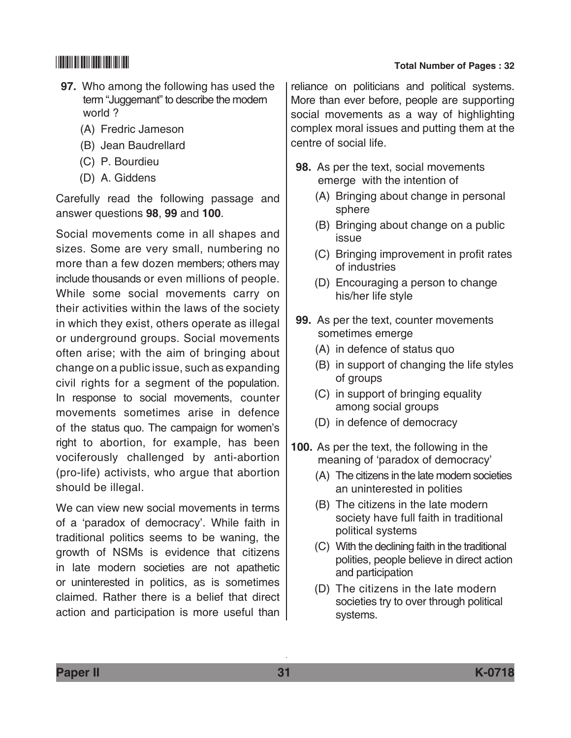**97.** Who among the following has used the term "Juggernant" to describe the modern world ?

(A) Fredric Jameson

(B) Jean Baudrellard

(C) P. Bourdieu

(D) A. Giddens

Carefully read the following passage and answer questions **98**, **99** and **100**.

Social movements come in all shapes and sizes. Some are very small, numbering no more than a few dozen members; others may include thousands or even millions of people. While some social movements carry on their activities within the laws of the society in which they exist, others operate as illegal or underground groups. Social movements often arise; with the aim of bringing about change on a public issue, such as expanding civil rights for a segment of the population. In response to social movements, counter movements sometimes arise in defence of the status quo. The campaign for women's right to abortion, for example, has been vociferously challenged by anti-abortion (pro-life) activists, who argue that abortion should be illegal.

We can view new social movements in terms of a 'paradox of democracy'. While faith in traditional politics seems to be waning, the growth of NSMs is evidence that citizens in late modern societies are not apathetic or uninterested in politics, as is sometimes claimed. Rather there is a belief that direct action and participation is more useful than reliance on politicians and political systems. More than ever before, people are supporting social movements as a way of highlighting complex moral issues and putting them at the centre of social life.

**98.** As per the text, social movements emerge with the intention of

(A) Bringing about change in personal sphere

(B) Bringing about change on a public issue

(C) Bringing improvement in profit rates of industries

(D) Encouraging a person to change his/her life style

**99.** As per the text, counter movements sometimes emerge

(A) in defence of status quo

(B) in support of changing the life styles of groups

(C) in support of bringing equality among social groups

(D) in defence of democracy

**100.** As per the text, the following in the meaning of 'paradox of democracy'

(A) The citizens in the late modern societies an uninterested in polities

(B) The citizens in the late modern society have full faith in traditional political systems

(C) With the declining faith in the traditional polities, people believe in direct action and participation

(D) The citizens in the late modern societies try to over through political systems.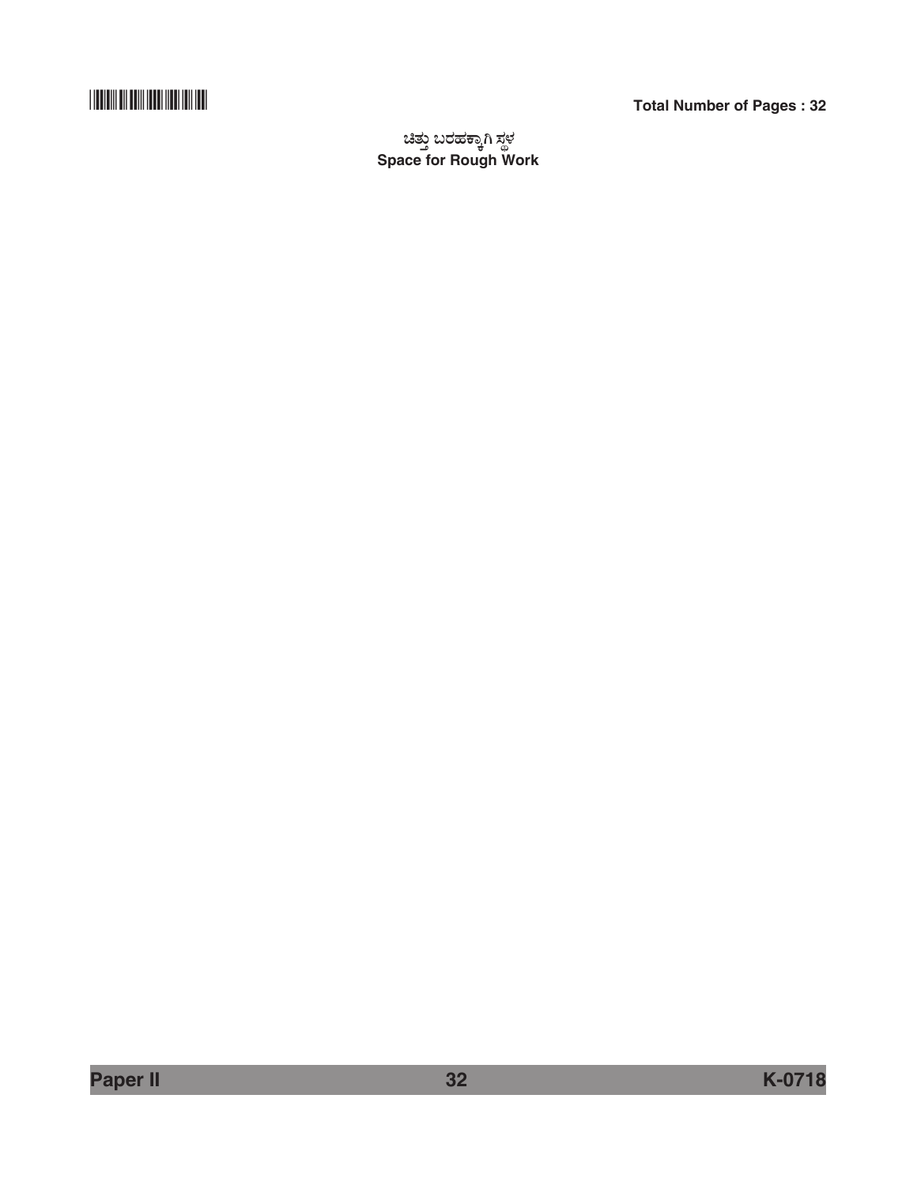Total Number of Pages : 32

ಚಿತ್ತು ಬರಹಕ್ಕಾಗಿ ಸ್ಥಳ

Space for Rough Work